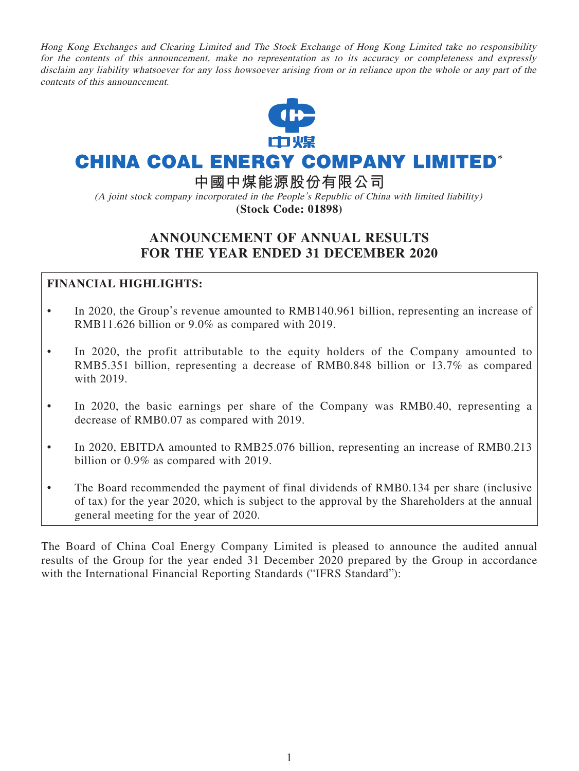*Hong Kong Exchanges and Clearing Limited and The Stock Exchange of Hong Kong Limited take no responsibility for the contents of this announcement, make no representation as to its accuracy or completeness and expressly disclaim any liability whatsoever for any loss howsoever arising from or in reliance upon the whole or any part of the contents of this announcement.*

# CHINA COAL ENERGY COMPANY LIMITED*

## 中國中煤能源股份有限公司

*(A joint stock company incorporated in the People's Republic of China with limited liability)*

**(Stock Code: 01898)**

# ANNOUNCEMENT OF ANNUAL RESULTS FOR THE YEAR ENDED 31 DECEMBER 2020

**FINANCIAL HIGHLIGHTS:**

- In 2020, the Group's revenue amounted to RMB140.961 billion, representing an increase of RMB11.626 billion or 9.0% as compared with 2019.
- In 2020, the profit attributable to the equity holders of the Company amounted to RMB5.351 billion, representing a decrease of RMB0.848 billion or 13.7% as compared with 2019.
- In 2020, the basic earnings per share of the Company was RMB0.40, representing a decrease of RMB0.07 as compared with 2019.
- In 2020, EBITDA amounted to RMB25.076 billion, representing an increase of RMB0.213 billion or 0.9% as compared with 2019.
- The Board recommended the payment of final dividends of RMB0.134 per share (inclusive of tax) for the year 2020, which is subject to the approval by the Shareholders at the annual general meeting for the year of 2020.

The Board of China Coal Energy Company Limited is pleased to announce the audited annual results of the Group for the year ended 31 December 2020 prepared by the Group in accordance with the International Financial Reporting Standards ("IFRS Standard"):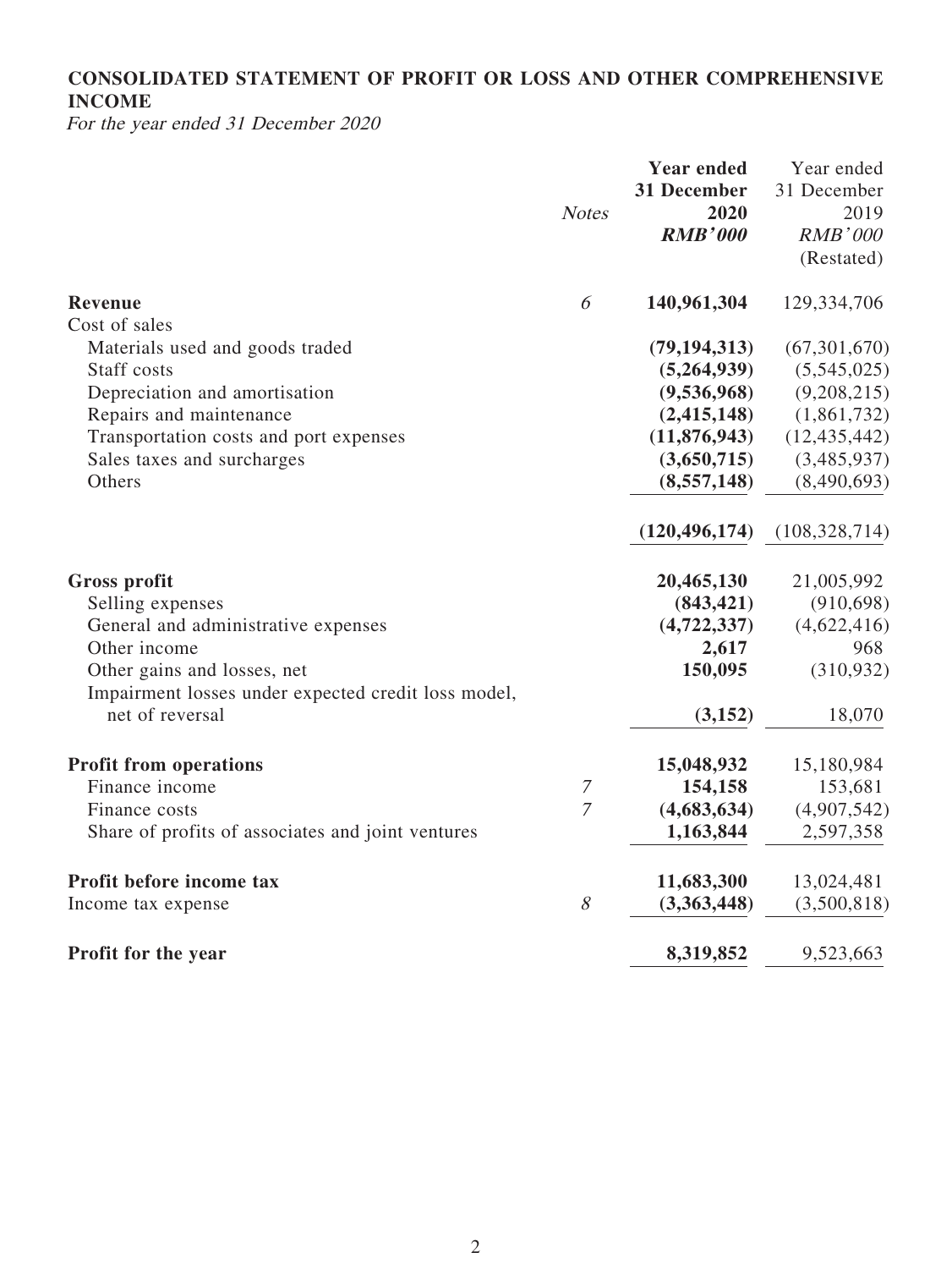## CONSOLIDATED STATEMENT OF PROFIT OR LOSS AND OTHER COMPREHENSIVE INCOME

*For the year ended 31 December 2020*

| | Notes | Year ended 31 December 2020 RMB'000 | Year ended 31 December 2019 RMB'000 (Restated) |
|---|---|---|---|
| **Revenue** | 6 | **140,961,304** | 129,334,706 |
| Cost of sales | | | |
| Materials used and goods traded | | **(79,194,313)** | (67,301,670) |
| Staff costs | | **(5,264,939)** | (5,545,025) |
| Depreciation and amortisation | | **(9,536,968)** | (9,208,215) |
| Repairs and maintenance | | **(2,415,148)** | (1,861,732) |
| Transportation costs and port expenses | | **(11,876,943)** | (12,435,442) |
| Sales taxes and surcharges | | **(3,650,715)** | (3,485,937) |
| Others | | **(8,557,148)** | (8,490,693) |
| | | **(120,496,174)** | (108,328,714) |
| **Gross profit** | | **20,465,130** | 21,005,992 |
| Selling expenses | | **(843,421)** | (910,698) |
| General and administrative expenses | | **(4,722,337)** | (4,622,416) |
| Other income | | **2,617** | 968 |
| Other gains and losses, net | | **150,095** | (310,932) |
| Impairment losses under expected credit loss model, net of reversal | | **(3,152)** | 18,070 |
| **Profit from operations** | | **15,048,932** | 15,180,984 |
| Finance income | 7 | **154,158** | 153,681 |
| Finance costs | 7 | **(4,683,634)** | (4,907,542) |
| Share of profits of associates and joint ventures | | **1,163,844** | 2,597,358 |
| **Profit before income tax** | | **11,683,300** | 13,024,481 |
| Income tax expense | 8 | **(3,363,448)** | (3,500,818) |
| **Profit for the year** | | **8,319,852** | 9,523,663 |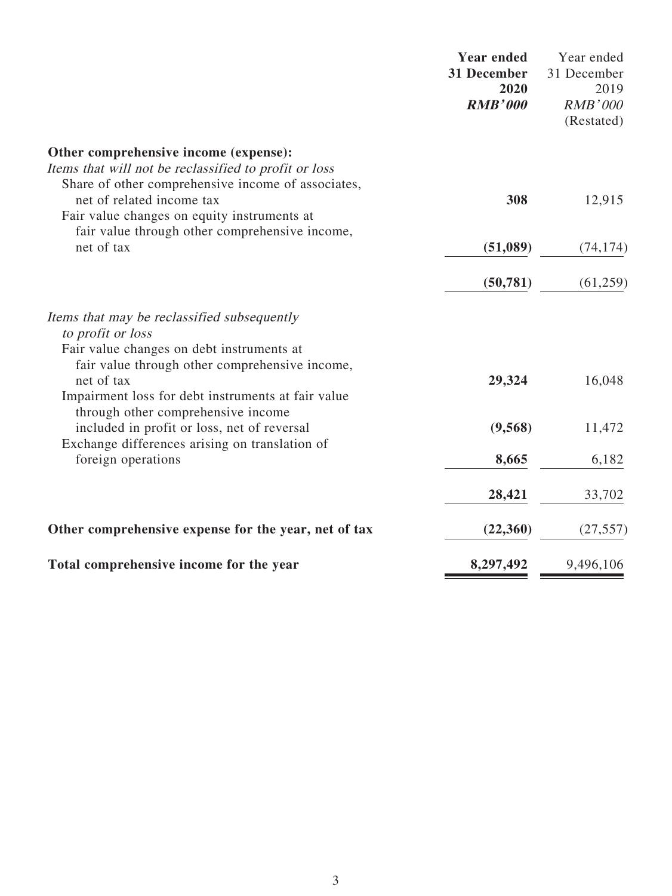| | Year ended 31 December 2020 RMB'000 | Year ended 31 December 2019 RMB'000 (Restated) |
|---|---|---|
| **Other comprehensive income (expense):** | | |
| *Items that will not be reclassified to profit or loss* | | |
| Share of other comprehensive income of associates, net of related income tax | **308** | 12,915 |
| Fair value changes on equity instruments at fair value through other comprehensive income, net of tax | **(51,089)** | (74,174) |
| | **(50,781)** | (61,259) |
| *Items that may be reclassified subsequently to profit or loss* | | |
| Fair value changes on debt instruments at fair value through other comprehensive income, net of tax | **29,324** | 16,048 |
| Impairment loss for debt instruments at fair value through other comprehensive income included in profit or loss, net of reversal | **(9,568)** | 11,472 |
| Exchange differences arising on translation of foreign operations | **8,665** | 6,182 |
| | **28,421** | 33,702 |
| **Other comprehensive expense for the year, net of tax** | **(22,360)** | (27,557) |
| **Total comprehensive income for the year** | **8,297,492** | 9,496,106 |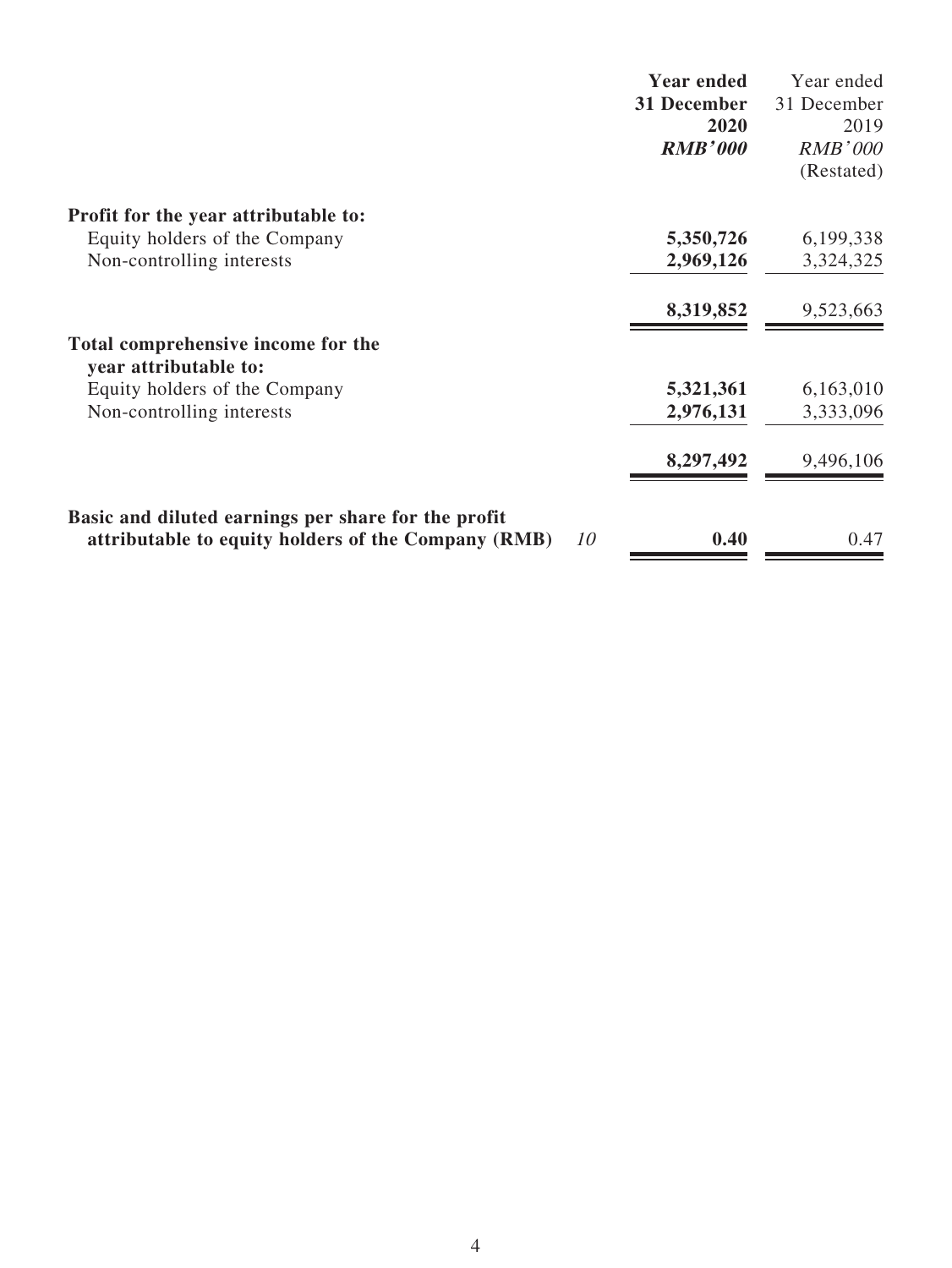| | Note | Year ended 31 December 2020 *RMB'000* | Year ended 31 December 2019 *RMB'000* (Restated) |
|---|---|---|---|
| **Profit for the year attributable to:** | | | |
| Equity holders of the Company | | **5,350,726** | 6,199,338 |
| Non-controlling interests | | **2,969,126** | 3,324,325 |
| | | **8,319,852** | 9,523,663 |
| **Total comprehensive income for the year attributable to:** | | | |
| Equity holders of the Company | | **5,321,361** | 6,163,010 |
| Non-controlling interests | | **2,976,131** | 3,333,096 |
| | | **8,297,492** | 9,496,106 |
| **Basic and diluted earnings per share for the profit attributable to equity holders of the Company (RMB)** | *10* | **0.40** | 0.47 |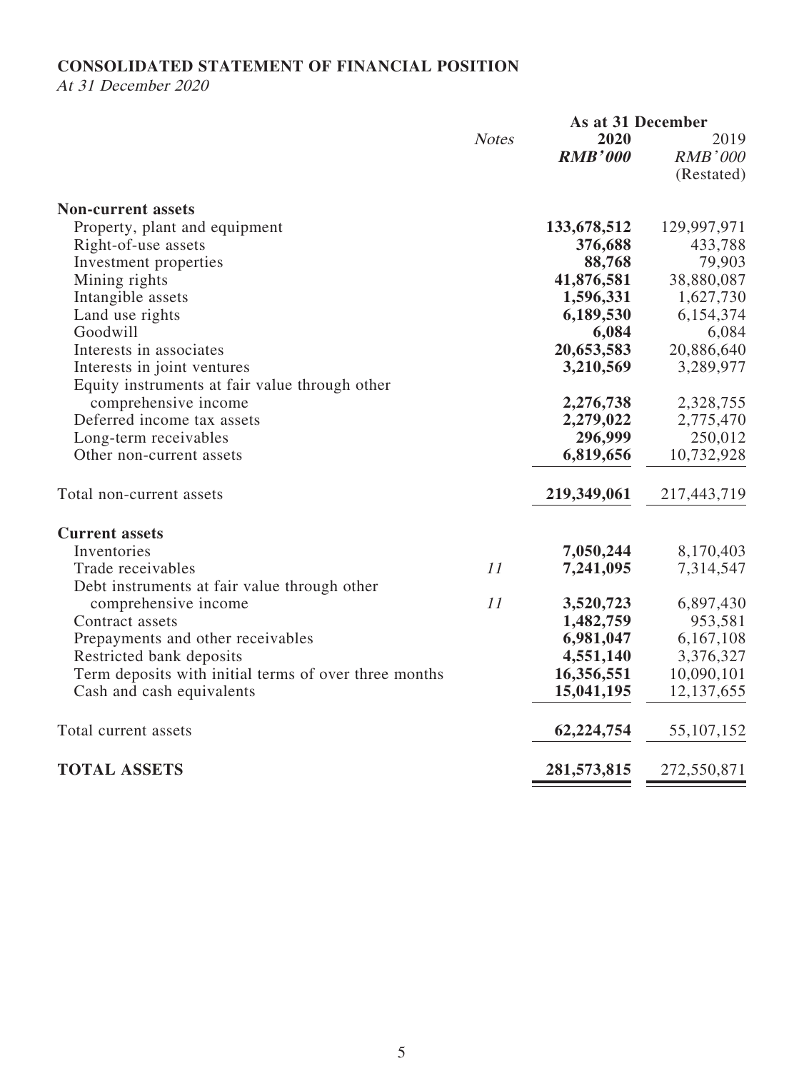**CONSOLIDATED STATEMENT OF FINANCIAL POSITION**

*At 31 December 2020*

| | Notes | As at 31 December 2020 RMB'000 | 2019 RMB'000 (Restated) |
|---|---|---|---|
| **Non-current assets** | | | |
| Property, plant and equipment | | **133,678,512** | 129,997,971 |
| Right-of-use assets | | **376,688** | 433,788 |
| Investment properties | | **88,768** | 79,903 |
| Mining rights | | **41,876,581** | 38,880,087 |
| Intangible assets | | **1,596,331** | 1,627,730 |
| Land use rights | | **6,189,530** | 6,154,374 |
| Goodwill | | **6,084** | 6,084 |
| Interests in associates | | **20,653,583** | 20,886,640 |
| Interests in joint ventures | | **3,210,569** | 3,289,977 |
| Equity instruments at fair value through other comprehensive income | | **2,276,738** | 2,328,755 |
| Deferred income tax assets | | **2,279,022** | 2,775,470 |
| Long-term receivables | | **296,999** | 250,012 |
| Other non-current assets | | **6,819,656** | 10,732,928 |
| Total non-current assets | | **219,349,061** | 217,443,719 |
| **Current assets** | | | |
| Inventories | | **7,050,244** | 8,170,403 |
| Trade receivables | 11 | **7,241,095** | 7,314,547 |
| Debt instruments at fair value through other comprehensive income | 11 | **3,520,723** | 6,897,430 |
| Contract assets | | **1,482,759** | 953,581 |
| Prepayments and other receivables | | **6,981,047** | 6,167,108 |
| Restricted bank deposits | | **4,551,140** | 3,376,327 |
| Term deposits with initial terms of over three months | | **16,356,551** | 10,090,101 |
| Cash and cash equivalents | | **15,041,195** | 12,137,655 |
| Total current assets | | **62,224,754** | 55,107,152 |
| **TOTAL ASSETS** | | **281,573,815** | 272,550,871 |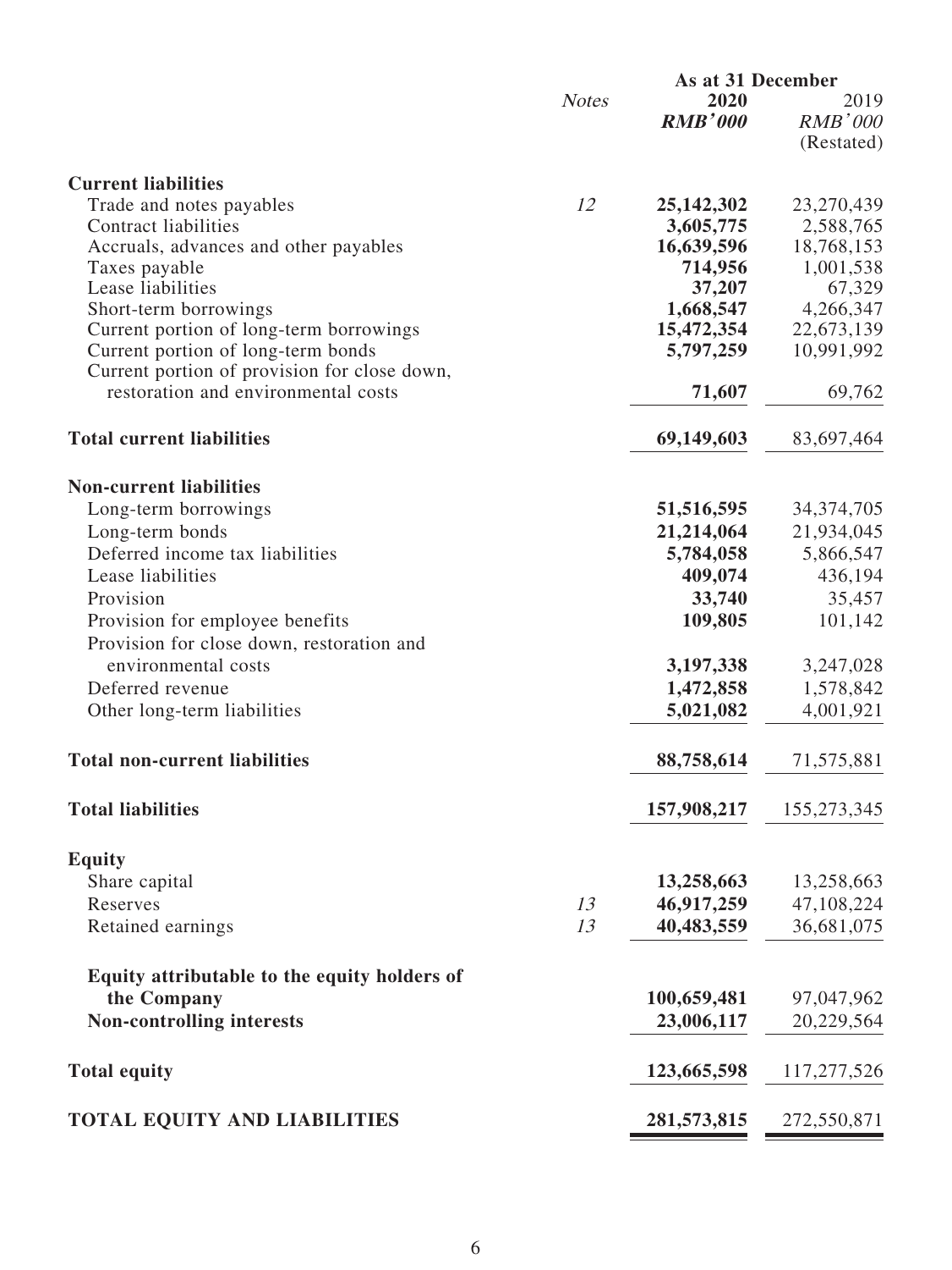| | Notes | As at 31 December 2020 RMB'000 | 2019 RMB'000 (Restated) |
|---|---|---|---|
| **Current liabilities** | | | |
| Trade and notes payables | 12 | **25,142,302** | 23,270,439 |
| Contract liabilities | | **3,605,775** | 2,588,765 |
| Accruals, advances and other payables | | **16,639,596** | 18,768,153 |
| Taxes payable | | **714,956** | 1,001,538 |
| Lease liabilities | | **37,207** | 67,329 |
| Short-term borrowings | | **1,668,547** | 4,266,347 |
| Current portion of long-term borrowings | | **15,472,354** | 22,673,139 |
| Current portion of long-term bonds | | **5,797,259** | 10,991,992 |
| Current portion of provision for close down, restoration and environmental costs | | **71,607** | 69,762 |
| **Total current liabilities** | | **69,149,603** | 83,697,464 |
| **Non-current liabilities** | | | |
| Long-term borrowings | | **51,516,595** | 34,374,705 |
| Long-term bonds | | **21,214,064** | 21,934,045 |
| Deferred income tax liabilities | | **5,784,058** | 5,866,547 |
| Lease liabilities | | **409,074** | 436,194 |
| Provision | | **33,740** | 35,457 |
| Provision for employee benefits | | **109,805** | 101,142 |
| Provision for close down, restoration and environmental costs | | **3,197,338** | 3,247,028 |
| Deferred revenue | | **1,472,858** | 1,578,842 |
| Other long-term liabilities | | **5,021,082** | 4,001,921 |
| **Total non-current liabilities** | | **88,758,614** | 71,575,881 |
| **Total liabilities** | | **157,908,217** | 155,273,345 |
| **Equity** | | | |
| Share capital | | **13,258,663** | 13,258,663 |
| Reserves | 13 | **46,917,259** | 47,108,224 |
| Retained earnings | 13 | **40,483,559** | 36,681,075 |
| **Equity attributable to the equity holders of the Company** | | **100,659,481** | 97,047,962 |
| **Non-controlling interests** | | **23,006,117** | 20,229,564 |
| **Total equity** | | **123,665,598** | 117,277,526 |
| **TOTAL EQUITY AND LIABILITIES** | | **281,573,815** | 272,550,871 |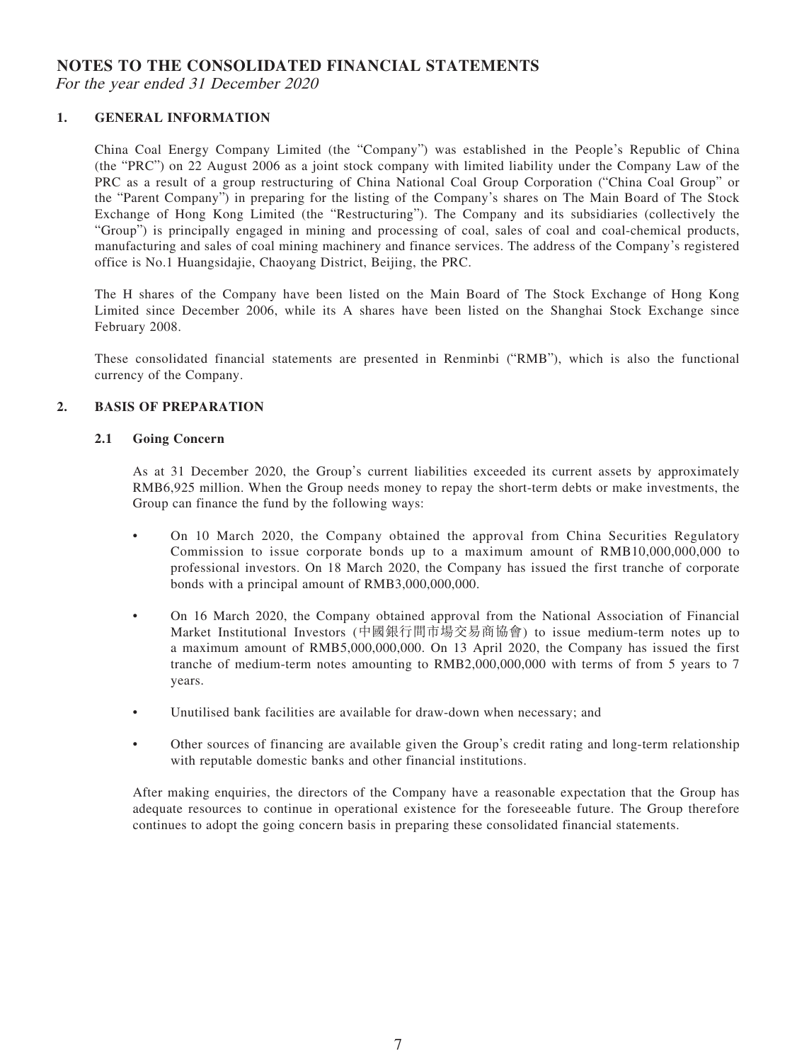# NOTES TO THE CONSOLIDATED FINANCIAL STATEMENTS

*For the year ended 31 December 2020*

## 1. GENERAL INFORMATION

China Coal Energy Company Limited (the "Company") was established in the People's Republic of China (the "PRC") on 22 August 2006 as a joint stock company with limited liability under the Company Law of the PRC as a result of a group restructuring of China National Coal Group Corporation ("China Coal Group" or the "Parent Company") in preparing for the listing of the Company's shares on The Main Board of The Stock Exchange of Hong Kong Limited (the "Restructuring"). The Company and its subsidiaries (collectively the "Group") is principally engaged in mining and processing of coal, sales of coal and coal-chemical products, manufacturing and sales of coal mining machinery and finance services. The address of the Company's registered office is No.1 Huangsidajie, Chaoyang District, Beijing, the PRC.

The H shares of the Company have been listed on the Main Board of The Stock Exchange of Hong Kong Limited since December 2006, while its A shares have been listed on the Shanghai Stock Exchange since February 2008.

These consolidated financial statements are presented in Renminbi ("RMB"), which is also the functional currency of the Company.

## 2. BASIS OF PREPARATION

### 2.1 Going Concern

As at 31 December 2020, the Group's current liabilities exceeded its current assets by approximately RMB6,925 million. When the Group needs money to repay the short-term debts or make investments, the Group can finance the fund by the following ways:

- On 10 March 2020, the Company obtained the approval from China Securities Regulatory Commission to issue corporate bonds up to a maximum amount of RMB10,000,000,000 to professional investors. On 18 March 2020, the Company has issued the first tranche of corporate bonds with a principal amount of RMB3,000,000,000.
- On 16 March 2020, the Company obtained approval from the National Association of Financial Market Institutional Investors (中國銀行間市場交易商協會) to issue medium-term notes up to a maximum amount of RMB5,000,000,000. On 13 April 2020, the Company has issued the first tranche of medium-term notes amounting to RMB2,000,000,000 with terms of from 5 years to 7 years.
- Unutilised bank facilities are available for draw-down when necessary; and
- Other sources of financing are available given the Group's credit rating and long-term relationship with reputable domestic banks and other financial institutions.

After making enquiries, the directors of the Company have a reasonable expectation that the Group has adequate resources to continue in operational existence for the foreseeable future. The Group therefore continues to adopt the going concern basis in preparing these consolidated financial statements.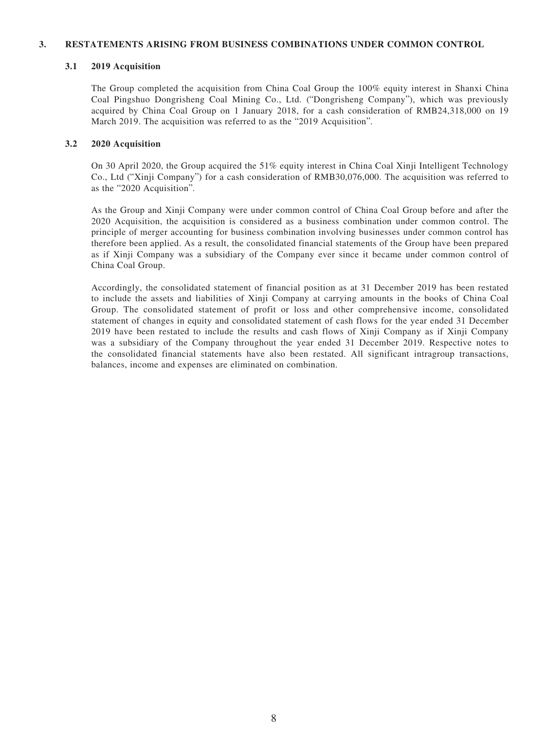## 3. RESTATEMENTS ARISING FROM BUSINESS COMBINATIONS UNDER COMMON CONTROL

### 3.1 2019 Acquisition

The Group completed the acquisition from China Coal Group the 100% equity interest in Shanxi China Coal Pingshuo Dongrisheng Coal Mining Co., Ltd. ("Dongrisheng Company"), which was previously acquired by China Coal Group on 1 January 2018, for a cash consideration of RMB24,318,000 on 19 March 2019. The acquisition was referred to as the "2019 Acquisition".

### 3.2 2020 Acquisition

On 30 April 2020, the Group acquired the 51% equity interest in China Coal Xinji Intelligent Technology Co., Ltd ("Xinji Company") for a cash consideration of RMB30,076,000. The acquisition was referred to as the "2020 Acquisition".

As the Group and Xinji Company were under common control of China Coal Group before and after the 2020 Acquisition, the acquisition is considered as a business combination under common control. The principle of merger accounting for business combination involving businesses under common control has therefore been applied. As a result, the consolidated financial statements of the Group have been prepared as if Xinji Company was a subsidiary of the Company ever since it became under common control of China Coal Group.

Accordingly, the consolidated statement of financial position as at 31 December 2019 has been restated to include the assets and liabilities of Xinji Company at carrying amounts in the books of China Coal Group. The consolidated statement of profit or loss and other comprehensive income, consolidated statement of changes in equity and consolidated statement of cash flows for the year ended 31 December 2019 have been restated to include the results and cash flows of Xinji Company as if Xinji Company was a subsidiary of the Company throughout the year ended 31 December 2019. Respective notes to the consolidated financial statements have also been restated. All significant intragroup transactions, balances, income and expenses are eliminated on combination.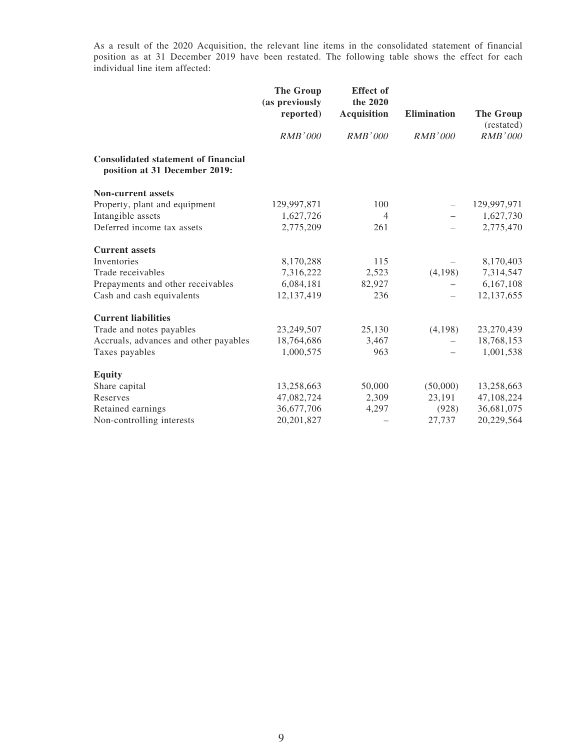As a result of the 2020 Acquisition, the relevant line items in the consolidated statement of financial position as at 31 December 2019 have been restated. The following table shows the effect for each individual line item affected:

| | The Group (as previously reported) | Effect of the 2020 Acquisition | Elimination | The Group (restated) |
|---|---|---|---|---|
| | *RMB'000* | *RMB'000* | *RMB'000* | *RMB'000* |
| **Consolidated statement of financial position at 31 December 2019:** | | | | |
| **Non-current assets** | | | | |
| Property, plant and equipment | 129,997,871 | 100 | – | 129,997,971 |
| Intangible assets | 1,627,726 | 4 | – | 1,627,730 |
| Deferred income tax assets | 2,775,209 | 261 | – | 2,775,470 |
| **Current assets** | | | | |
| Inventories | 8,170,288 | 115 | – | 8,170,403 |
| Trade receivables | 7,316,222 | 2,523 | (4,198) | 7,314,547 |
| Prepayments and other receivables | 6,084,181 | 82,927 | – | 6,167,108 |
| Cash and cash equivalents | 12,137,419 | 236 | – | 12,137,655 |
| **Current liabilities** | | | | |
| Trade and notes payables | 23,249,507 | 25,130 | (4,198) | 23,270,439 |
| Accruals, advances and other payables | 18,764,686 | 3,467 | – | 18,768,153 |
| Taxes payables | 1,000,575 | 963 | – | 1,001,538 |
| **Equity** | | | | |
| Share capital | 13,258,663 | 50,000 | (50,000) | 13,258,663 |
| Reserves | 47,082,724 | 2,309 | 23,191 | 47,108,224 |
| Retained earnings | 36,677,706 | 4,297 | (928) | 36,681,075 |
| Non-controlling interests | 20,201,827 | – | 27,737 | 20,229,564 |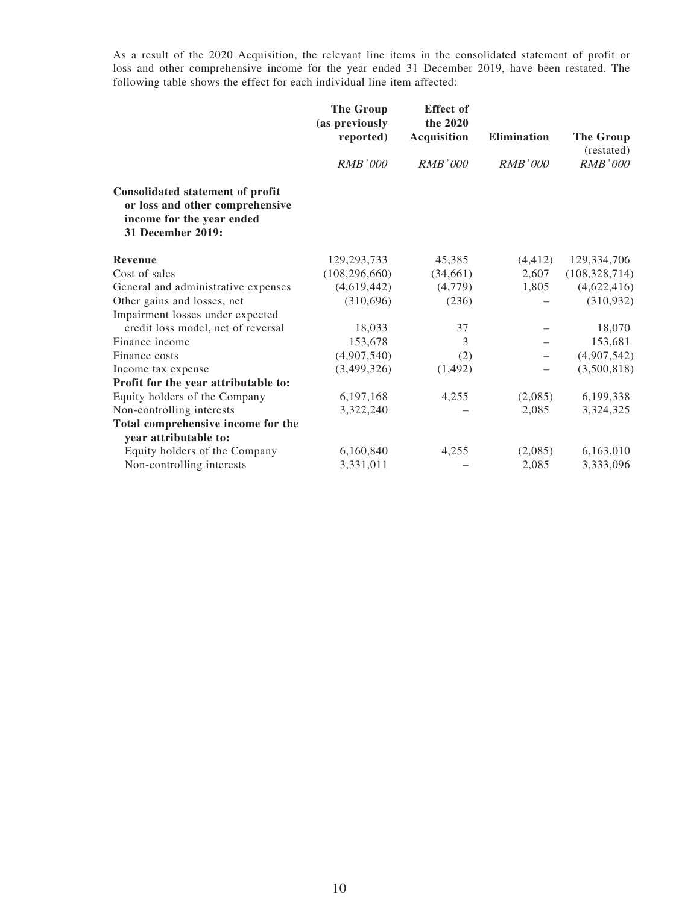As a result of the 2020 Acquisition, the relevant line items in the consolidated statement of profit or loss and other comprehensive income for the year ended 31 December 2019, have been restated. The following table shows the effect for each individual line item affected:

| | The Group (as previously reported) | Effect of the 2020 Acquisition | Elimination | The Group (restated) |
|---|---|---|---|---|
| | *RMB'000* | *RMB'000* | *RMB'000* | *RMB'000* |
| **Consolidated statement of profit or loss and other comprehensive income for the year ended 31 December 2019:** | | | | |
| **Revenue** | 129,293,733 | 45,385 | (4,412) | 129,334,706 |
| Cost of sales | (108,296,660) | (34,661) | 2,607 | (108,328,714) |
| General and administrative expenses | (4,619,442) | (4,779) | 1,805 | (4,622,416) |
| Other gains and losses, net | (310,696) | (236) | – | (310,932) |
| Impairment losses under expected credit loss model, net of reversal | 18,033 | 37 | – | 18,070 |
| Finance income | 153,678 | 3 | – | 153,681 |
| Finance costs | (4,907,540) | (2) | – | (4,907,542) |
| Income tax expense | (3,499,326) | (1,492) | – | (3,500,818) |
| **Profit for the year attributable to:** | | | | |
| Equity holders of the Company | 6,197,168 | 4,255 | (2,085) | 6,199,338 |
| Non-controlling interests | 3,322,240 | – | 2,085 | 3,324,325 |
| **Total comprehensive income for the year attributable to:** | | | | |
| Equity holders of the Company | 6,160,840 | 4,255 | (2,085) | 6,163,010 |
| Non-controlling interests | 3,331,011 | – | 2,085 | 3,333,096 |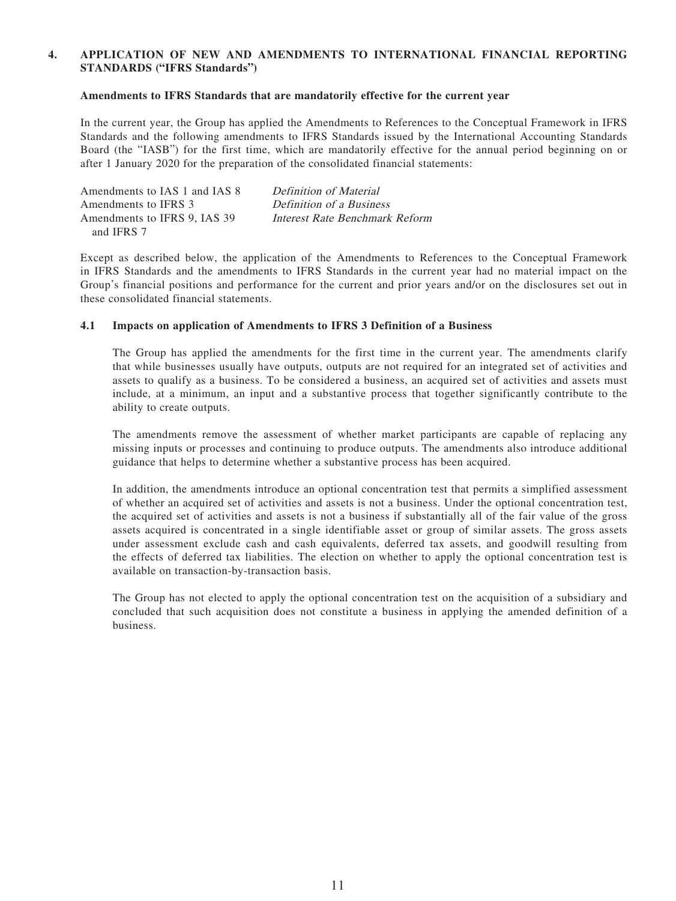## 4. APPLICATION OF NEW AND AMENDMENTS TO INTERNATIONAL FINANCIAL REPORTING STANDARDS ("IFRS Standards")

**Amendments to IFRS Standards that are mandatorily effective for the current year**

In the current year, the Group has applied the Amendments to References to the Conceptual Framework in IFRS Standards and the following amendments to IFRS Standards issued by the International Accounting Standards Board (the "IASB") for the first time, which are mandatorily effective for the annual period beginning on or after 1 January 2020 for the preparation of the consolidated financial statements:

| | |
|---|---|
| Amendments to IAS 1 and IAS 8 | *Definition of Material* |
| Amendments to IFRS 3 | *Definition of a Business* |
| Amendments to IFRS 9, IAS 39 and IFRS 7 | *Interest Rate Benchmark Reform* |

Except as described below, the application of the Amendments to References to the Conceptual Framework in IFRS Standards and the amendments to IFRS Standards in the current year had no material impact on the Group's financial positions and performance for the current and prior years and/or on the disclosures set out in these consolidated financial statements.

### 4.1 Impacts on application of Amendments to IFRS 3 Definition of a Business

The Group has applied the amendments for the first time in the current year. The amendments clarify that while businesses usually have outputs, outputs are not required for an integrated set of activities and assets to qualify as a business. To be considered a business, an acquired set of activities and assets must include, at a minimum, an input and a substantive process that together significantly contribute to the ability to create outputs.

The amendments remove the assessment of whether market participants are capable of replacing any missing inputs or processes and continuing to produce outputs. The amendments also introduce additional guidance that helps to determine whether a substantive process has been acquired.

In addition, the amendments introduce an optional concentration test that permits a simplified assessment of whether an acquired set of activities and assets is not a business. Under the optional concentration test, the acquired set of activities and assets is not a business if substantially all of the fair value of the gross assets acquired is concentrated in a single identifiable asset or group of similar assets. The gross assets under assessment exclude cash and cash equivalents, deferred tax assets, and goodwill resulting from the effects of deferred tax liabilities. The election on whether to apply the optional concentration test is available on transaction-by-transaction basis.

The Group has not elected to apply the optional concentration test on the acquisition of a subsidiary and concluded that such acquisition does not constitute a business in applying the amended definition of a business.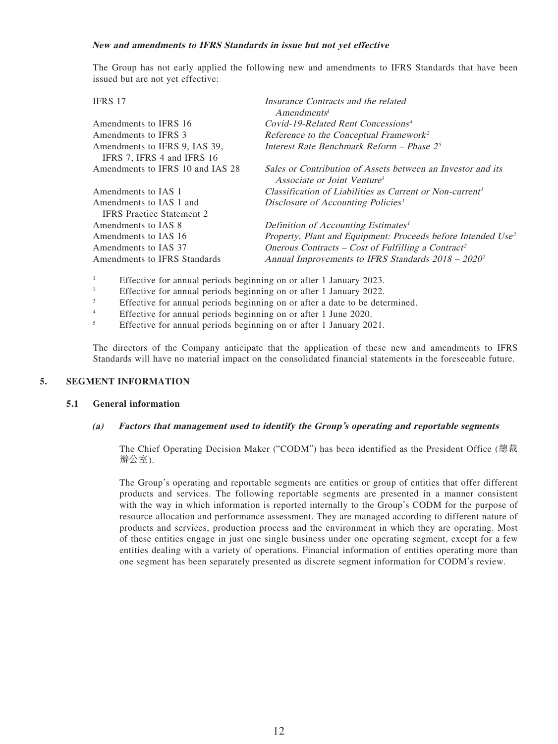***New and amendments to IFRS Standards in issue but not yet effective***

The Group has not early applied the following new and amendments to IFRS Standards that have been issued but are not yet effective:

| | |
|---|---|
| IFRS 17 | *Insurance Contracts and the related Amendments*[1] |
| Amendments to IFRS 16 | *Covid-19-Related Rent Concessions*[4] |
| Amendments to IFRS 3 | *Reference to the Conceptual Framework*[2] |
| Amendments to IFRS 9, IAS 39, IFRS 7, IFRS 4 and IFRS 16 | *Interest Rate Benchmark Reform – Phase 2*[5] |
| Amendments to IFRS 10 and IAS 28 | *Sales or Contribution of Assets between an Investor and its Associate or Joint Venture*[3] |
| Amendments to IAS 1 | *Classification of Liabilities as Current or Non-current*[1] |
| Amendments to IAS 1 and IFRS Practice Statement 2 | *Disclosure of Accounting Policies*[1] |
| Amendments to IAS 8 | *Definition of Accounting Estimates*[1] |
| Amendments to IAS 16 | *Property, Plant and Equipment: Proceeds before Intended Use*[2] |
| Amendments to IAS 37 | *Onerous Contracts – Cost of Fulfilling a Contract*[2] |
| Amendments to IFRS Standards | *Annual Improvements to IFRS Standards 2018 – 2020*[2] |

[1] Effective for annual periods beginning on or after 1 January 2023.

[2] Effective for annual periods beginning on or after 1 January 2022.

[3] Effective for annual periods beginning on or after a date to be determined.

[4] Effective for annual periods beginning on or after 1 June 2020.

[5] Effective for annual periods beginning on or after 1 January 2021.

The directors of the Company anticipate that the application of these new and amendments to IFRS Standards will have no material impact on the consolidated financial statements in the foreseeable future.

## 5. SEGMENT INFORMATION

### 5.1 General information

#### *(a) Factors that management used to identify the Group's operating and reportable segments*

The Chief Operating Decision Maker ("CODM") has been identified as the President Office (總裁辦公室).

The Group's operating and reportable segments are entities or group of entities that offer different products and services. The following reportable segments are presented in a manner consistent with the way in which information is reported internally to the Group's CODM for the purpose of resource allocation and performance assessment. They are managed according to different nature of products and services, production process and the environment in which they are operating. Most of these entities engage in just one single business under one operating segment, except for a few entities dealing with a variety of operations. Financial information of entities operating more than one segment has been separately presented as discrete segment information for CODM's review.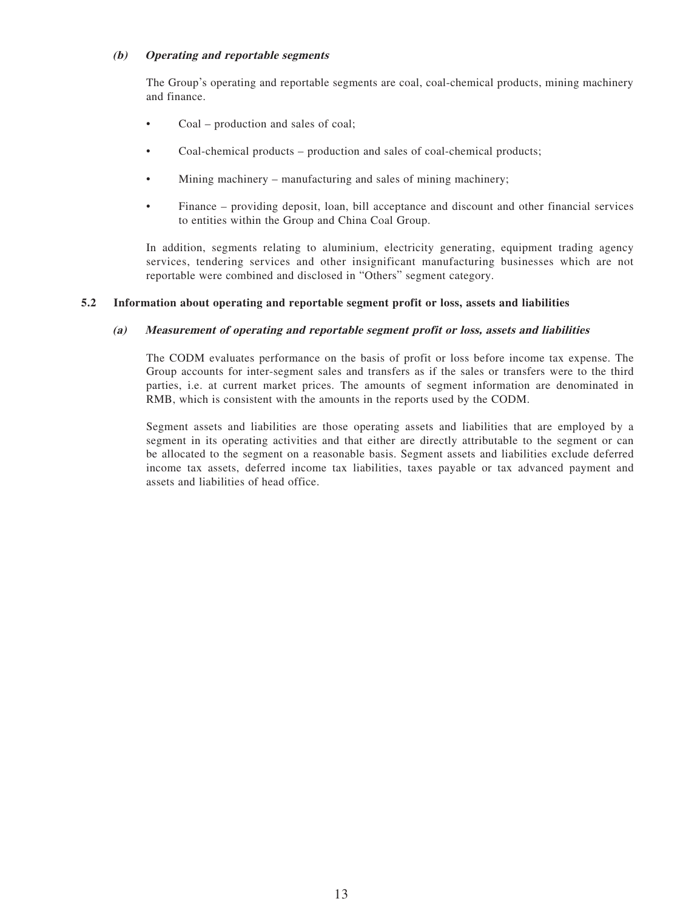#### *(b) Operating and reportable segments*

The Group's operating and reportable segments are coal, coal-chemical products, mining machinery and finance.

- Coal – production and sales of coal;
- Coal-chemical products – production and sales of coal-chemical products;
- Mining machinery – manufacturing and sales of mining machinery;
- Finance – providing deposit, loan, bill acceptance and discount and other financial services to entities within the Group and China Coal Group.

In addition, segments relating to aluminium, electricity generating, equipment trading agency services, tendering services and other insignificant manufacturing businesses which are not reportable were combined and disclosed in "Others" segment category.

### 5.2 Information about operating and reportable segment profit or loss, assets and liabilities

#### *(a) Measurement of operating and reportable segment profit or loss, assets and liabilities*

The CODM evaluates performance on the basis of profit or loss before income tax expense. The Group accounts for inter-segment sales and transfers as if the sales or transfers were to the third parties, i.e. at current market prices. The amounts of segment information are denominated in RMB, which is consistent with the amounts in the reports used by the CODM.

Segment assets and liabilities are those operating assets and liabilities that are employed by a segment in its operating activities and that either are directly attributable to the segment or can be allocated to the segment on a reasonable basis. Segment assets and liabilities exclude deferred income tax assets, deferred income tax liabilities, taxes payable or tax advanced payment and assets and liabilities of head office.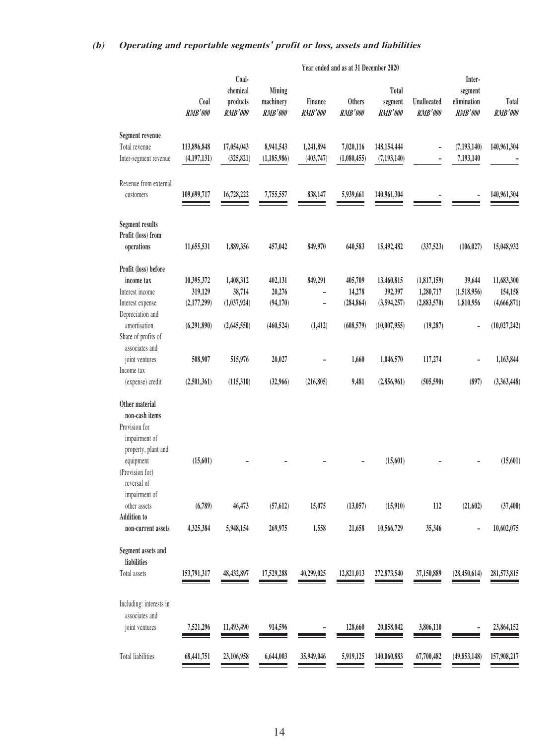### *(b) Operating and reportable segments' profit or loss, assets and liabilities*

| | Year ended and as at 31 December 2020 | | | | | | | | |
|---|---|---|---|---|---|---|---|---|---|
| | Coal *RMB'000* | Coal-chemical products *RMB'000* | Mining machinery *RMB'000* | Finance *RMB'000* | Others *RMB'000* | Total segment *RMB'000* | Unallocated *RMB'000* | Inter-segment elimination *RMB'000* | Total *RMB'000* |
| **Segment revenue** | | | | | | | | | |
| Total revenue | 113,896,848 | 17,054,043 | 8,941,543 | 1,241,894 | 7,020,116 | 148,154,444 | – | (7,193,140) | 140,961,304 |
| Inter-segment revenue | (4,197,131) | (325,821) | (1,185,986) | (403,747) | (1,080,455) | (7,193,140) | – | 7,193,140 | – |
| Revenue from external customers | 109,699,717 | 16,728,222 | 7,755,557 | 838,147 | 5,939,661 | 140,961,304 | – | – | 140,961,304 |
| **Segment results** | | | | | | | | | |
| **Profit (loss) from operations** | 11,655,531 | 1,889,356 | 457,042 | 849,970 | 640,583 | 15,492,482 | (337,523) | (106,027) | 15,048,932 |
| **Profit (loss) before income tax** | 10,395,372 | 1,408,312 | 402,131 | 849,291 | 405,709 | 13,460,815 | (1,817,159) | 39,644 | 11,683,300 |
| Interest income | 319,129 | 38,714 | 20,276 | – | 14,278 | 392,397 | 1,280,717 | (1,518,956) | 154,158 |
| Interest expense | (2,177,299) | (1,037,924) | (94,170) | – | (284,864) | (3,594,257) | (2,883,570) | 1,810,956 | (4,666,871) |
| Depreciation and amortisation | (6,291,890) | (2,645,550) | (460,524) | (1,412) | (608,579) | (10,007,955) | (19,287) | – | (10,027,242) |
| Share of profits of associates and joint ventures | 508,907 | 515,976 | 20,027 | – | 1,660 | 1,046,570 | 117,274 | – | 1,163,844 |
| Income tax (expense) credit | (2,501,361) | (115,310) | (32,966) | (216,805) | 9,481 | (2,856,961) | (505,590) | (897) | (3,363,448) |
| **Other material non-cash items** | | | | | | | | | |
| Provision for impairment of property, plant and equipment | (15,601) | – | – | – | – | (15,601) | – | – | (15,601) |
| (Provision for) reversal of impairment of other assets | (6,789) | 46,473 | (57,612) | 15,075 | (13,057) | (15,910) | 112 | (21,602) | (37,400) |
| **Addition to non-current assets** | 4,325,384 | 5,948,154 | 269,975 | 1,558 | 21,658 | 10,566,729 | 35,346 | – | 10,602,075 |
| **Segment assets and liabilities** | | | | | | | | | |
| Total assets | 153,791,317 | 48,432,897 | 17,529,288 | 40,299,025 | 12,821,013 | 272,873,540 | 37,150,889 | (28,450,614) | 281,573,815 |
| Including: interests in associates and joint ventures | 7,521,296 | 11,493,490 | 914,596 | – | 128,660 | 20,058,042 | 3,806,110 | – | 23,864,152 |
| Total liabilities | 68,441,751 | 23,106,958 | 6,644,003 | 35,949,046 | 5,919,125 | 140,060,883 | 67,700,482 | (49,853,148) | 157,908,217 |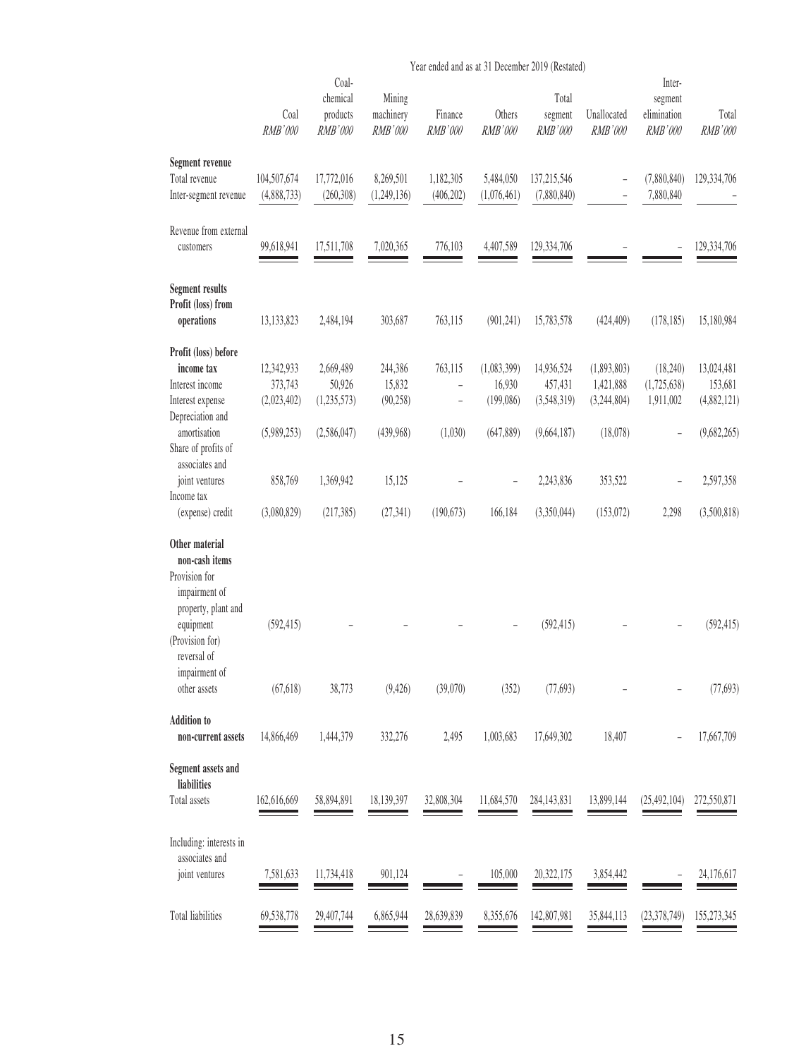| | Year ended and as at 31 December 2019 (Restated) | | | | | | | | |
|---|---|---|---|---|---|---|---|---|---|
| | Coal *RMB'000* | Coal-chemical products *RMB'000* | Mining machinery *RMB'000* | Finance *RMB'000* | Others *RMB'000* | Total segment *RMB'000* | Unallocated *RMB'000* | Inter-segment elimination *RMB'000* | Total *RMB'000* |
| **Segment revenue** | | | | | | | | | |
| Total revenue | 104,507,674 | 17,772,016 | 8,269,501 | 1,182,305 | 5,484,050 | 137,215,546 | – | (7,880,840) | 129,334,706 |
| Inter-segment revenue | (4,888,733) | (260,308) | (1,249,136) | (406,202) | (1,076,461) | (7,880,840) | – | 7,880,840 | – |
| Revenue from external customers | 99,618,941 | 17,511,708 | 7,020,365 | 776,103 | 4,407,589 | 129,334,706 | – | – | 129,334,706 |
| **Segment results** | | | | | | | | | |
| **Profit (loss) from operations** | 13,133,823 | 2,484,194 | 303,687 | 763,115 | (901,241) | 15,783,578 | (424,409) | (178,185) | 15,180,984 |
| **Profit (loss) before income tax** | 12,342,933 | 2,669,489 | 244,386 | 763,115 | (1,083,399) | 14,936,524 | (1,893,803) | (18,240) | 13,024,481 |
| Interest income | 373,743 | 50,926 | 15,832 | – | 16,930 | 457,431 | 1,421,888 | (1,725,638) | 153,681 |
| Interest expense | (2,023,402) | (1,235,573) | (90,258) | – | (199,086) | (3,548,319) | (3,244,804) | 1,911,002 | (4,882,121) |
| Depreciation and amortisation | (5,989,253) | (2,586,047) | (439,968) | (1,030) | (647,889) | (9,664,187) | (18,078) | – | (9,682,265) |
| Share of profits of associates and joint ventures | 858,769 | 1,369,942 | 15,125 | – | – | 2,243,836 | 353,522 | – | 2,597,358 |
| Income tax (expense) credit | (3,080,829) | (217,385) | (27,341) | (190,673) | 166,184 | (3,350,044) | (153,072) | 2,298 | (3,500,818) |
| **Other material non-cash items** | | | | | | | | | |
| Provision for impairment of property, plant and equipment | (592,415) | – | – | – | – | (592,415) | – | – | (592,415) |
| (Provision for) reversal of impairment of other assets | (67,618) | 38,773 | (9,426) | (39,070) | (352) | (77,693) | – | – | (77,693) |
| **Addition to non-current assets** | 14,866,469 | 1,444,379 | 332,276 | 2,495 | 1,003,683 | 17,649,302 | 18,407 | – | 17,667,709 |
| **Segment assets and liabilities** | | | | | | | | | |
| Total assets | 162,616,669 | 58,894,891 | 18,139,397 | 32,808,304 | 11,684,570 | 284,143,831 | 13,899,144 | (25,492,104) | 272,550,871 |
| Including: interests in associates and joint ventures | 7,581,633 | 11,734,418 | 901,124 | – | 105,000 | 20,322,175 | 3,854,442 | – | 24,176,617 |
| Total liabilities | 69,538,778 | 29,407,744 | 6,865,944 | 28,639,839 | 8,355,676 | 142,807,981 | 35,844,113 | (23,378,749) | 155,273,345 |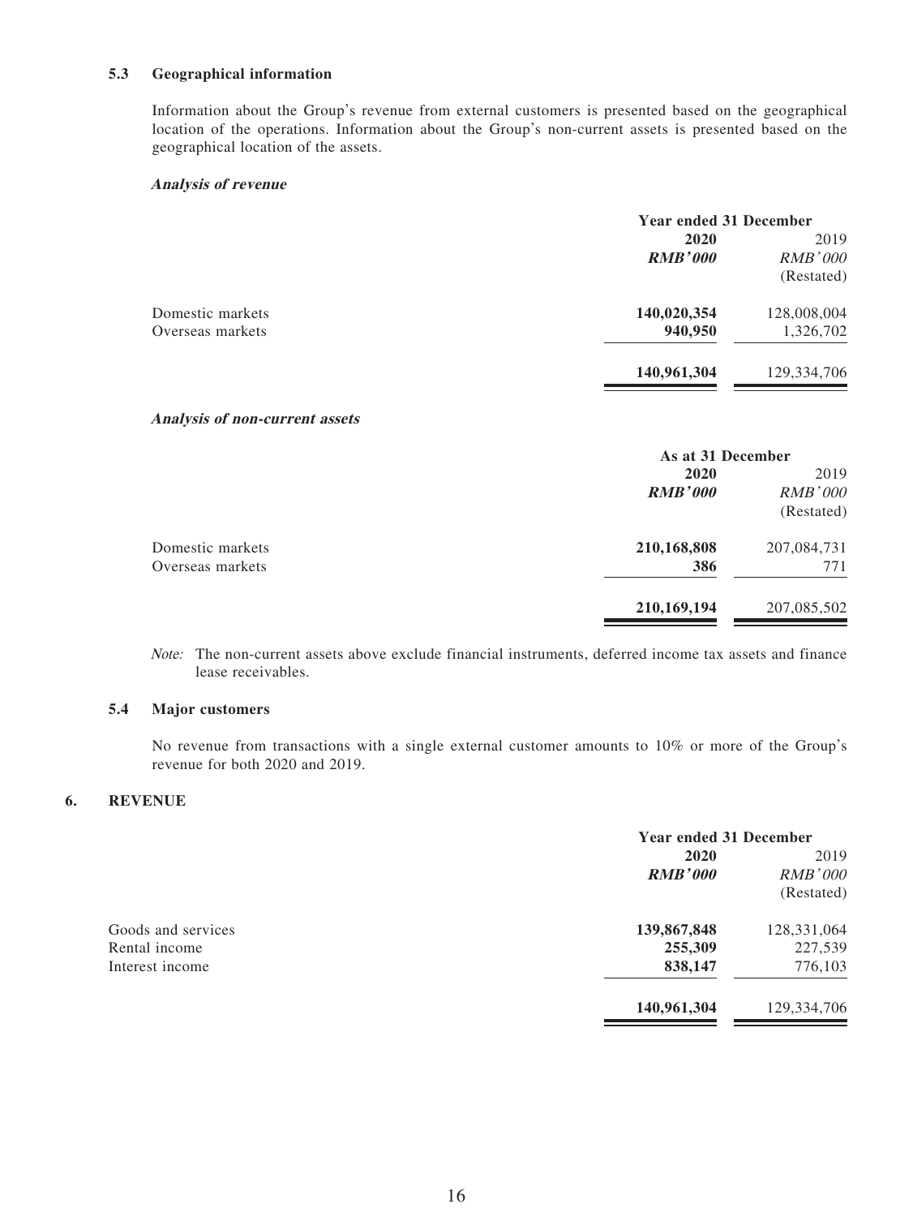### 5.3 Geographical information

Information about the Group's revenue from external customers is presented based on the geographical location of the operations. Information about the Group's non-current assets is presented based on the geographical location of the assets.

***Analysis of revenue***

| | Year ended 31 December | |
|---|---|---|
| | **2020** | 2019 |
| | ***RMB'000*** | *RMB'000* (Restated) |
| Domestic markets | **140,020,354** | 128,008,004 |
| Overseas markets | **940,950** | 1,326,702 |
| | **140,961,304** | 129,334,706 |

***Analysis of non-current assets***

| | As at 31 December | |
|---|---|---|
| | **2020** | 2019 |
| | ***RMB'000*** | *RMB'000* (Restated) |
| Domestic markets | **210,168,808** | 207,084,731 |
| Overseas markets | **386** | 771 |
| | **210,169,194** | 207,085,502 |

*Note:* The non-current assets above exclude financial instruments, deferred income tax assets and finance lease receivables.

### 5.4 Major customers

No revenue from transactions with a single external customer amounts to 10% or more of the Group's revenue for both 2020 and 2019.

## 6. REVENUE

| | Year ended 31 December | |
|---|---|---|
| | **2020** | 2019 |
| | ***RMB'000*** | *RMB'000* (Restated) |
| Goods and services | **139,867,848** | 128,331,064 |
| Rental income | **255,309** | 227,539 |
| Interest income | **838,147** | 776,103 |
| | **140,961,304** | 129,334,706 |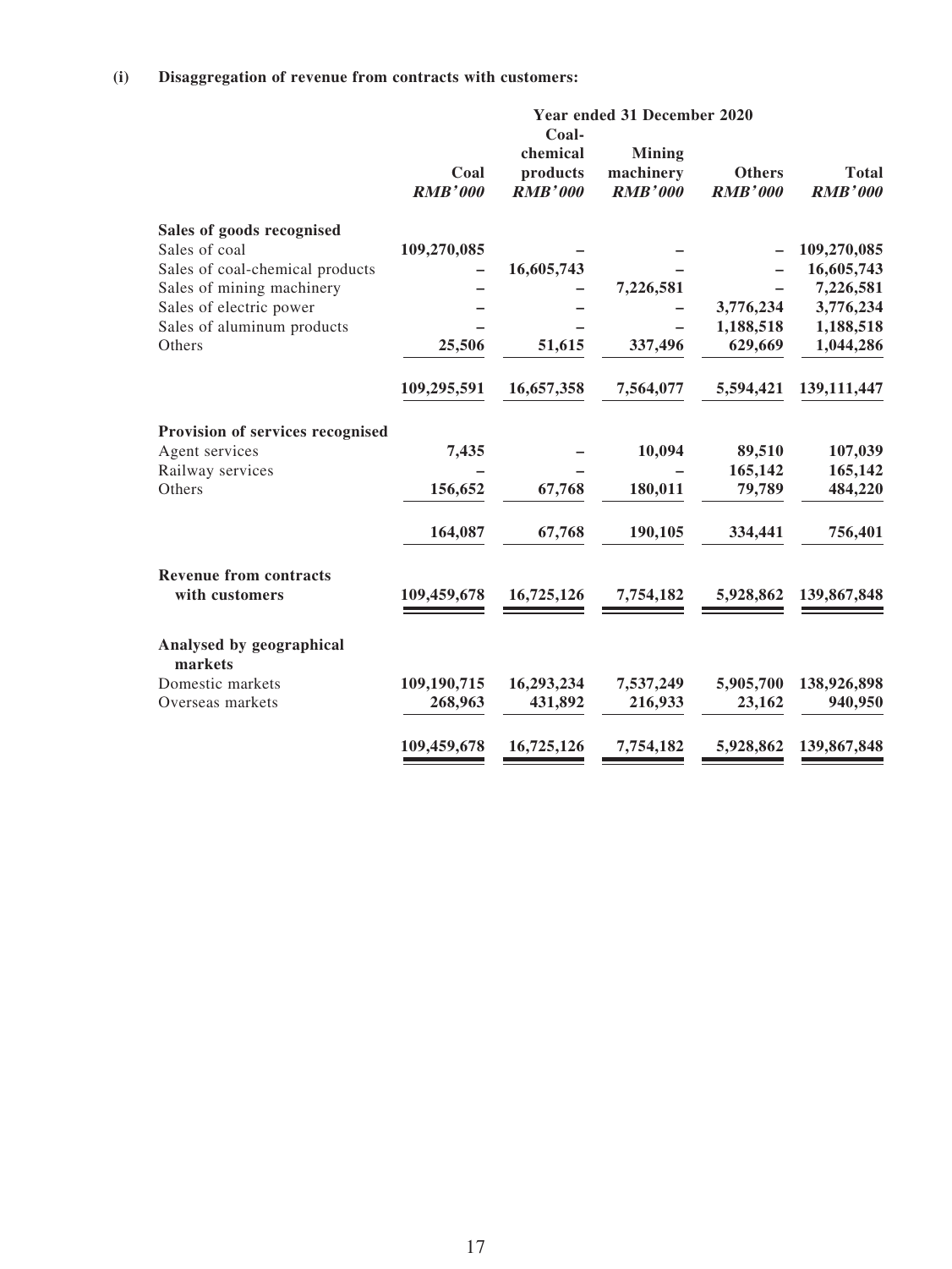**(i) Disaggregation of revenue from contracts with customers:**

| | Year ended 31 December 2020 | | | | |
|---|---|---|---|---|---|
| | Coal *RMB'000* | Coal-chemical products *RMB'000* | Mining machinery *RMB'000* | Others *RMB'000* | Total *RMB'000* |
| **Sales of goods recognised** | | | | | |
| Sales of coal | **109,270,085** | **–** | **–** | **–** | **109,270,085** |
| Sales of coal-chemical products | **–** | **16,605,743** | **–** | **–** | **16,605,743** |
| Sales of mining machinery | **–** | **–** | **7,226,581** | **–** | **7,226,581** |
| Sales of electric power | **–** | **–** | **–** | **3,776,234** | **3,776,234** |
| Sales of aluminum products | **–** | **–** | **–** | **1,188,518** | **1,188,518** |
| Others | **25,506** | **51,615** | **337,496** | **629,669** | **1,044,286** |
| | **109,295,591** | **16,657,358** | **7,564,077** | **5,594,421** | **139,111,447** |
| **Provision of services recognised** | | | | | |
| Agent services | **7,435** | **–** | **10,094** | **89,510** | **107,039** |
| Railway services | **–** | **–** | **–** | **165,142** | **165,142** |
| Others | **156,652** | **67,768** | **180,011** | **79,789** | **484,220** |
| | **164,087** | **67,768** | **190,105** | **334,441** | **756,401** |
| **Revenue from contracts with customers** | **109,459,678** | **16,725,126** | **7,754,182** | **5,928,862** | **139,867,848** |
| **Analysed by geographical markets** | | | | | |
| Domestic markets | **109,190,715** | **16,293,234** | **7,537,249** | **5,905,700** | **138,926,898** |
| Overseas markets | **268,963** | **431,892** | **216,933** | **23,162** | **940,950** |
| | **109,459,678** | **16,725,126** | **7,754,182** | **5,928,862** | **139,867,848** |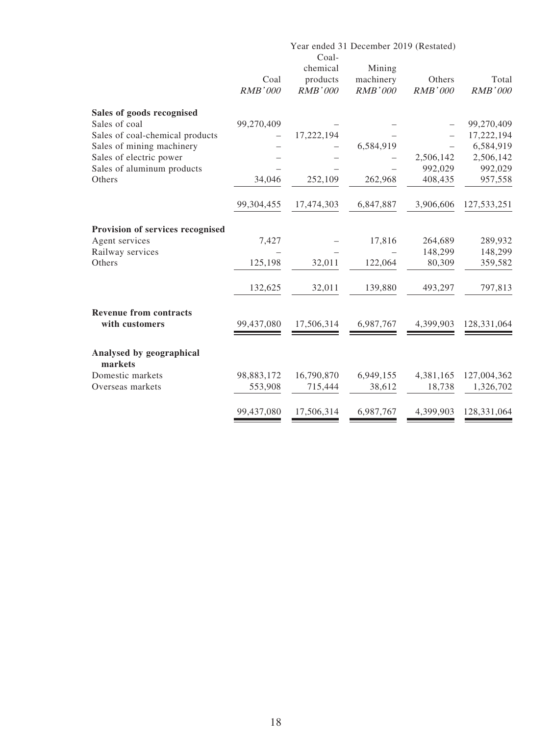| | Year ended 31 December 2019 (Restated) | | | | |
|---|---|---|---|---|---|
| | Coal | Coal-chemical products | Mining machinery | Others | Total |
| | *RMB'000* | *RMB'000* | *RMB'000* | *RMB'000* | *RMB'000* |
| **Sales of goods recognised** | | | | | |
| Sales of coal | 99,270,409 | – | – | – | 99,270,409 |
| Sales of coal-chemical products | – | 17,222,194 | – | – | 17,222,194 |
| Sales of mining machinery | – | – | 6,584,919 | – | 6,584,919 |
| Sales of electric power | – | – | – | 2,506,142 | 2,506,142 |
| Sales of aluminum products | – | – | – | 992,029 | 992,029 |
| Others | 34,046 | 252,109 | 262,968 | 408,435 | 957,558 |
| | 99,304,455 | 17,474,303 | 6,847,887 | 3,906,606 | 127,533,251 |
| **Provision of services recognised** | | | | | |
| Agent services | 7,427 | – | 17,816 | 264,689 | 289,932 |
| Railway services | – | – | – | 148,299 | 148,299 |
| Others | 125,198 | 32,011 | 122,064 | 80,309 | 359,582 |
| | 132,625 | 32,011 | 139,880 | 493,297 | 797,813 |
| **Revenue from contracts with customers** | 99,437,080 | 17,506,314 | 6,987,767 | 4,399,903 | 128,331,064 |
| **Analysed by geographical markets** | | | | | |
| Domestic markets | 98,883,172 | 16,790,870 | 6,949,155 | 4,381,165 | 127,004,362 |
| Overseas markets | 553,908 | 715,444 | 38,612 | 18,738 | 1,326,702 |
| | 99,437,080 | 17,506,314 | 6,987,767 | 4,399,903 | 128,331,064 |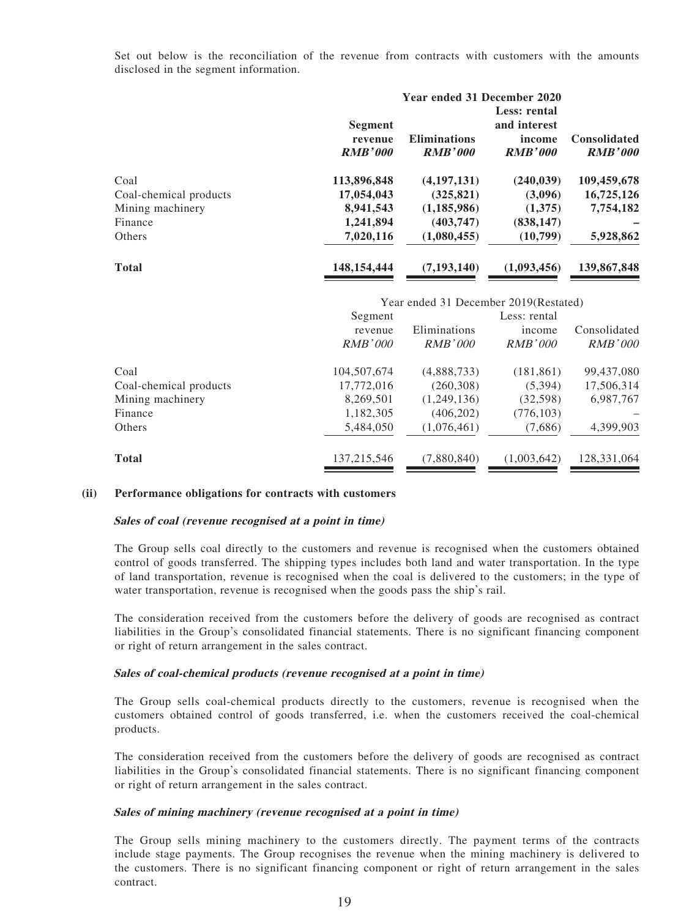Set out below is the reconciliation of the revenue from contracts with customers with the amounts disclosed in the segment information.

| | **Year ended 31 December 2020** | | | |
|---|---|---|---|---|
| | **Segment revenue** | **Eliminations** | **Less: rental and interest income** | **Consolidated** |
| | ***RMB'000*** | ***RMB'000*** | ***RMB'000*** | ***RMB'000*** |
| Coal | **113,896,848** | **(4,197,131)** | **(240,039)** | **109,459,678** |
| Coal-chemical products | **17,054,043** | **(325,821)** | **(3,096)** | **16,725,126** |
| Mining machinery | **8,941,543** | **(1,185,986)** | **(1,375)** | **7,754,182** |
| Finance | **1,241,894** | **(403,747)** | **(838,147)** | **–** |
| Others | **7,020,116** | **(1,080,455)** | **(10,799)** | **5,928,862** |
| **Total** | **148,154,444** | **(7,193,140)** | **(1,093,456)** | **139,867,848** |

| | Year ended 31 December 2019(Restated) | | | |
|---|---|---|---|---|
| | Segment revenue | Eliminations | Less: rental income | Consolidated |
| | *RMB'000* | *RMB'000* | *RMB'000* | *RMB'000* |
| Coal | 104,507,674 | (4,888,733) | (181,861) | 99,437,080 |
| Coal-chemical products | 17,772,016 | (260,308) | (5,394) | 17,506,314 |
| Mining machinery | 8,269,501 | (1,249,136) | (32,598) | 6,987,767 |
| Finance | 1,182,305 | (406,202) | (776,103) | – |
| Others | 5,484,050 | (1,076,461) | (7,686) | 4,399,903 |
| **Total** | 137,215,546 | (7,880,840) | (1,003,642) | 128,331,064 |

**(ii) Performance obligations for contracts with customers**

***Sales of coal (revenue recognised at a point in time)***

The Group sells coal directly to the customers and revenue is recognised when the customers obtained control of goods transferred. The shipping types includes both land and water transportation. In the type of land transportation, revenue is recognised when the coal is delivered to the customers; in the type of water transportation, revenue is recognised when the goods pass the ship's rail.

The consideration received from the customers before the delivery of goods are recognised as contract liabilities in the Group's consolidated financial statements. There is no significant financing component or right of return arrangement in the sales contract.

***Sales of coal-chemical products (revenue recognised at a point in time)***

The Group sells coal-chemical products directly to the customers, revenue is recognised when the customers obtained control of goods transferred, i.e. when the customers received the coal-chemical products.

The consideration received from the customers before the delivery of goods are recognised as contract liabilities in the Group's consolidated financial statements. There is no significant financing component or right of return arrangement in the sales contract.

***Sales of mining machinery (revenue recognised at a point in time)***

The Group sells mining machinery to the customers directly. The payment terms of the contracts include stage payments. The Group recognises the revenue when the mining machinery is delivered to the customers. There is no significant financing component or right of return arrangement in the sales contract.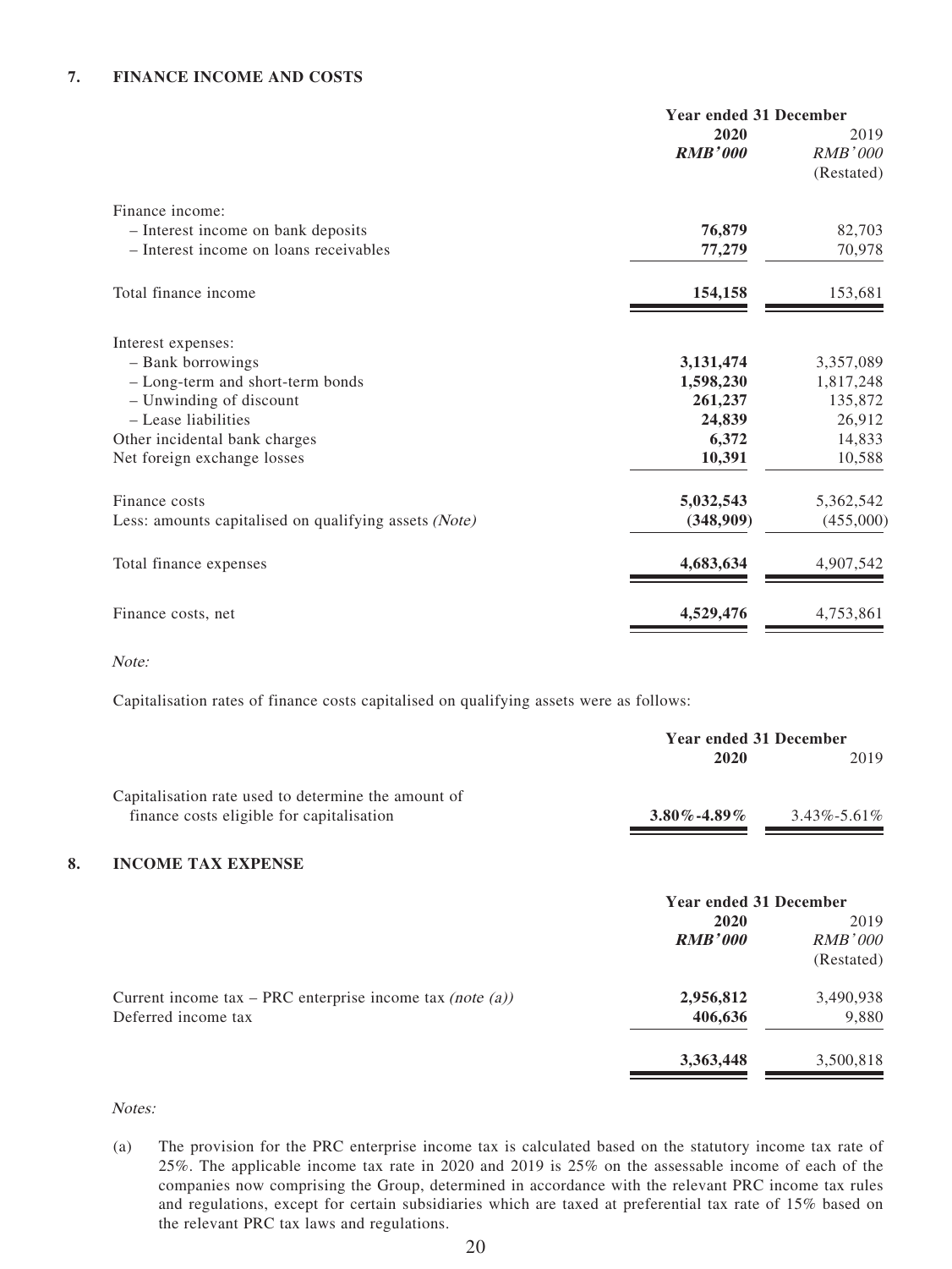## 7. FINANCE INCOME AND COSTS

| | Year ended 31 December | |
|---|---|---|
| | **2020** | 2019 |
| | ***RMB'000*** | *RMB'000* |
| | | (Restated) |
| Finance income: | | |
| – Interest income on bank deposits | **76,879** | 82,703 |
| – Interest income on loans receivables | **77,279** | 70,978 |
| Total finance income | **154,158** | 153,681 |
| Interest expenses: | | |
| – Bank borrowings | **3,131,474** | 3,357,089 |
| – Long-term and short-term bonds | **1,598,230** | 1,817,248 |
| – Unwinding of discount | **261,237** | 135,872 |
| – Lease liabilities | **24,839** | 26,912 |
| Other incidental bank charges | **6,372** | 14,833 |
| Net foreign exchange losses | **10,391** | 10,588 |
| Finance costs | **5,032,543** | 5,362,542 |
| Less: amounts capitalised on qualifying assets *(Note)* | **(348,909)** | (455,000) |
| Total finance expenses | **4,683,634** | 4,907,542 |
| Finance costs, net | **4,529,476** | 4,753,861 |

*Note:*

Capitalisation rates of finance costs capitalised on qualifying assets were as follows:

| | Year ended 31 December | |
|---|---|---|
| | **2020** | 2019 |
| Capitalisation rate used to determine the amount of finance costs eligible for capitalisation | **3.80%-4.89%** | 3.43%-5.61% |

## 8. INCOME TAX EXPENSE

| | Year ended 31 December | |
|---|---|---|
| | **2020** | 2019 |
| | ***RMB'000*** | *RMB'000* |
| | | (Restated) |
| Current income tax – PRC enterprise income tax *(note (a))* | **2,956,812** | 3,490,938 |
| Deferred income tax | **406,636** | 9,880 |
| | **3,363,448** | 3,500,818 |

*Notes:*

(a) The provision for the PRC enterprise income tax is calculated based on the statutory income tax rate of 25%. The applicable income tax rate in 2020 and 2019 is 25% on the assessable income of each of the companies now comprising the Group, determined in accordance with the relevant PRC income tax rules and regulations, except for certain subsidiaries which are taxed at preferential tax rate of 15% based on the relevant PRC tax laws and regulations.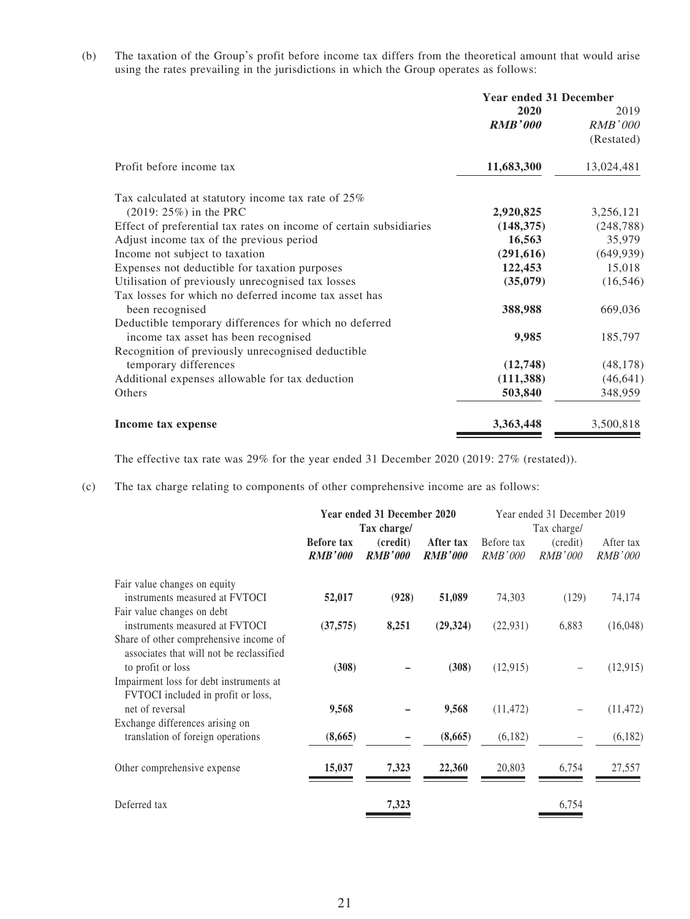(b) The taxation of the Group's profit before income tax differs from the theoretical amount that would arise using the rates prevailing in the jurisdictions in which the Group operates as follows:

| | Year ended 31 December | |
|---|---|---|
| | **2020** | 2019 |
| | ***RMB'000*** | *RMB'000* |
| | | (Restated) |
| Profit before income tax | **11,683,300** | 13,024,481 |
| Tax calculated at statutory income tax rate of 25% (2019: 25%) in the PRC | **2,920,825** | 3,256,121 |
| Effect of preferential tax rates on income of certain subsidiaries | **(148,375)** | (248,788) |
| Adjust income tax of the previous period | **16,563** | 35,979 |
| Income not subject to taxation | **(291,616)** | (649,939) |
| Expenses not deductible for taxation purposes | **122,453** | 15,018 |
| Utilisation of previously unrecognised tax losses | **(35,079)** | (16,546) |
| Tax losses for which no deferred income tax asset has been recognised | **388,988** | 669,036 |
| Deductible temporary differences for which no deferred income tax asset has been recognised | **9,985** | 185,797 |
| Recognition of previously unrecognised deductible temporary differences | **(12,748)** | (48,178) |
| Additional expenses allowable for tax deduction | **(111,388)** | (46,641) |
| Others | **503,840** | 348,959 |
| **Income tax expense** | **3,363,448** | 3,500,818 |

The effective tax rate was 29% for the year ended 31 December 2020 (2019: 27% (restated)).

(c) The tax charge relating to components of other comprehensive income are as follows:

| | **Year ended 31 December 2020** | | | Year ended 31 December 2019 | | |
|---|---|---|---|---|---|---|
| | **Before tax** | **Tax charge/ (credit)** | **After tax** | Before tax | Tax charge/ (credit) | After tax |
| | ***RMB'000*** | ***RMB'000*** | ***RMB'000*** | *RMB'000* | *RMB'000* | *RMB'000* |
| Fair value changes on equity instruments measured at FVTOCI | **52,017** | **(928)** | **51,089** | 74,303 | (129) | 74,174 |
| Fair value changes on debt instruments measured at FVTOCI | **(37,575)** | **8,251** | **(29,324)** | (22,931) | 6,883 | (16,048) |
| Share of other comprehensive income of associates that will not be reclassified to profit or loss | **(308)** | **–** | **(308)** | (12,915) | – | (12,915) |
| Impairment loss for debt instruments at FVTOCI included in profit or loss, net of reversal | **9,568** | **–** | **9,568** | (11,472) | – | (11,472) |
| Exchange differences arising on translation of foreign operations | **(8,665)** | **–** | **(8,665)** | (6,182) | – | (6,182) |
| Other comprehensive expense | **15,037** | **7,323** | **22,360** | 20,803 | 6,754 | 27,557 |
| Deferred tax | | **7,323** | | | 6,754 | |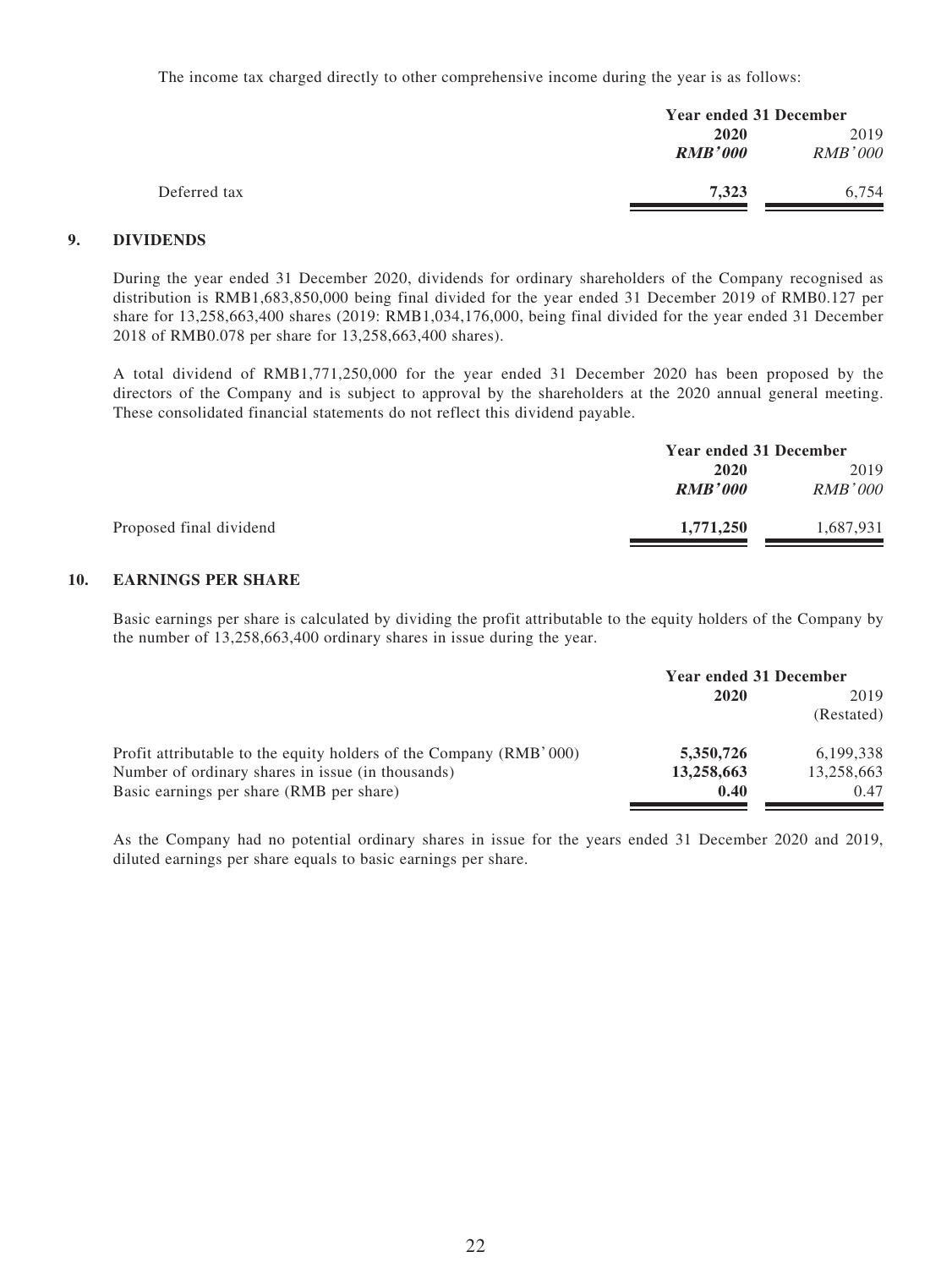The income tax charged directly to other comprehensive income during the year is as follows:

| | Year ended 31 December | |
|---|---|---|
| | **2020** | 2019 |
| | ***RMB'000*** | *RMB'000* |
| Deferred tax | **7,323** | 6,754 |

## 9. DIVIDENDS

During the year ended 31 December 2020, dividends for ordinary shareholders of the Company recognised as distribution is RMB1,683,850,000 being final divided for the year ended 31 December 2019 of RMB0.127 per share for 13,258,663,400 shares (2019: RMB1,034,176,000, being final divided for the year ended 31 December 2018 of RMB0.078 per share for 13,258,663,400 shares).

A total dividend of RMB1,771,250,000 for the year ended 31 December 2020 has been proposed by the directors of the Company and is subject to approval by the shareholders at the 2020 annual general meeting. These consolidated financial statements do not reflect this dividend payable.

| | Year ended 31 December | |
|---|---|---|
| | **2020** | 2019 |
| | ***RMB'000*** | *RMB'000* |
| Proposed final dividend | **1,771,250** | 1,687,931 |

## 10. EARNINGS PER SHARE

Basic earnings per share is calculated by dividing the profit attributable to the equity holders of the Company by the number of 13,258,663,400 ordinary shares in issue during the year.

| | Year ended 31 December | |
|---|---|---|
| | **2020** | 2019 (Restated) |
| Profit attributable to the equity holders of the Company (RMB'000) | **5,350,726** | 6,199,338 |
| Number of ordinary shares in issue (in thousands) | **13,258,663** | 13,258,663 |
| Basic earnings per share (RMB per share) | **0.40** | 0.47 |

As the Company had no potential ordinary shares in issue for the years ended 31 December 2020 and 2019, diluted earnings per share equals to basic earnings per share.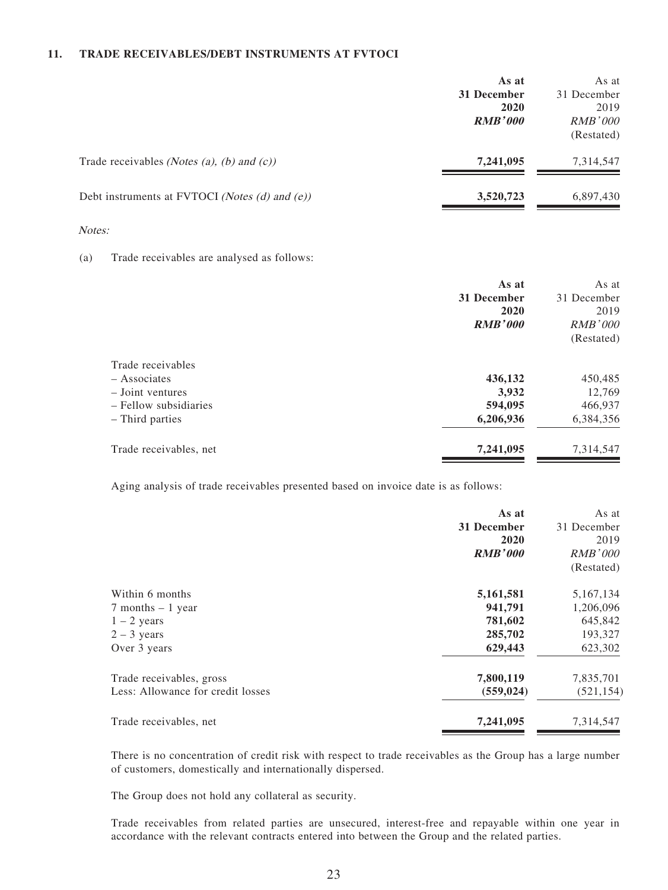## 11. TRADE RECEIVABLES/DEBT INSTRUMENTS AT FVTOCI

| | As at 31 December 2020 *RMB'000* | As at 31 December 2019 *RMB'000* (Restated) |
|---|---|---|
| Trade receivables *(Notes (a), (b) and (c))* | **7,241,095** | 7,314,547 |
| Debt instruments at FVTOCI *(Notes (d) and (e))* | **3,520,723** | 6,897,430 |

*Notes:*

(a) Trade receivables are analysed as follows:

| | As at 31 December 2020 *RMB'000* | As at 31 December 2019 *RMB'000* (Restated) |
|---|---|---|
| Trade receivables | | |
| – Associates | **436,132** | 450,485 |
| – Joint ventures | **3,932** | 12,769 |
| – Fellow subsidiaries | **594,095** | 466,937 |
| – Third parties | **6,206,936** | 6,384,356 |
| Trade receivables, net | **7,241,095** | 7,314,547 |

Aging analysis of trade receivables presented based on invoice date is as follows:

| | As at 31 December 2020 *RMB'000* | As at 31 December 2019 *RMB'000* (Restated) |
|---|---|---|
| Within 6 months | **5,161,581** | 5,167,134 |
| 7 months – 1 year | **941,791** | 1,206,096 |
| 1 – 2 years | **781,602** | 645,842 |
| 2 – 3 years | **285,702** | 193,327 |
| Over 3 years | **629,443** | 623,302 |
| Trade receivables, gross | **7,800,119** | 7,835,701 |
| Less: Allowance for credit losses | **(559,024)** | (521,154) |
| Trade receivables, net | **7,241,095** | 7,314,547 |

There is no concentration of credit risk with respect to trade receivables as the Group has a large number of customers, domestically and internationally dispersed.

The Group does not hold any collateral as security.

Trade receivables from related parties are unsecured, interest-free and repayable within one year in accordance with the relevant contracts entered into between the Group and the related parties.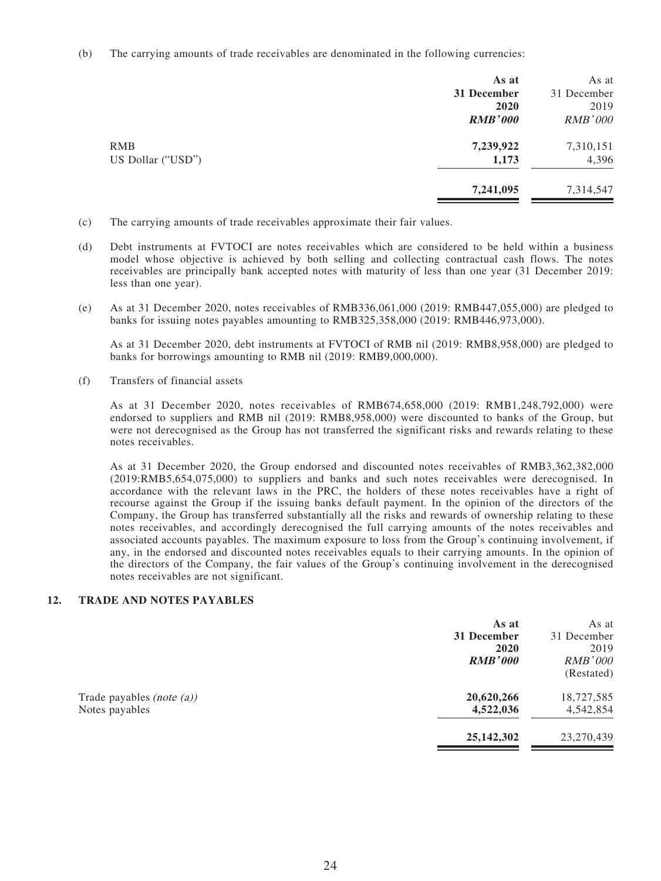(b) The carrying amounts of trade receivables are denominated in the following currencies:

| | As at 31 December 2020 *RMB'000* | As at 31 December 2019 *RMB'000* |
|---|---|---|
| RMB | **7,239,922** | 7,310,151 |
| US Dollar ("USD") | **1,173** | 4,396 |
| | **7,241,095** | 7,314,547 |

(c) The carrying amounts of trade receivables approximate their fair values.

(d) Debt instruments at FVTOCI are notes receivables which are considered to be held within a business model whose objective is achieved by both selling and collecting contractual cash flows. The notes receivables are principally bank accepted notes with maturity of less than one year (31 December 2019: less than one year).

(e) As at 31 December 2020, notes receivables of RMB336,061,000 (2019: RMB447,055,000) are pledged to banks for issuing notes payables amounting to RMB325,358,000 (2019: RMB446,973,000).

As at 31 December 2020, debt instruments at FVTOCI of RMB nil (2019: RMB8,958,000) are pledged to banks for borrowings amounting to RMB nil (2019: RMB9,000,000).

(f) Transfers of financial assets

As at 31 December 2020, notes receivables of RMB674,658,000 (2019: RMB1,248,792,000) were endorsed to suppliers and RMB nil (2019: RMB8,958,000) were discounted to banks of the Group, but were not derecognised as the Group has not transferred the significant risks and rewards relating to these notes receivables.

As at 31 December 2020, the Group endorsed and discounted notes receivables of RMB3,362,382,000 (2019:RMB5,654,075,000) to suppliers and banks and such notes receivables were derecognised. In accordance with the relevant laws in the PRC, the holders of these notes receivables have a right of recourse against the Group if the issuing banks default payment. In the opinion of the directors of the Company, the Group has transferred substantially all the risks and rewards of ownership relating to these notes receivables, and accordingly derecognised the full carrying amounts of the notes receivables and associated accounts payables. The maximum exposure to loss from the Group's continuing involvement, if any, in the endorsed and discounted notes receivables equals to their carrying amounts. In the opinion of the directors of the Company, the fair values of the Group's continuing involvement in the derecognised notes receivables are not significant.

## 12. TRADE AND NOTES PAYABLES

| | As at 31 December 2020 *RMB'000* | As at 31 December 2019 *RMB'000* (Restated) |
|---|---|---|
| Trade payables *(note (a))* | **20,620,266** | 18,727,585 |
| Notes payables | **4,522,036** | 4,542,854 |
| | **25,142,302** | 23,270,439 |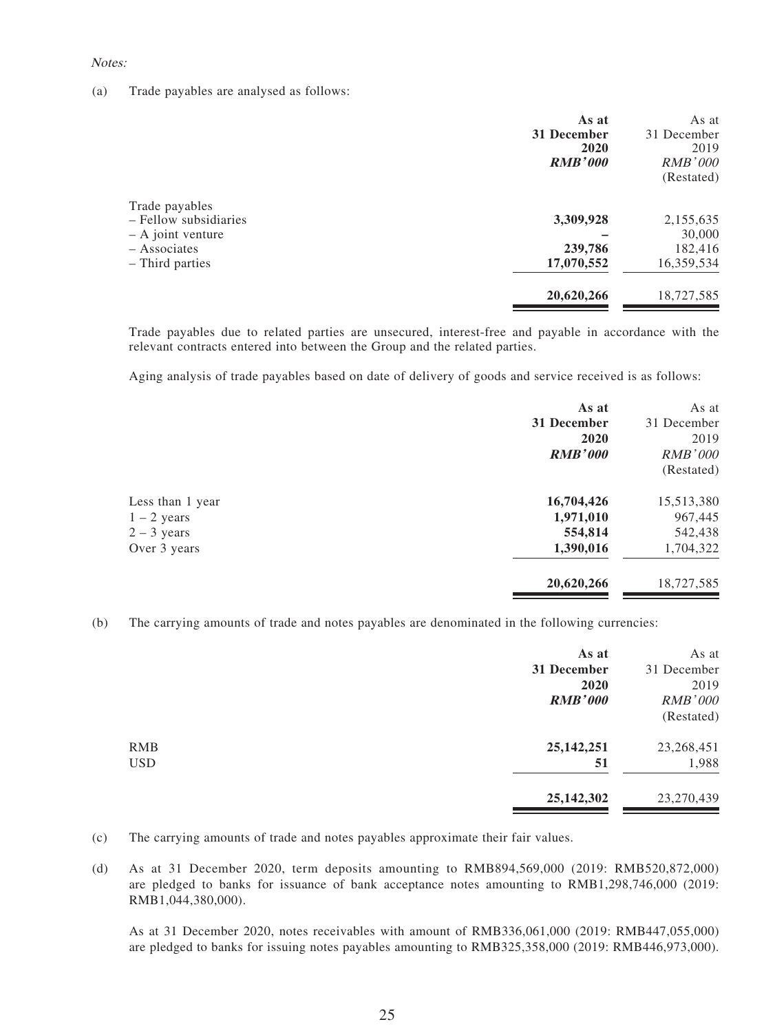*Notes:*

(a) Trade payables are analysed as follows:

| | As at 31 December 2020 RMB'000 | As at 31 December 2019 RMB'000 (Restated) |
|---|---|---|
| Trade payables | | |
| – Fellow subsidiaries | **3,309,928** | 2,155,635 |
| – A joint venture | **–** | 30,000 |
| – Associates | **239,786** | 182,416 |
| – Third parties | **17,070,552** | 16,359,534 |
| | **20,620,266** | 18,727,585 |

Trade payables due to related parties are unsecured, interest-free and payable in accordance with the relevant contracts entered into between the Group and the related parties.

Aging analysis of trade payables based on date of delivery of goods and service received is as follows:

| | As at 31 December 2020 RMB'000 | As at 31 December 2019 RMB'000 (Restated) |
|---|---|---|
| Less than 1 year | **16,704,426** | 15,513,380 |
| 1 – 2 years | **1,971,010** | 967,445 |
| 2 – 3 years | **554,814** | 542,438 |
| Over 3 years | **1,390,016** | 1,704,322 |
| | **20,620,266** | 18,727,585 |

(b) The carrying amounts of trade and notes payables are denominated in the following currencies:

| | As at 31 December 2020 RMB'000 | As at 31 December 2019 RMB'000 (Restated) |
|---|---|---|
| RMB | **25,142,251** | 23,268,451 |
| USD | **51** | 1,988 |
| | **25,142,302** | 23,270,439 |

(c) The carrying amounts of trade and notes payables approximate their fair values.

(d) As at 31 December 2020, term deposits amounting to RMB894,569,000 (2019: RMB520,872,000) are pledged to banks for issuance of bank acceptance notes amounting to RMB1,298,746,000 (2019: RMB1,044,380,000).

As at 31 December 2020, notes receivables with amount of RMB336,061,000 (2019: RMB447,055,000) are pledged to banks for issuing notes payables amounting to RMB325,358,000 (2019: RMB446,973,000).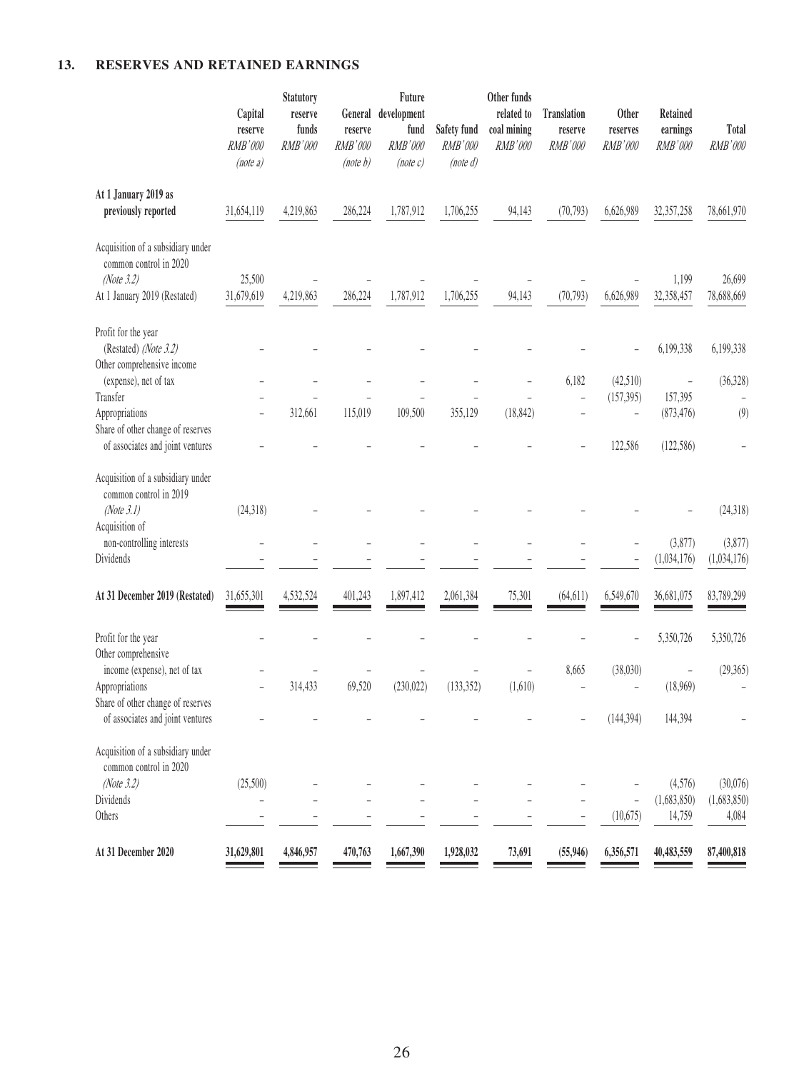## 13. RESERVES AND RETAINED EARNINGS

| | Capital reserve RMB'000 (note a) | Statutory reserve funds RMB'000 | General reserve RMB'000 (note b) | Future development fund RMB'000 (note c) | Safety fund RMB'000 (note d) | Other funds related to coal mining RMB'000 | Translation reserve RMB'000 | Other reserves RMB'000 | Retained earnings RMB'000 | Total RMB'000 |
|---|---|---|---|---|---|---|---|---|---|---|
| **At 1 January 2019 as previously reported** | 31,654,119 | 4,219,863 | 286,224 | 1,787,912 | 1,706,255 | 94,143 | (70,793) | 6,626,989 | 32,357,258 | 78,661,970 |
| Acquisition of a subsidiary under common control in 2020 *(Note 3.2)* | 25,500 | – | – | – | – | – | – | – | 1,199 | 26,699 |
| At 1 January 2019 (Restated) | 31,679,619 | 4,219,863 | 286,224 | 1,787,912 | 1,706,255 | 94,143 | (70,793) | 6,626,989 | 32,358,457 | 78,688,669 |
| Profit for the year (Restated) *(Note 3.2)* | – | – | – | – | – | – | – | – | 6,199,338 | 6,199,338 |
| Other comprehensive income (expense), net of tax | – | – | – | – | – | – | 6,182 | (42,510) | – | (36,328) |
| Transfer | – | – | – | – | – | – | – | (157,395) | 157,395 | – |
| Appropriations | – | 312,661 | 115,019 | 109,500 | 355,129 | (18,842) | – | – | (873,476) | (9) |
| Share of other change of reserves of associates and joint ventures | – | – | – | – | – | – | – | 122,586 | (122,586) | – |
| Acquisition of a subsidiary under common control in 2019 *(Note 3.1)* | (24,318) | – | – | – | – | – | – | – | – | (24,318) |
| Acquisition of non-controlling interests | – | – | – | – | – | – | – | – | (3,877) | (3,877) |
| Dividends | – | – | – | – | – | – | – | – | (1,034,176) | (1,034,176) |
| **At 31 December 2019 (Restated)** | 31,655,301 | 4,532,524 | 401,243 | 1,897,412 | 2,061,384 | 75,301 | (64,611) | 6,549,670 | 36,681,075 | 83,789,299 |
| Profit for the year | – | – | – | – | – | – | – | – | 5,350,726 | 5,350,726 |
| Other comprehensive income (expense), net of tax | – | – | – | – | – | – | 8,665 | (38,030) | – | (29,365) |
| Appropriations | – | 314,433 | 69,520 | (230,022) | (133,352) | (1,610) | – | – | (18,969) | – |
| Share of other change of reserves of associates and joint ventures | – | – | – | – | – | – | – | (144,394) | 144,394 | – |
| Acquisition of a subsidiary under common control in 2020 *(Note 3.2)* | (25,500) | – | – | – | – | – | – | – | (4,576) | (30,076) |
| Dividends | – | – | – | – | – | – | – | – | (1,683,850) | (1,683,850) |
| Others | – | – | – | – | – | – | – | (10,675) | 14,759 | 4,084 |
| **At 31 December 2020** | **31,629,801** | **4,846,957** | **470,763** | **1,667,390** | **1,928,032** | **73,691** | **(55,946)** | **6,356,571** | **40,483,559** | **87,400,818** |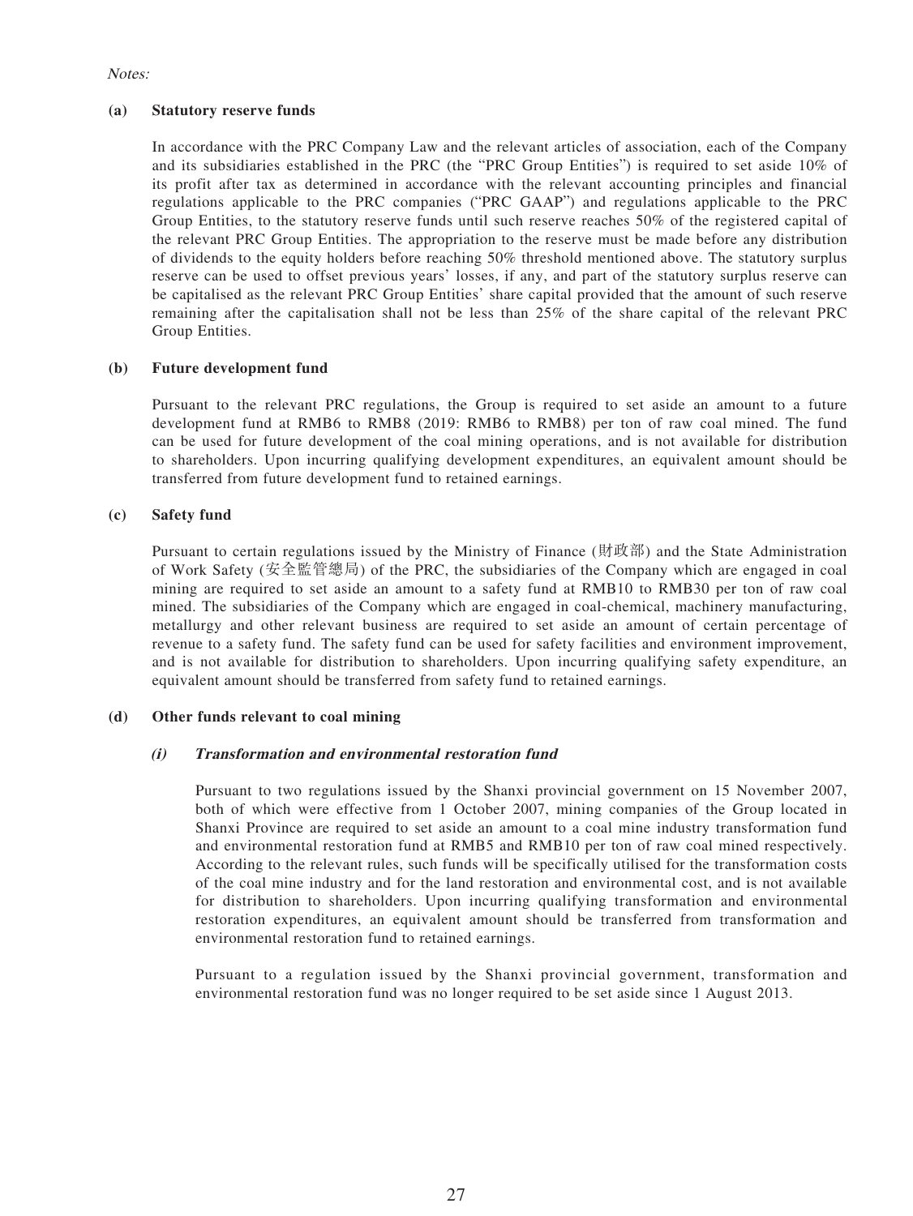*Notes:*

**(a) Statutory reserve funds**

In accordance with the PRC Company Law and the relevant articles of association, each of the Company and its subsidiaries established in the PRC (the "PRC Group Entities") is required to set aside 10% of its profit after tax as determined in accordance with the relevant accounting principles and financial regulations applicable to the PRC companies ("PRC GAAP") and regulations applicable to the PRC Group Entities, to the statutory reserve funds until such reserve reaches 50% of the registered capital of the relevant PRC Group Entities. The appropriation to the reserve must be made before any distribution of dividends to the equity holders before reaching 50% threshold mentioned above. The statutory surplus reserve can be used to offset previous years' losses, if any, and part of the statutory surplus reserve can be capitalised as the relevant PRC Group Entities' share capital provided that the amount of such reserve remaining after the capitalisation shall not be less than 25% of the share capital of the relevant PRC Group Entities.

**(b) Future development fund**

Pursuant to the relevant PRC regulations, the Group is required to set aside an amount to a future development fund at RMB6 to RMB8 (2019: RMB6 to RMB8) per ton of raw coal mined. The fund can be used for future development of the coal mining operations, and is not available for distribution to shareholders. Upon incurring qualifying development expenditures, an equivalent amount should be transferred from future development fund to retained earnings.

**(c) Safety fund**

Pursuant to certain regulations issued by the Ministry of Finance (財政部) and the State Administration of Work Safety (安全監管總局) of the PRC, the subsidiaries of the Company which are engaged in coal mining are required to set aside an amount to a safety fund at RMB10 to RMB30 per ton of raw coal mined. The subsidiaries of the Company which are engaged in coal-chemical, machinery manufacturing, metallurgy and other relevant business are required to set aside an amount of certain percentage of revenue to a safety fund. The safety fund can be used for safety facilities and environment improvement, and is not available for distribution to shareholders. Upon incurring qualifying safety expenditure, an equivalent amount should be transferred from safety fund to retained earnings.

**(d) Other funds relevant to coal mining**

***(i) Transformation and environmental restoration fund***

Pursuant to two regulations issued by the Shanxi provincial government on 15 November 2007, both of which were effective from 1 October 2007, mining companies of the Group located in Shanxi Province are required to set aside an amount to a coal mine industry transformation fund and environmental restoration fund at RMB5 and RMB10 per ton of raw coal mined respectively. According to the relevant rules, such funds will be specifically utilised for the transformation costs of the coal mine industry and for the land restoration and environmental cost, and is not available for distribution to shareholders. Upon incurring qualifying transformation and environmental restoration expenditures, an equivalent amount should be transferred from transformation and environmental restoration fund to retained earnings.

Pursuant to a regulation issued by the Shanxi provincial government, transformation and environmental restoration fund was no longer required to be set aside since 1 August 2013.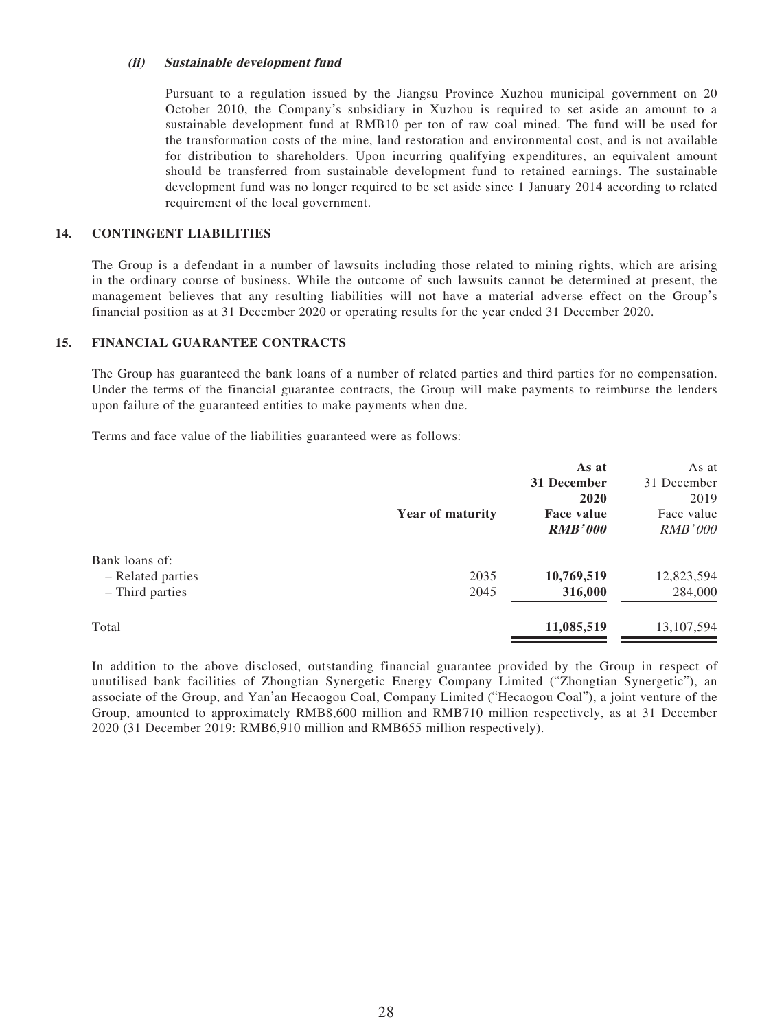***(ii) Sustainable development fund***

Pursuant to a regulation issued by the Jiangsu Province Xuzhou municipal government on 20 October 2010, the Company's subsidiary in Xuzhou is required to set aside an amount to a sustainable development fund at RMB10 per ton of raw coal mined. The fund will be used for the transformation costs of the mine, land restoration and environmental cost, and is not available for distribution to shareholders. Upon incurring qualifying expenditures, an equivalent amount should be transferred from sustainable development fund to retained earnings. The sustainable development fund was no longer required to be set aside since 1 January 2014 according to related requirement of the local government.

## 14. CONTINGENT LIABILITIES

The Group is a defendant in a number of lawsuits including those related to mining rights, which are arising in the ordinary course of business. While the outcome of such lawsuits cannot be determined at present, the management believes that any resulting liabilities will not have a material adverse effect on the Group's financial position as at 31 December 2020 or operating results for the year ended 31 December 2020.

## 15. FINANCIAL GUARANTEE CONTRACTS

The Group has guaranteed the bank loans of a number of related parties and third parties for no compensation. Under the terms of the financial guarantee contracts, the Group will make payments to reimburse the lenders upon failure of the guaranteed entities to make payments when due.

Terms and face value of the liabilities guaranteed were as follows:

| | **Year of maturity** | **As at 31 December 2020 Face value *RMB'000*** | As at 31 December 2019 Face value *RMB'000* |
|---|---|---|---|
| Bank loans of: | | | |
| – Related parties | 2035 | **10,769,519** | 12,823,594 |
| – Third parties | 2045 | **316,000** | 284,000 |
| Total | | **11,085,519** | 13,107,594 |

In addition to the above disclosed, outstanding financial guarantee provided by the Group in respect of unutilised bank facilities of Zhongtian Synergetic Energy Company Limited ("Zhongtian Synergetic"), an associate of the Group, and Yan'an Hecaogou Coal, Company Limited ("Hecaogou Coal"), a joint venture of the Group, amounted to approximately RMB8,600 million and RMB710 million respectively, as at 31 December 2020 (31 December 2019: RMB6,910 million and RMB655 million respectively).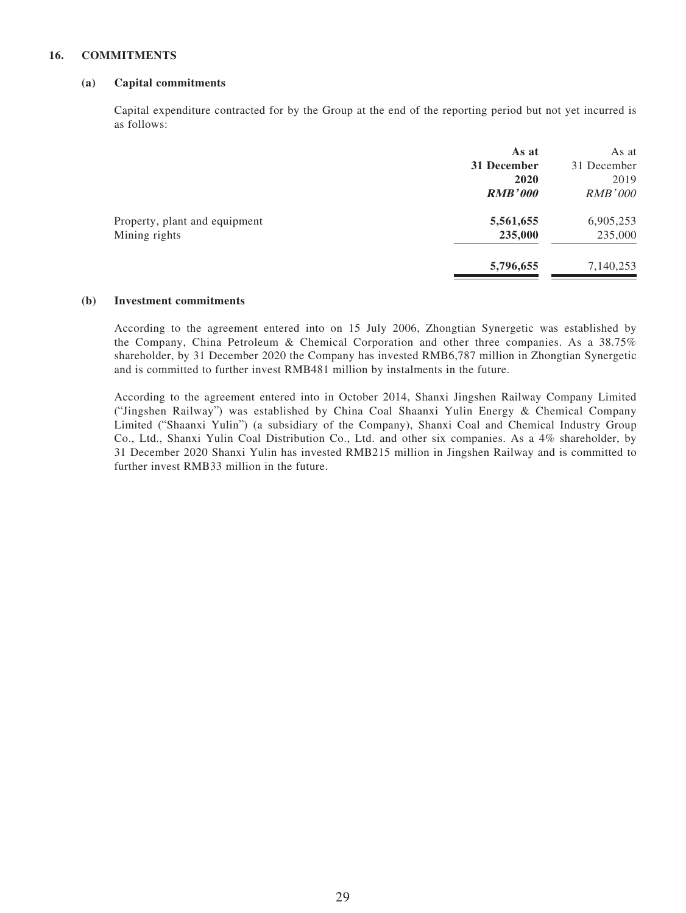## 16. COMMITMENTS

### (a) Capital commitments

Capital expenditure contracted for by the Group at the end of the reporting period but not yet incurred is as follows:

| | **As at 31 December 2020** | As at 31 December 2019 |
|---|---|---|
| | ***RMB'000*** | *RMB'000* |
| Property, plant and equipment | **5,561,655** | 6,905,253 |
| Mining rights | **235,000** | 235,000 |
| | **5,796,655** | 7,140,253 |

### (b) Investment commitments

According to the agreement entered into on 15 July 2006, Zhongtian Synergetic was established by the Company, China Petroleum & Chemical Corporation and other three companies. As a 38.75% shareholder, by 31 December 2020 the Company has invested RMB6,787 million in Zhongtian Synergetic and is committed to further invest RMB481 million by instalments in the future.

According to the agreement entered into in October 2014, Shanxi Jingshen Railway Company Limited ("Jingshen Railway") was established by China Coal Shaanxi Yulin Energy & Chemical Company Limited ("Shaanxi Yulin") (a subsidiary of the Company), Shanxi Coal and Chemical Industry Group Co., Ltd., Shanxi Yulin Coal Distribution Co., Ltd. and other six companies. As a 4% shareholder, by 31 December 2020 Shanxi Yulin has invested RMB215 million in Jingshen Railway and is committed to further invest RMB33 million in the future.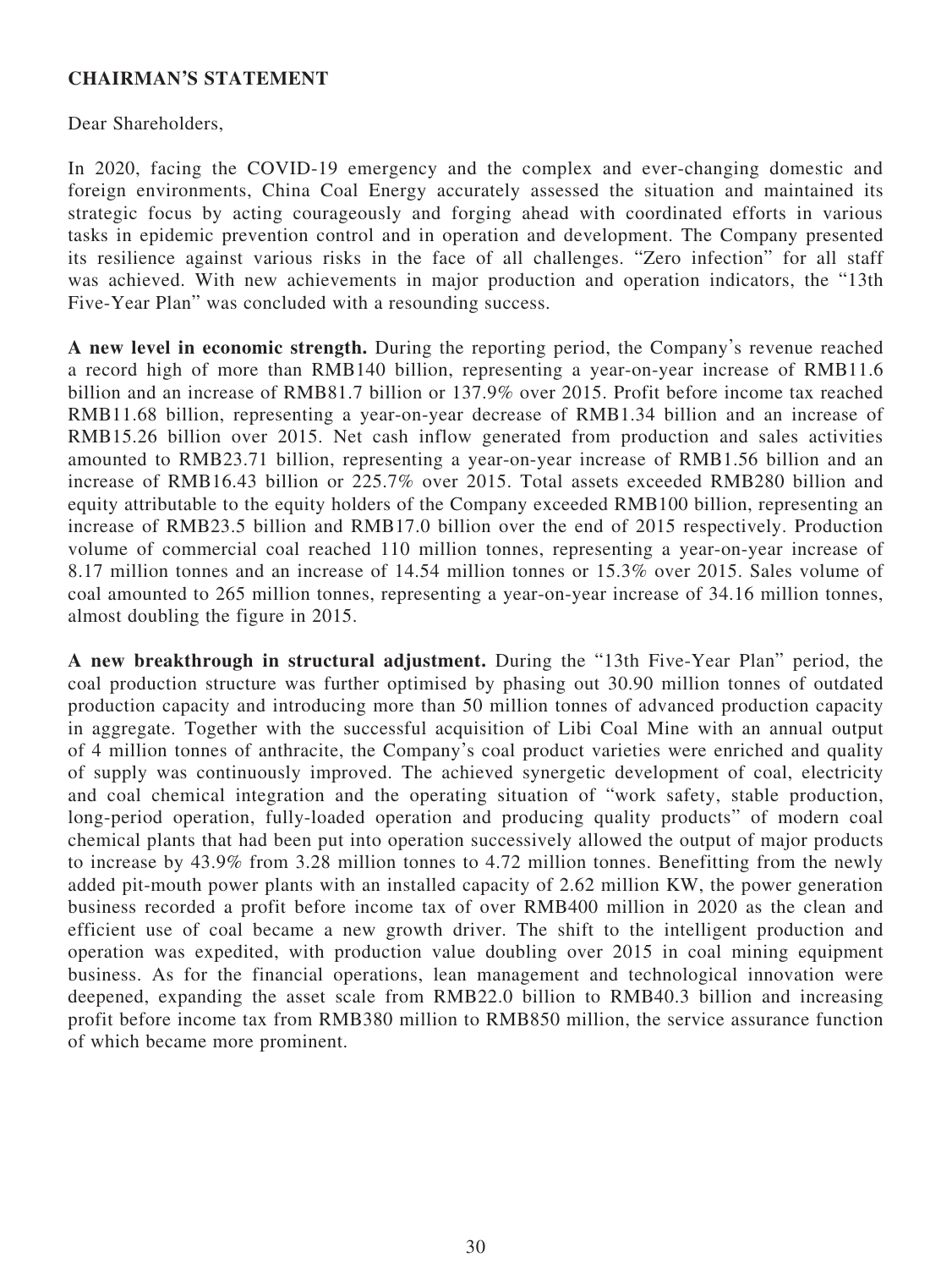## CHAIRMAN'S STATEMENT

Dear Shareholders,

In 2020, facing the COVID-19 emergency and the complex and ever-changing domestic and foreign environments, China Coal Energy accurately assessed the situation and maintained its strategic focus by acting courageously and forging ahead with coordinated efforts in various tasks in epidemic prevention control and in operation and development. The Company presented its resilience against various risks in the face of all challenges. "Zero infection" for all staff was achieved. With new achievements in major production and operation indicators, the "13th Five-Year Plan" was concluded with a resounding success.

**A new level in economic strength.** During the reporting period, the Company's revenue reached a record high of more than RMB140 billion, representing a year-on-year increase of RMB11.6 billion and an increase of RMB81.7 billion or 137.9% over 2015. Profit before income tax reached RMB11.68 billion, representing a year-on-year decrease of RMB1.34 billion and an increase of RMB15.26 billion over 2015. Net cash inflow generated from production and sales activities amounted to RMB23.71 billion, representing a year-on-year increase of RMB1.56 billion and an increase of RMB16.43 billion or 225.7% over 2015. Total assets exceeded RMB280 billion and equity attributable to the equity holders of the Company exceeded RMB100 billion, representing an increase of RMB23.5 billion and RMB17.0 billion over the end of 2015 respectively. Production volume of commercial coal reached 110 million tonnes, representing a year-on-year increase of 8.17 million tonnes and an increase of 14.54 million tonnes or 15.3% over 2015. Sales volume of coal amounted to 265 million tonnes, representing a year-on-year increase of 34.16 million tonnes, almost doubling the figure in 2015.

**A new breakthrough in structural adjustment.** During the "13th Five-Year Plan" period, the coal production structure was further optimised by phasing out 30.90 million tonnes of outdated production capacity and introducing more than 50 million tonnes of advanced production capacity in aggregate. Together with the successful acquisition of Libi Coal Mine with an annual output of 4 million tonnes of anthracite, the Company's coal product varieties were enriched and quality of supply was continuously improved. The achieved synergetic development of coal, electricity and coal chemical integration and the operating situation of "work safety, stable production, long-period operation, fully-loaded operation and producing quality products" of modern coal chemical plants that had been put into operation successively allowed the output of major products to increase by 43.9% from 3.28 million tonnes to 4.72 million tonnes. Benefitting from the newly added pit-mouth power plants with an installed capacity of 2.62 million KW, the power generation business recorded a profit before income tax of over RMB400 million in 2020 as the clean and efficient use of coal became a new growth driver. The shift to the intelligent production and operation was expedited, with production value doubling over 2015 in coal mining equipment business. As for the financial operations, lean management and technological innovation were deepened, expanding the asset scale from RMB22.0 billion to RMB40.3 billion and increasing profit before income tax from RMB380 million to RMB850 million, the service assurance function of which became more prominent.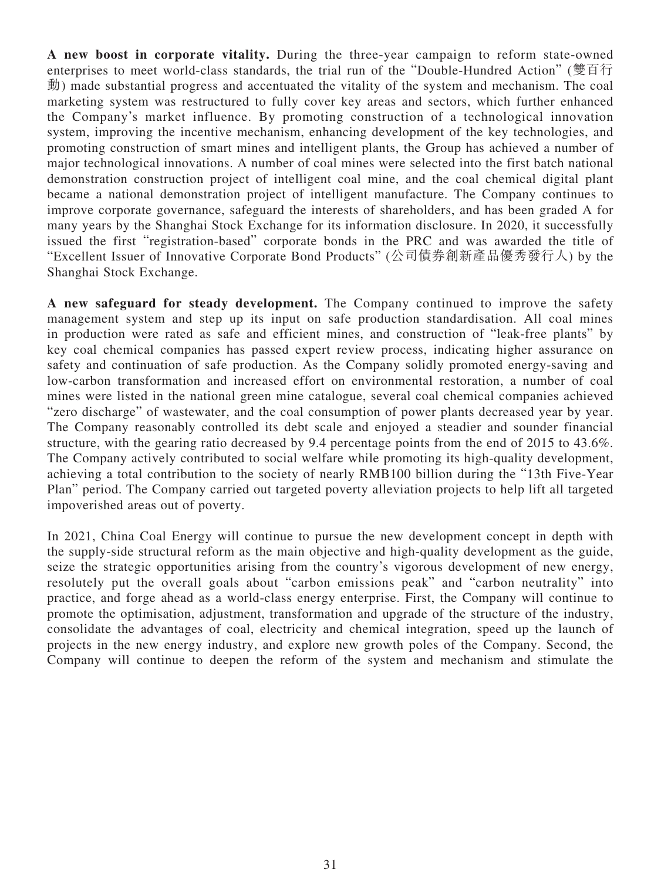**A new boost in corporate vitality.** During the three-year campaign to reform state-owned enterprises to meet world-class standards, the trial run of the "Double-Hundred Action" (雙百行動) made substantial progress and accentuated the vitality of the system and mechanism. The coal marketing system was restructured to fully cover key areas and sectors, which further enhanced the Company's market influence. By promoting construction of a technological innovation system, improving the incentive mechanism, enhancing development of the key technologies, and promoting construction of smart mines and intelligent plants, the Group has achieved a number of major technological innovations. A number of coal mines were selected into the first batch national demonstration construction project of intelligent coal mine, and the coal chemical digital plant became a national demonstration project of intelligent manufacture. The Company continues to improve corporate governance, safeguard the interests of shareholders, and has been graded A for many years by the Shanghai Stock Exchange for its information disclosure. In 2020, it successfully issued the first "registration-based" corporate bonds in the PRC and was awarded the title of "Excellent Issuer of Innovative Corporate Bond Products" (公司債券創新產品優秀發行人) by the Shanghai Stock Exchange.

**A new safeguard for steady development.** The Company continued to improve the safety management system and step up its input on safe production standardisation. All coal mines in production were rated as safe and efficient mines, and construction of "leak-free plants" by key coal chemical companies has passed expert review process, indicating higher assurance on safety and continuation of safe production. As the Company solidly promoted energy-saving and low-carbon transformation and increased effort on environmental restoration, a number of coal mines were listed in the national green mine catalogue, several coal chemical companies achieved "zero discharge" of wastewater, and the coal consumption of power plants decreased year by year. The Company reasonably controlled its debt scale and enjoyed a steadier and sounder financial structure, with the gearing ratio decreased by 9.4 percentage points from the end of 2015 to 43.6%. The Company actively contributed to social welfare while promoting its high-quality development, achieving a total contribution to the society of nearly RMB100 billion during the "13th Five-Year Plan" period. The Company carried out targeted poverty alleviation projects to help lift all targeted impoverished areas out of poverty.

In 2021, China Coal Energy will continue to pursue the new development concept in depth with the supply-side structural reform as the main objective and high-quality development as the guide, seize the strategic opportunities arising from the country's vigorous development of new energy, resolutely put the overall goals about "carbon emissions peak" and "carbon neutrality" into practice, and forge ahead as a world-class energy enterprise. First, the Company will continue to promote the optimisation, adjustment, transformation and upgrade of the structure of the industry, consolidate the advantages of coal, electricity and chemical integration, speed up the launch of projects in the new energy industry, and explore new growth poles of the Company. Second, the Company will continue to deepen the reform of the system and mechanism and stimulate the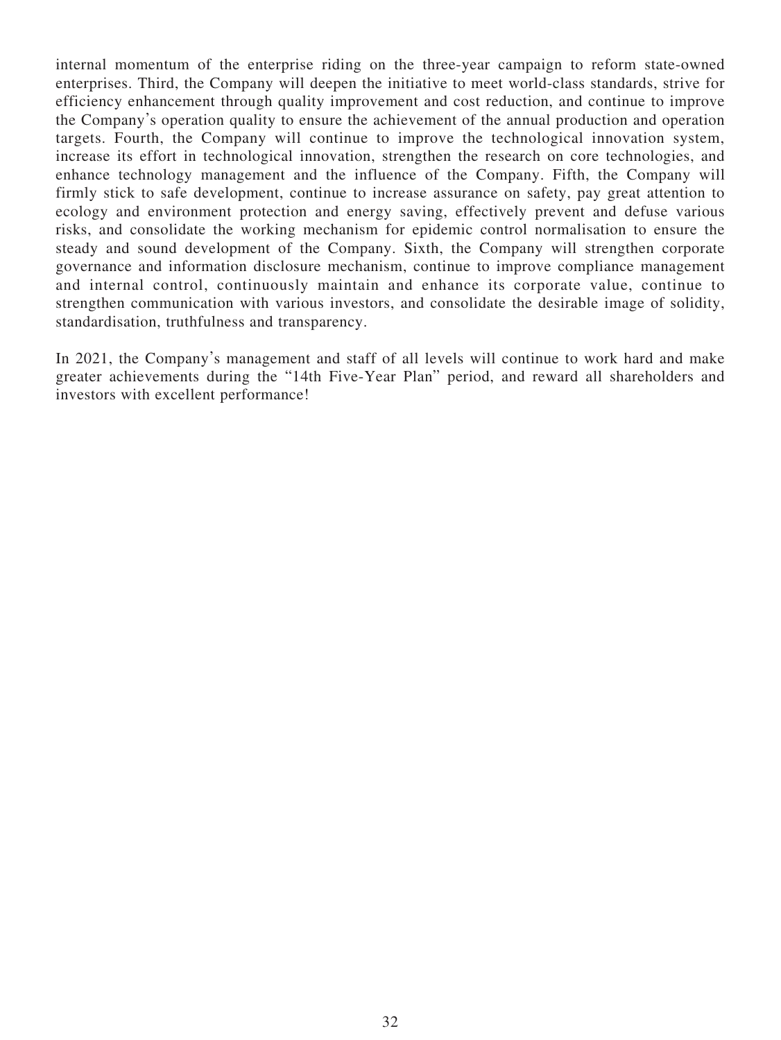internal momentum of the enterprise riding on the three-year campaign to reform state-owned enterprises. Third, the Company will deepen the initiative to meet world-class standards, strive for efficiency enhancement through quality improvement and cost reduction, and continue to improve the Company's operation quality to ensure the achievement of the annual production and operation targets. Fourth, the Company will continue to improve the technological innovation system, increase its effort in technological innovation, strengthen the research on core technologies, and enhance technology management and the influence of the Company. Fifth, the Company will firmly stick to safe development, continue to increase assurance on safety, pay great attention to ecology and environment protection and energy saving, effectively prevent and defuse various risks, and consolidate the working mechanism for epidemic control normalisation to ensure the steady and sound development of the Company. Sixth, the Company will strengthen corporate governance and information disclosure mechanism, continue to improve compliance management and internal control, continuously maintain and enhance its corporate value, continue to strengthen communication with various investors, and consolidate the desirable image of solidity, standardisation, truthfulness and transparency.

In 2021, the Company's management and staff of all levels will continue to work hard and make greater achievements during the "14th Five-Year Plan" period, and reward all shareholders and investors with excellent performance!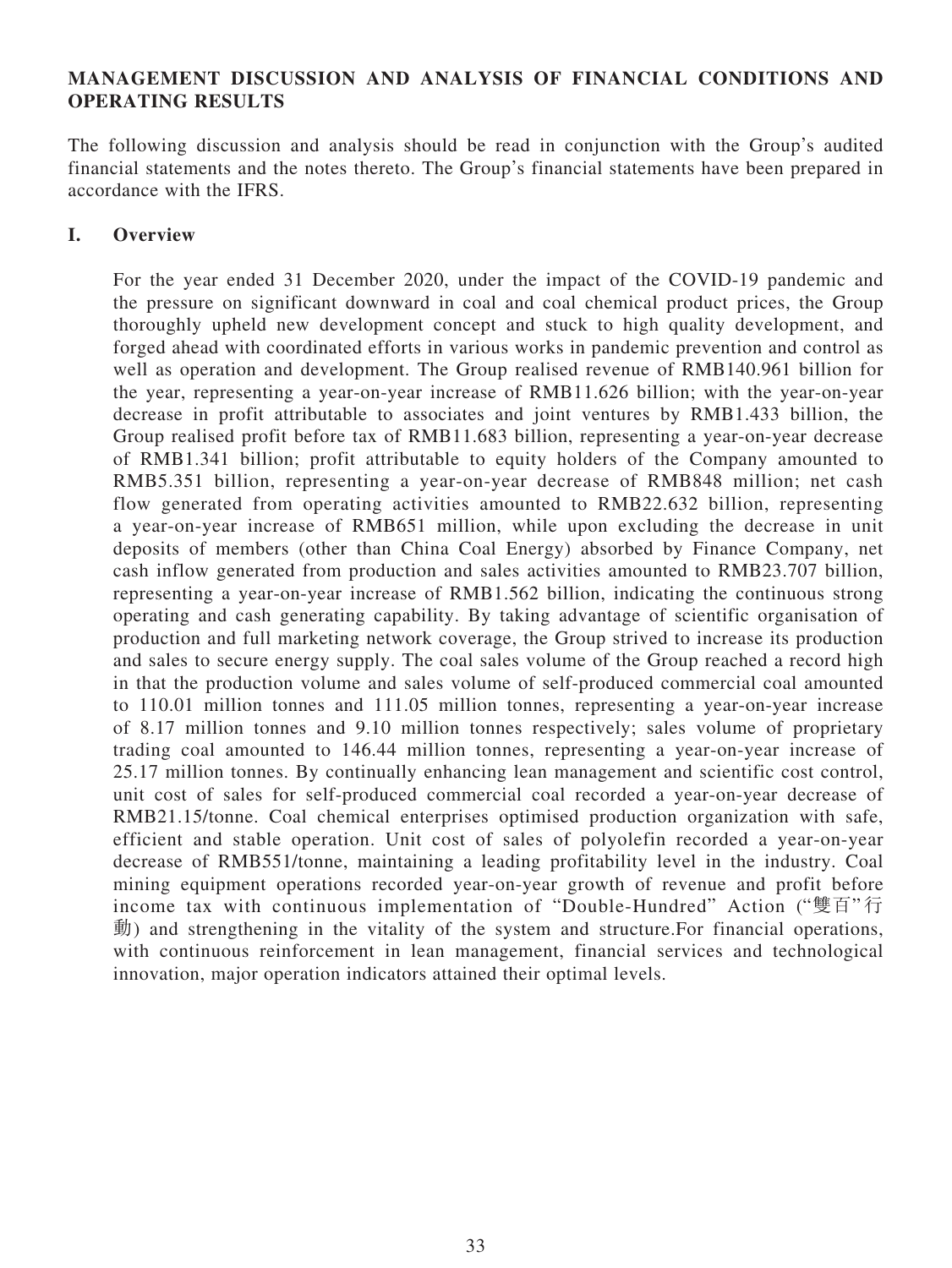## MANAGEMENT DISCUSSION AND ANALYSIS OF FINANCIAL CONDITIONS AND OPERATING RESULTS

The following discussion and analysis should be read in conjunction with the Group's audited financial statements and the notes thereto. The Group's financial statements have been prepared in accordance with the IFRS.

### I. Overview

For the year ended 31 December 2020, under the impact of the COVID-19 pandemic and the pressure on significant downward in coal and coal chemical product prices, the Group thoroughly upheld new development concept and stuck to high quality development, and forged ahead with coordinated efforts in various works in pandemic prevention and control as well as operation and development. The Group realised revenue of RMB140.961 billion for the year, representing a year-on-year increase of RMB11.626 billion; with the year-on-year decrease in profit attributable to associates and joint ventures by RMB1.433 billion, the Group realised profit before tax of RMB11.683 billion, representing a year-on-year decrease of RMB1.341 billion; profit attributable to equity holders of the Company amounted to RMB5.351 billion, representing a year-on-year decrease of RMB848 million; net cash flow generated from operating activities amounted to RMB22.632 billion, representing a year-on-year increase of RMB651 million, while upon excluding the decrease in unit deposits of members (other than China Coal Energy) absorbed by Finance Company, net cash inflow generated from production and sales activities amounted to RMB23.707 billion, representing a year-on-year increase of RMB1.562 billion, indicating the continuous strong operating and cash generating capability. By taking advantage of scientific organisation of production and full marketing network coverage, the Group strived to increase its production and sales to secure energy supply. The coal sales volume of the Group reached a record high in that the production volume and sales volume of self-produced commercial coal amounted to 110.01 million tonnes and 111.05 million tonnes, representing a year-on-year increase of 8.17 million tonnes and 9.10 million tonnes respectively; sales volume of proprietary trading coal amounted to 146.44 million tonnes, representing a year-on-year increase of 25.17 million tonnes. By continually enhancing lean management and scientific cost control, unit cost of sales for self-produced commercial coal recorded a year-on-year decrease of RMB21.15/tonne. Coal chemical enterprises optimised production organization with safe, efficient and stable operation. Unit cost of sales of polyolefin recorded a year-on-year decrease of RMB551/tonne, maintaining a leading profitability level in the industry. Coal mining equipment operations recorded year-on-year growth of revenue and profit before income tax with continuous implementation of "Double-Hundred" Action ("雙百"行動) and strengthening in the vitality of the system and structure.For financial operations, with continuous reinforcement in lean management, financial services and technological innovation, major operation indicators attained their optimal levels.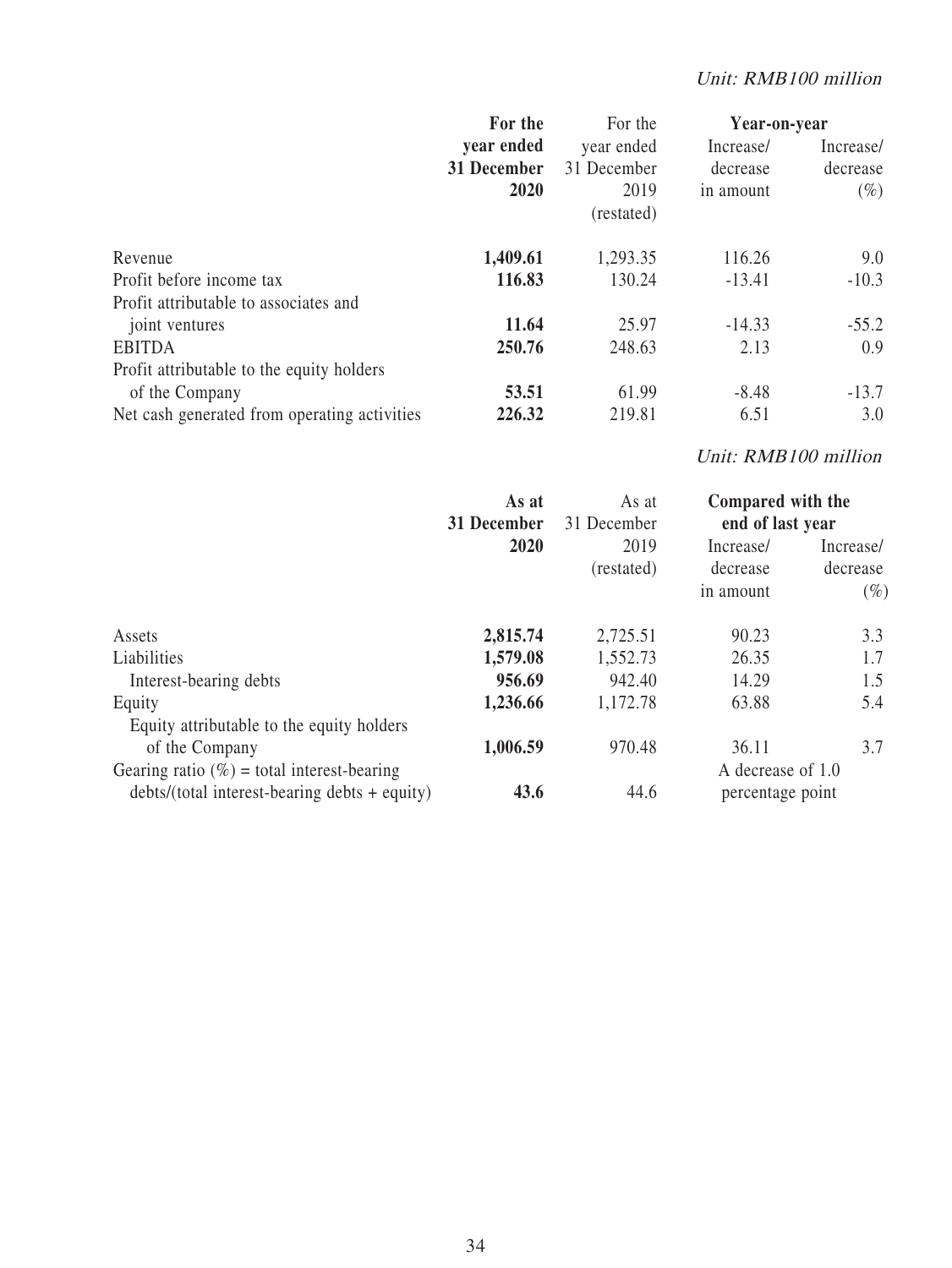*Unit: RMB100 million*

| | For the year ended 31 December 2020 | For the year ended 31 December 2019 (restated) | Year-on-year | |
|---|---|---|---|---|
| | | | Increase/ decrease in amount | Increase/ decrease (%) |
| Revenue | **1,409.61** | 1,293.35 | 116.26 | 9.0 |
| Profit before income tax | **116.83** | 130.24 | -13.41 | -10.3 |
| Profit attributable to associates and joint ventures | **11.64** | 25.97 | -14.33 | -55.2 |
| EBITDA | **250.76** | 248.63 | 2.13 | 0.9 |
| Profit attributable to the equity holders of the Company | **53.51** | 61.99 | -8.48 | -13.7 |
| Net cash generated from operating activities | **226.32** | 219.81 | 6.51 | 3.0 |

*Unit: RMB100 million*

| | As at 31 December 2020 | As at 31 December 2019 (restated) | Compared with the end of last year | |
|---|---|---|---|---|
| | | | Increase/ decrease in amount | Increase/ decrease (%) |
| Assets | **2,815.74** | 2,725.51 | 90.23 | 3.3 |
| Liabilities | **1,579.08** | 1,552.73 | 26.35 | 1.7 |
| Interest-bearing debts | **956.69** | 942.40 | 14.29 | 1.5 |
| Equity | **1,236.66** | 1,172.78 | 63.88 | 5.4 |
| Equity attributable to the equity holders of the Company | **1,006.59** | 970.48 | 36.11 | 3.7 |
| Gearing ratio (%) = total interest-bearing debts/(total interest-bearing debts + equity) | **43.6** | 44.6 | A decrease of 1.0 percentage point | |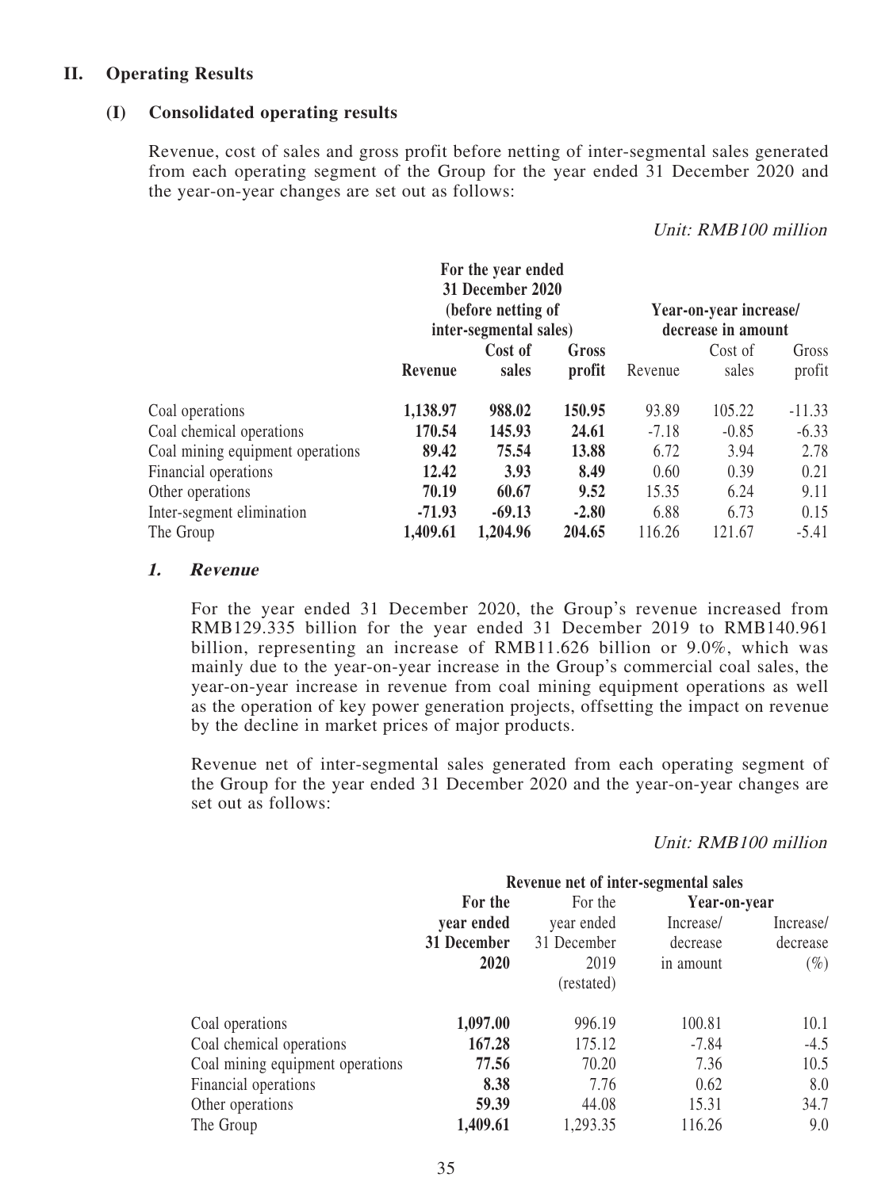## II. Operating Results

### (I) Consolidated operating results

Revenue, cost of sales and gross profit before netting of inter-segmental sales generated from each operating segment of the Group for the year ended 31 December 2020 and the year-on-year changes are set out as follows:

*Unit: RMB100 million*

| | For the year ended 31 December 2020 (before netting of inter-segmental sales) | | | Year-on-year increase/ decrease in amount | | |
|---|---|---|---|---|---|---|
| | **Revenue** | **Cost of sales** | **Gross profit** | Revenue | Cost of sales | Gross profit |
| Coal operations | **1,138.97** | **988.02** | **150.95** | 93.89 | 105.22 | -11.33 |
| Coal chemical operations | **170.54** | **145.93** | **24.61** | -7.18 | -0.85 | -6.33 |
| Coal mining equipment operations | **89.42** | **75.54** | **13.88** | 6.72 | 3.94 | 2.78 |
| Financial operations | **12.42** | **3.93** | **8.49** | 0.60 | 0.39 | 0.21 |
| Other operations | **70.19** | **60.67** | **9.52** | 15.35 | 6.24 | 9.11 |
| Inter-segment elimination | **-71.93** | **-69.13** | **-2.80** | 6.88 | 6.73 | 0.15 |
| The Group | **1,409.61** | **1,204.96** | **204.65** | 116.26 | 121.67 | -5.41 |

#### *1. Revenue*

For the year ended 31 December 2020, the Group's revenue increased from RMB129.335 billion for the year ended 31 December 2019 to RMB140.961 billion, representing an increase of RMB11.626 billion or 9.0%, which was mainly due to the year-on-year increase in the Group's commercial coal sales, the year-on-year increase in revenue from coal mining equipment operations as well as the operation of key power generation projects, offsetting the impact on revenue by the decline in market prices of major products.

Revenue net of inter-segmental sales generated from each operating segment of the Group for the year ended 31 December 2020 and the year-on-year changes are set out as follows:

*Unit: RMB100 million*

| | Revenue net of inter-segmental sales | | | |
|---|---|---|---|---|
| | | | Year-on-year | |
| | **For the year ended 31 December 2020** | For the year ended 31 December 2019 (restated) | Increase/ decrease in amount | Increase/ decrease (%) |
| Coal operations | **1,097.00** | 996.19 | 100.81 | 10.1 |
| Coal chemical operations | **167.28** | 175.12 | -7.84 | -4.5 |
| Coal mining equipment operations | **77.56** | 70.20 | 7.36 | 10.5 |
| Financial operations | **8.38** | 7.76 | 0.62 | 8.0 |
| Other operations | **59.39** | 44.08 | 15.31 | 34.7 |
| The Group | **1,409.61** | 1,293.35 | 116.26 | 9.0 |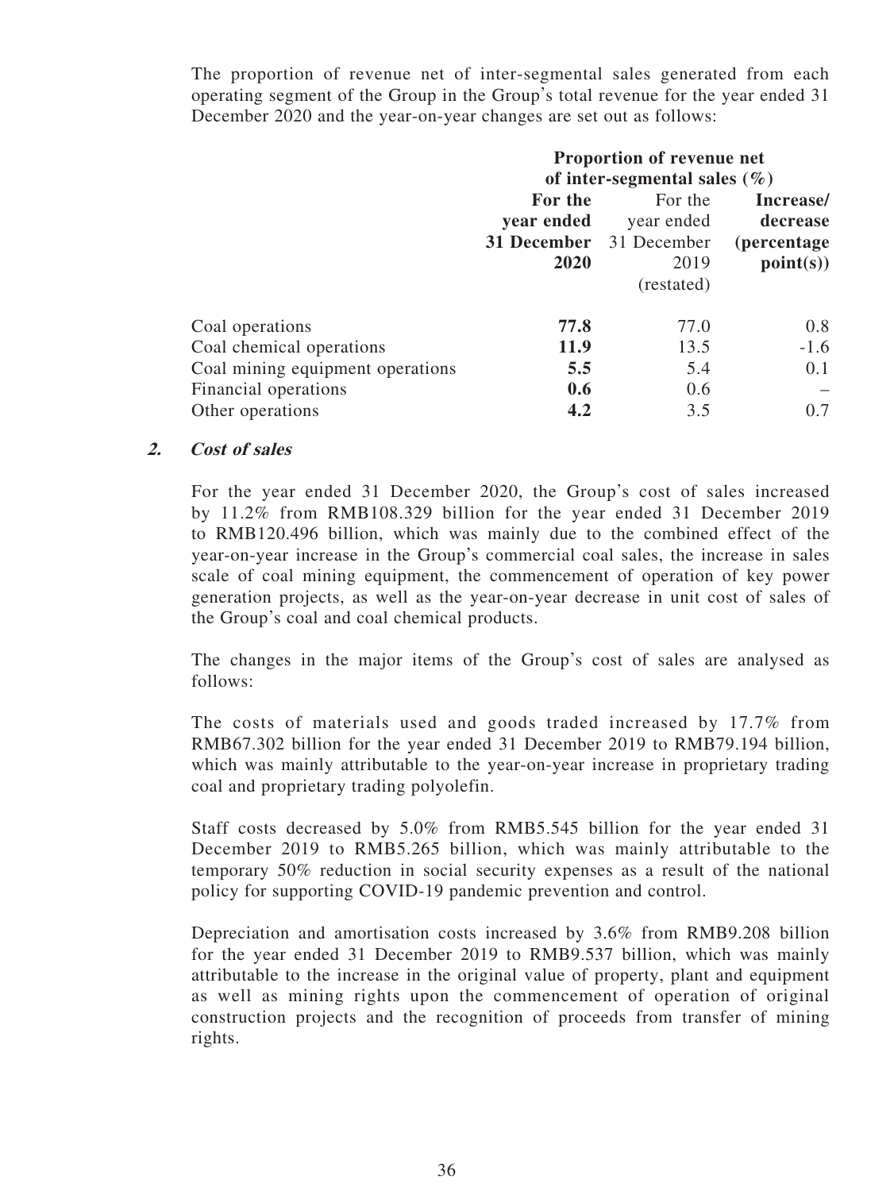The proportion of revenue net of inter-segmental sales generated from each operating segment of the Group in the Group's total revenue for the year ended 31 December 2020 and the year-on-year changes are set out as follows:

| | Proportion of revenue net of inter-segmental sales (%) | | |
|---|---|---|---|
| | **For the year ended 31 December 2020** | For the year ended 31 December 2019 (restated) | **Increase/ decrease (percentage point(s))** |
| Coal operations | **77.8** | 77.0 | 0.8 |
| Coal chemical operations | **11.9** | 13.5 | -1.6 |
| Coal mining equipment operations | **5.5** | 5.4 | 0.1 |
| Financial operations | **0.6** | 0.6 | – |
| Other operations | **4.2** | 3.5 | 0.7 |

### ***2. Cost of sales***

For the year ended 31 December 2020, the Group's cost of sales increased by 11.2% from RMB108.329 billion for the year ended 31 December 2019 to RMB120.496 billion, which was mainly due to the combined effect of the year-on-year increase in the Group's commercial coal sales, the increase in sales scale of coal mining equipment, the commencement of operation of key power generation projects, as well as the year-on-year decrease in unit cost of sales of the Group's coal and coal chemical products.

The changes in the major items of the Group's cost of sales are analysed as follows:

The costs of materials used and goods traded increased by 17.7% from RMB67.302 billion for the year ended 31 December 2019 to RMB79.194 billion, which was mainly attributable to the year-on-year increase in proprietary trading coal and proprietary trading polyolefin.

Staff costs decreased by 5.0% from RMB5.545 billion for the year ended 31 December 2019 to RMB5.265 billion, which was mainly attributable to the temporary 50% reduction in social security expenses as a result of the national policy for supporting COVID-19 pandemic prevention and control.

Depreciation and amortisation costs increased by 3.6% from RMB9.208 billion for the year ended 31 December 2019 to RMB9.537 billion, which was mainly attributable to the increase in the original value of property, plant and equipment as well as mining rights upon the commencement of operation of original construction projects and the recognition of proceeds from transfer of mining rights.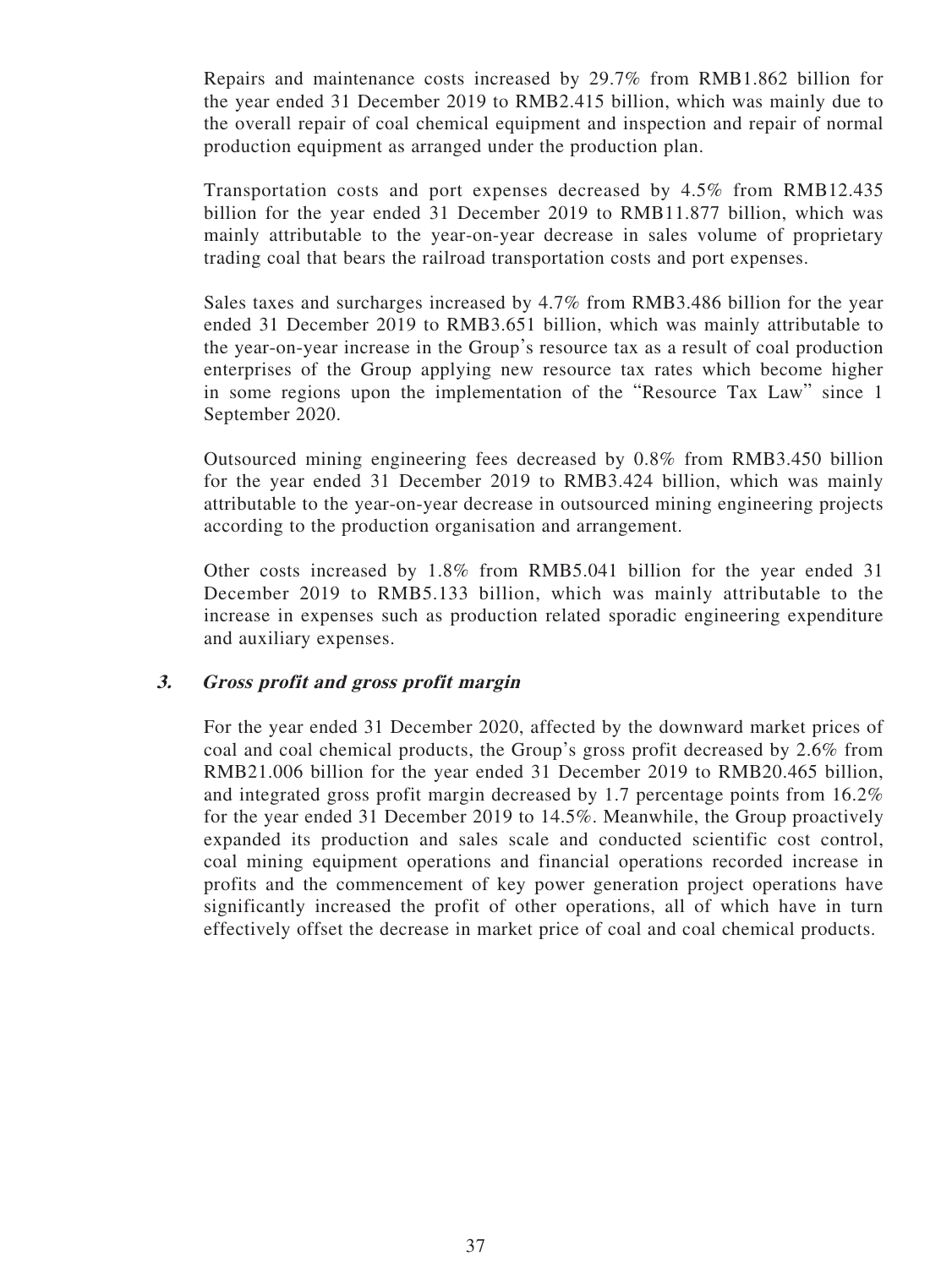Repairs and maintenance costs increased by 29.7% from RMB1.862 billion for the year ended 31 December 2019 to RMB2.415 billion, which was mainly due to the overall repair of coal chemical equipment and inspection and repair of normal production equipment as arranged under the production plan.

Transportation costs and port expenses decreased by 4.5% from RMB12.435 billion for the year ended 31 December 2019 to RMB11.877 billion, which was mainly attributable to the year-on-year decrease in sales volume of proprietary trading coal that bears the railroad transportation costs and port expenses.

Sales taxes and surcharges increased by 4.7% from RMB3.486 billion for the year ended 31 December 2019 to RMB3.651 billion, which was mainly attributable to the year-on-year increase in the Group's resource tax as a result of coal production enterprises of the Group applying new resource tax rates which become higher in some regions upon the implementation of the "Resource Tax Law" since 1 September 2020.

Outsourced mining engineering fees decreased by 0.8% from RMB3.450 billion for the year ended 31 December 2019 to RMB3.424 billion, which was mainly attributable to the year-on-year decrease in outsourced mining engineering projects according to the production organisation and arrangement.

Other costs increased by 1.8% from RMB5.041 billion for the year ended 31 December 2019 to RMB5.133 billion, which was mainly attributable to the increase in expenses such as production related sporadic engineering expenditure and auxiliary expenses.

### 3. *Gross profit and gross profit margin*

For the year ended 31 December 2020, affected by the downward market prices of coal and coal chemical products, the Group's gross profit decreased by 2.6% from RMB21.006 billion for the year ended 31 December 2019 to RMB20.465 billion, and integrated gross profit margin decreased by 1.7 percentage points from 16.2% for the year ended 31 December 2019 to 14.5%. Meanwhile, the Group proactively expanded its production and sales scale and conducted scientific cost control, coal mining equipment operations and financial operations recorded increase in profits and the commencement of key power generation project operations have significantly increased the profit of other operations, all of which have in turn effectively offset the decrease in market price of coal and coal chemical products.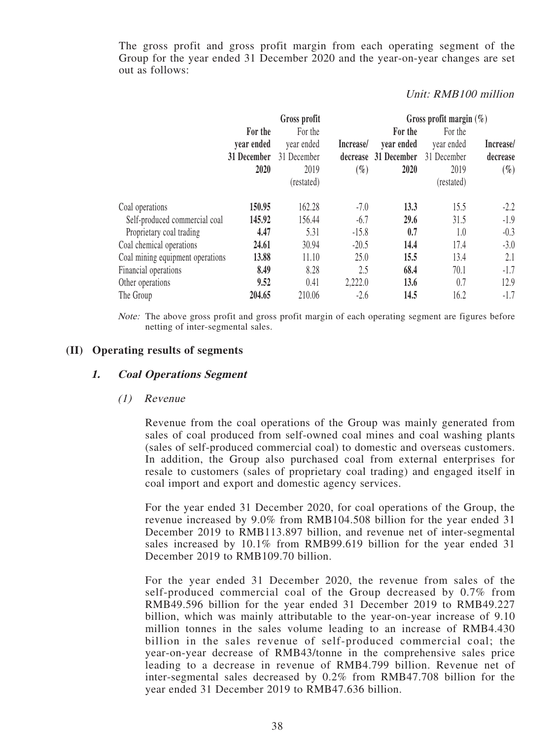The gross profit and gross profit margin from each operating segment of the Group for the year ended 31 December 2020 and the year-on-year changes are set out as follows:

*Unit: RMB100 million*

| | Gross profit | | | Gross profit margin (%) | | |
|---|---|---|---|---|---|---|
| | **For the year ended 31 December 2020** | For the year ended 31 December 2019 (restated) | Increase/ decrease (%) | **For the year ended 31 December 2020** | For the year ended 31 December 2019 (restated) | Increase/ decrease (%) |
| Coal operations | **150.95** | 162.28 | -7.0 | **13.3** | 15.5 | -2.2 |
| Self-produced commercial coal | **145.92** | 156.44 | -6.7 | **29.6** | 31.5 | -1.9 |
| Proprietary coal trading | **4.47** | 5.31 | -15.8 | **0.7** | 1.0 | -0.3 |
| Coal chemical operations | **24.61** | 30.94 | -20.5 | **14.4** | 17.4 | -3.0 |
| Coal mining equipment operations | **13.88** | 11.10 | 25.0 | **15.5** | 13.4 | 2.1 |
| Financial operations | **8.49** | 8.28 | 2.5 | **68.4** | 70.1 | -1.7 |
| Other operations | **9.52** | 0.41 | 2,222.0 | **13.6** | 0.7 | 12.9 |
| The Group | **204.65** | 210.06 | -2.6 | **14.5** | 16.2 | -1.7 |

*Note:* The above gross profit and gross profit margin of each operating segment are figures before netting of inter-segmental sales.

## (II) Operating results of segments

### *1. Coal Operations Segment*

#### *(1) Revenue*

Revenue from the coal operations of the Group was mainly generated from sales of coal produced from self-owned coal mines and coal washing plants (sales of self-produced commercial coal) to domestic and overseas customers. In addition, the Group also purchased coal from external enterprises for resale to customers (sales of proprietary coal trading) and engaged itself in coal import and export and domestic agency services.

For the year ended 31 December 2020, for coal operations of the Group, the revenue increased by 9.0% from RMB104.508 billion for the year ended 31 December 2019 to RMB113.897 billion, and revenue net of inter-segmental sales increased by 10.1% from RMB99.619 billion for the year ended 31 December 2019 to RMB109.70 billion.

For the year ended 31 December 2020, the revenue from sales of the self-produced commercial coal of the Group decreased by 0.7% from RMB49.596 billion for the year ended 31 December 2019 to RMB49.227 billion, which was mainly attributable to the year-on-year increase of 9.10 million tonnes in the sales volume leading to an increase of RMB4.430 billion in the sales revenue of self-produced commercial coal; the year-on-year decrease of RMB43/tonne in the comprehensive sales price leading to a decrease in revenue of RMB4.799 billion. Revenue net of inter-segmental sales decreased by 0.2% from RMB47.708 billion for the year ended 31 December 2019 to RMB47.636 billion.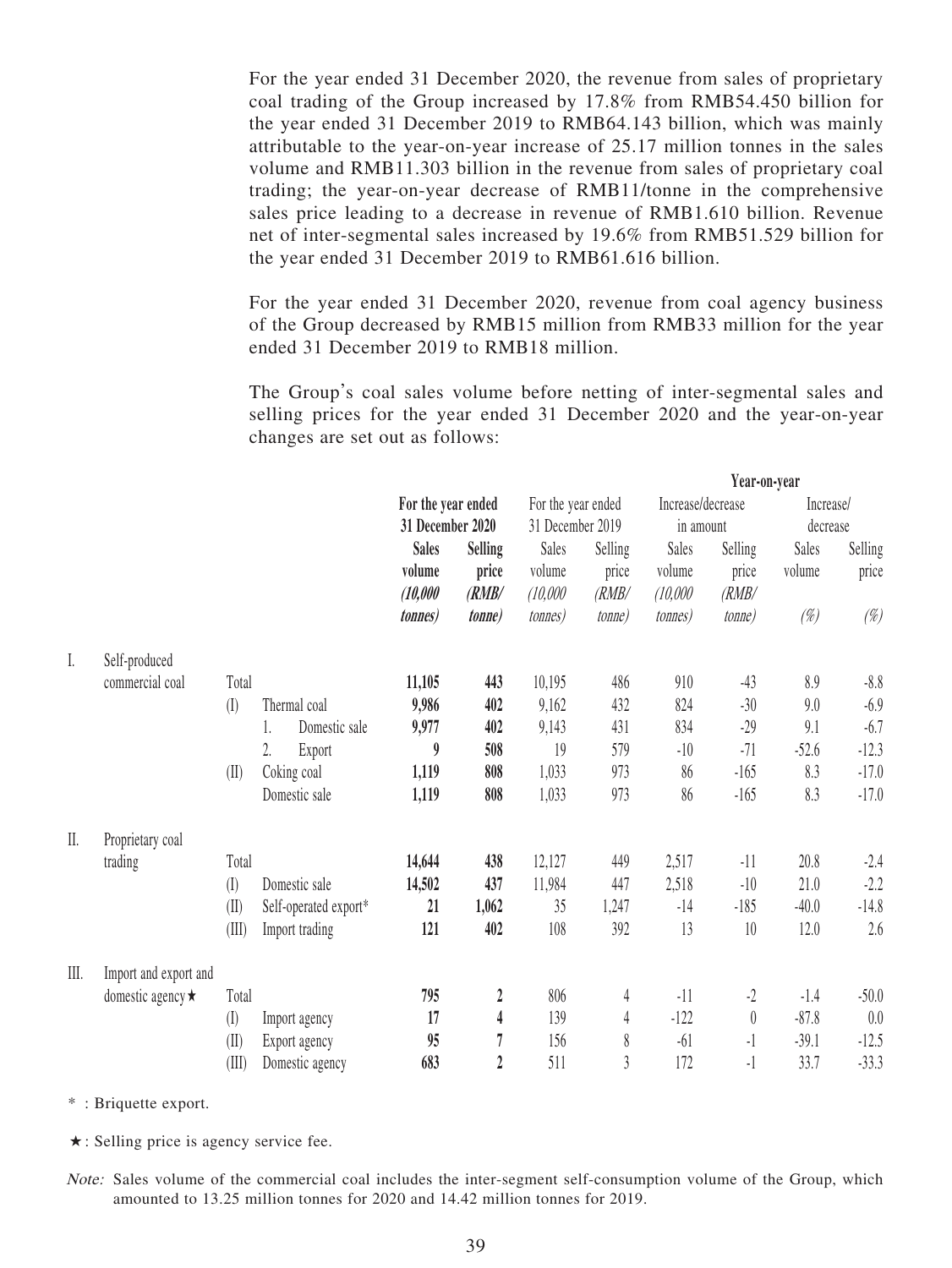For the year ended 31 December 2020, the revenue from sales of proprietary coal trading of the Group increased by 17.8% from RMB54.450 billion for the year ended 31 December 2019 to RMB64.143 billion, which was mainly attributable to the year-on-year increase of 25.17 million tonnes in the sales volume and RMB11.303 billion in the revenue from sales of proprietary coal trading; the year-on-year decrease of RMB11/tonne in the comprehensive sales price leading to a decrease in revenue of RMB1.610 billion. Revenue net of inter-segmental sales increased by 19.6% from RMB51.529 billion for the year ended 31 December 2019 to RMB61.616 billion.

For the year ended 31 December 2020, revenue from coal agency business of the Group decreased by RMB15 million from RMB33 million for the year ended 31 December 2019 to RMB18 million.

The Group's coal sales volume before netting of inter-segmental sales and selling prices for the year ended 31 December 2020 and the year-on-year changes are set out as follows:

| | | | | For the year ended 31 December 2020 | | For the year ended 31 December 2019 | | Year-on-year Increase/decrease in amount | | Year-on-year Increase/decrease | |
|---|---|---|---|---|---|---|---|---|---|---|---|
| | | | | **Sales volume (10,000 tonnes)** | **Selling price (RMB/tonne)** | Sales volume (10,000 tonnes) | Selling price (RMB/tonne) | Sales volume (10,000 tonnes) | Selling price (RMB/tonne) | Sales volume (%) | Selling price (%) |
| I. | Self-produced commercial coal | Total | | **11,105** | **443** | 10,195 | 486 | 910 | -43 | 8.9 | -8.8 |
| | | (I) | Thermal coal | **9,986** | **402** | 9,162 | 432 | 824 | -30 | 9.0 | -6.9 |
| | | | 1. Domestic sale | **9,977** | **402** | 9,143 | 431 | 834 | -29 | 9.1 | -6.7 |
| | | | 2. Export | **9** | **508** | 19 | 579 | -10 | -71 | -52.6 | -12.3 |
| | | (II) | Coking coal | **1,119** | **808** | 1,033 | 973 | 86 | -165 | 8.3 | -17.0 |
| | | | Domestic sale | **1,119** | **808** | 1,033 | 973 | 86 | -165 | 8.3 | -17.0 |
| II. | Proprietary coal trading | Total | | **14,644** | **438** | 12,127 | 449 | 2,517 | -11 | 20.8 | -2.4 |
| | | (I) | Domestic sale | **14,502** | **437** | 11,984 | 447 | 2,518 | -10 | 21.0 | -2.2 |
| | | (II) | Self-operated export* | **21** | **1,062** | 35 | 1,247 | -14 | -185 | -40.0 | -14.8 |
| | | (III) | Import trading | **121** | **402** | 108 | 392 | 13 | 10 | 12.0 | 2.6 |
| III. | Import and export and domestic agency★ | Total | | **795** | **2** | 806 | 4 | -11 | -2 | -1.4 | -50.0 |
| | | (I) | Import agency | **17** | **4** | 139 | 4 | -122 | 0 | -87.8 | 0.0 |
| | | (II) | Export agency | **95** | **7** | 156 | 8 | -61 | -1 | -39.1 | -12.5 |
| | | (III) | Domestic agency | **683** | **2** | 511 | 3 | 172 | -1 | 33.7 | -33.3 |

\* : Briquette export.

★: Selling price is agency service fee.

*Note:* Sales volume of the commercial coal includes the inter-segment self-consumption volume of the Group, which amounted to 13.25 million tonnes for 2020 and 14.42 million tonnes for 2019.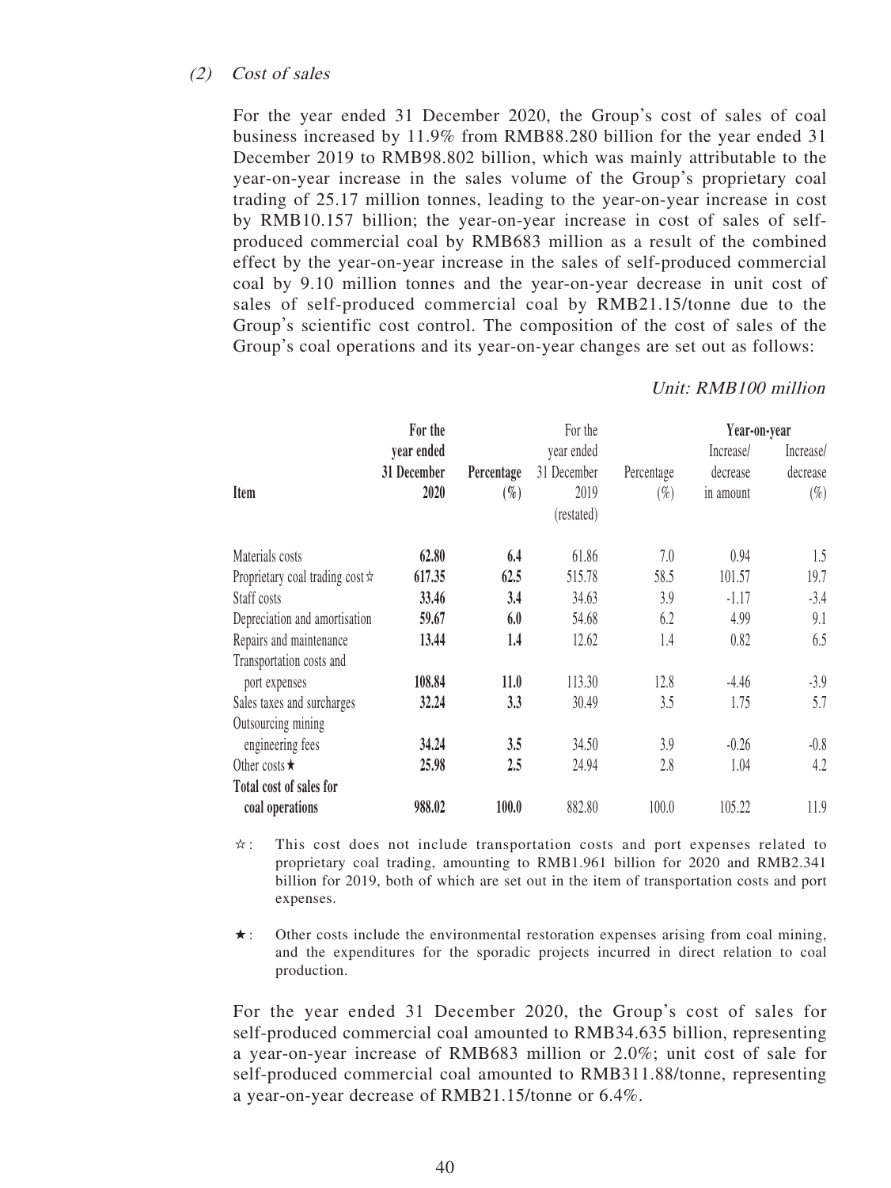*(2) Cost of sales*

For the year ended 31 December 2020, the Group's cost of sales of coal business increased by 11.9% from RMB88.280 billion for the year ended 31 December 2019 to RMB98.802 billion, which was mainly attributable to the year-on-year increase in the sales volume of the Group's proprietary coal trading of 25.17 million tonnes, leading to the year-on-year increase in cost by RMB10.157 billion; the year-on-year increase in cost of sales of self-produced commercial coal by RMB683 million as a result of the combined effect by the year-on-year increase in the sales of self-produced commercial coal by 9.10 million tonnes and the year-on-year decrease in unit cost of sales of self-produced commercial coal by RMB21.15/tonne due to the Group's scientific cost control. The composition of the cost of sales of the Group's coal operations and its year-on-year changes are set out as follows:

*Unit: RMB100 million*

| Item | For the year ended 31 December 2020 | Percentage (%) | For the year ended 31 December 2019 (restated) | Percentage (%) | Year-on-year Increase/ decrease in amount | Year-on-year Increase/ decrease (%) |
|---|---|---|---|---|---|---|
| Materials costs | **62.80** | **6.4** | 61.86 | 7.0 | 0.94 | 1.5 |
| Proprietary coal trading cost☆ | **617.35** | **62.5** | 515.78 | 58.5 | 101.57 | 19.7 |
| Staff costs | **33.46** | **3.4** | 34.63 | 3.9 | -1.17 | -3.4 |
| Depreciation and amortisation | **59.67** | **6.0** | 54.68 | 6.2 | 4.99 | 9.1 |
| Repairs and maintenance | **13.44** | **1.4** | 12.62 | 1.4 | 0.82 | 6.5 |
| Transportation costs and port expenses | **108.84** | **11.0** | 113.30 | 12.8 | -4.46 | -3.9 |
| Sales taxes and surcharges | **32.24** | **3.3** | 30.49 | 3.5 | 1.75 | 5.7 |
| Outsourcing mining engineering fees | **34.24** | **3.5** | 34.50 | 3.9 | -0.26 | -0.8 |
| Other costs★ | **25.98** | **2.5** | 24.94 | 2.8 | 1.04 | 4.2 |
| **Total cost of sales for coal operations** | **988.02** | **100.0** | 882.80 | 100.0 | 105.22 | 11.9 |

☆: This cost does not include transportation costs and port expenses related to proprietary coal trading, amounting to RMB1.961 billion for 2020 and RMB2.341 billion for 2019, both of which are set out in the item of transportation costs and port expenses.

★: Other costs include the environmental restoration expenses arising from coal mining, and the expenditures for the sporadic projects incurred in direct relation to coal production.

For the year ended 31 December 2020, the Group's cost of sales for self-produced commercial coal amounted to RMB34.635 billion, representing a year-on-year increase of RMB683 million or 2.0%; unit cost of sale for self-produced commercial coal amounted to RMB311.88/tonne, representing a year-on-year decrease of RMB21.15/tonne or 6.4%.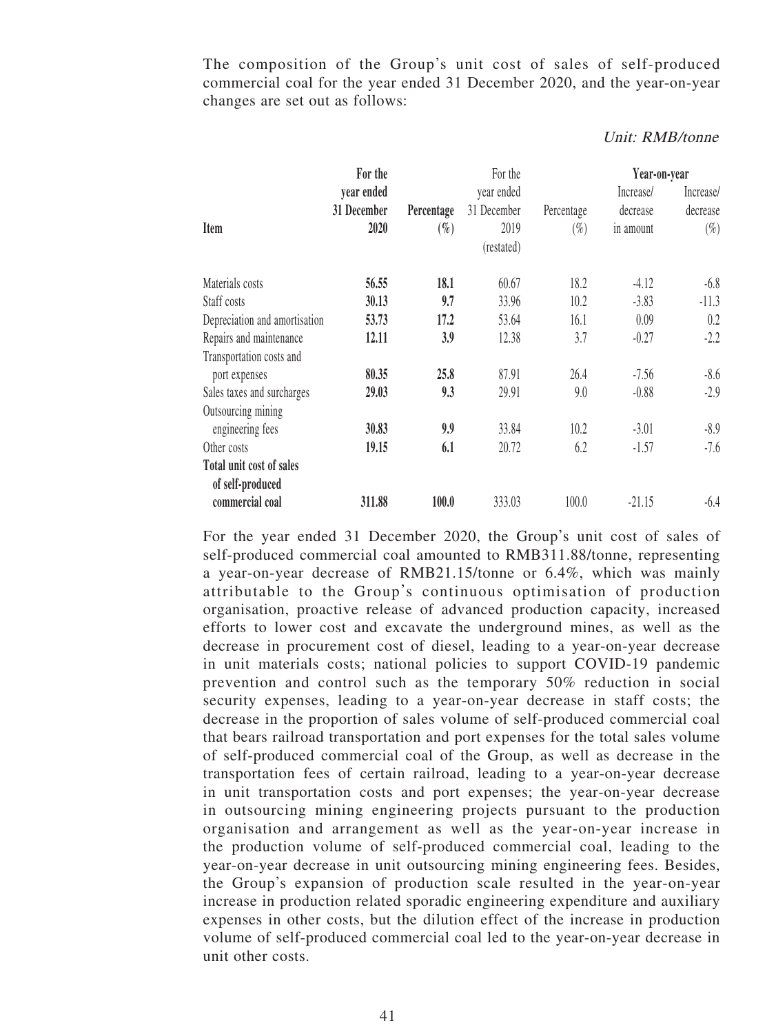The composition of the Group's unit cost of sales of self-produced commercial coal for the year ended 31 December 2020, and the year-on-year changes are set out as follows:

*Unit: RMB/tonne*

| Item | For the year ended 31 December 2020 | Percentage (%) | For the year ended 31 December 2019 (restated) | Percentage (%) | Year-on-year Increase/ decrease in amount | Year-on-year Increase/ decrease (%) |
|---|---|---|---|---|---|---|
| Materials costs | **56.55** | **18.1** | 60.67 | 18.2 | -4.12 | -6.8 |
| Staff costs | **30.13** | **9.7** | 33.96 | 10.2 | -3.83 | -11.3 |
| Depreciation and amortisation | **53.73** | **17.2** | 53.64 | 16.1 | 0.09 | 0.2 |
| Repairs and maintenance | **12.11** | **3.9** | 12.38 | 3.7 | -0.27 | -2.2 |
| Transportation costs and port expenses | **80.35** | **25.8** | 87.91 | 26.4 | -7.56 | -8.6 |
| Sales taxes and surcharges | **29.03** | **9.3** | 29.91 | 9.0 | -0.88 | -2.9 |
| Outsourcing mining engineering fees | **30.83** | **9.9** | 33.84 | 10.2 | -3.01 | -8.9 |
| Other costs | **19.15** | **6.1** | 20.72 | 6.2 | -1.57 | -7.6 |
| **Total unit cost of sales of self-produced commercial coal** | **311.88** | **100.0** | 333.03 | 100.0 | -21.15 | -6.4 |

For the year ended 31 December 2020, the Group's unit cost of sales of self-produced commercial coal amounted to RMB311.88/tonne, representing a year-on-year decrease of RMB21.15/tonne or 6.4%, which was mainly attributable to the Group's continuous optimisation of production organisation, proactive release of advanced production capacity, increased efforts to lower cost and excavate the underground mines, as well as the decrease in procurement cost of diesel, leading to a year-on-year decrease in unit materials costs; national policies to support COVID-19 pandemic prevention and control such as the temporary 50% reduction in social security expenses, leading to a year-on-year decrease in staff costs; the decrease in the proportion of sales volume of self-produced commercial coal that bears railroad transportation and port expenses for the total sales volume of self-produced commercial coal of the Group, as well as decrease in the transportation fees of certain railroad, leading to a year-on-year decrease in unit transportation costs and port expenses; the year-on-year decrease in outsourcing mining engineering projects pursuant to the production organisation and arrangement as well as the year-on-year increase in the production volume of self-produced commercial coal, leading to the year-on-year decrease in unit outsourcing mining engineering fees. Besides, the Group's expansion of production scale resulted in the year-on-year increase in production related sporadic engineering expenditure and auxiliary expenses in other costs, but the dilution effect of the increase in production volume of self-produced commercial coal led to the year-on-year decrease in unit other costs.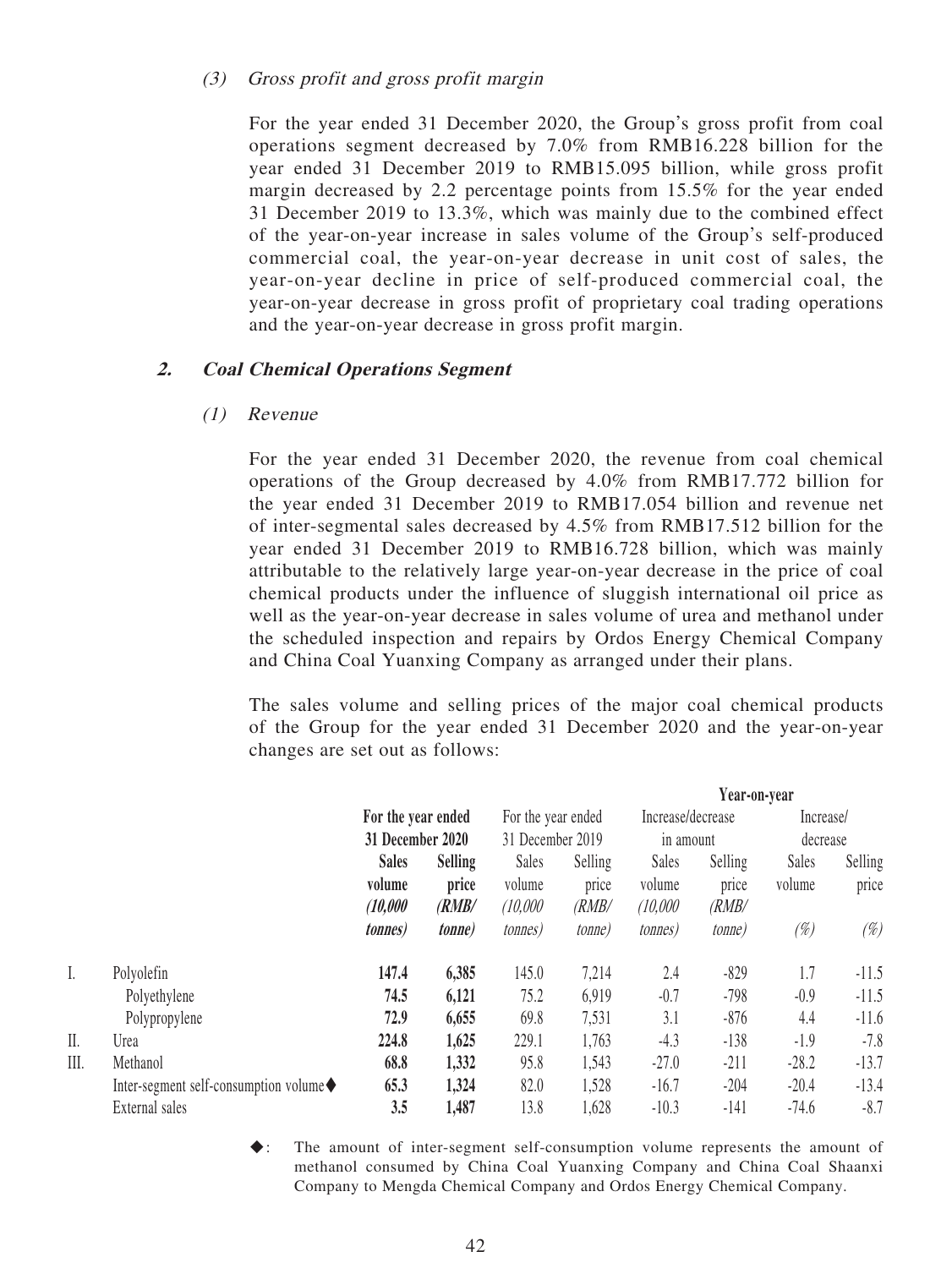*(3) Gross profit and gross profit margin*

For the year ended 31 December 2020, the Group's gross profit from coal operations segment decreased by 7.0% from RMB16.228 billion for the year ended 31 December 2019 to RMB15.095 billion, while gross profit margin decreased by 2.2 percentage points from 15.5% for the year ended 31 December 2019 to 13.3%, which was mainly due to the combined effect of the year-on-year increase in sales volume of the Group's self-produced commercial coal, the year-on-year decrease in unit cost of sales, the year-on-year decline in price of self-produced commercial coal, the year-on-year decrease in gross profit of proprietary coal trading operations and the year-on-year decrease in gross profit margin.

## 2. *Coal Chemical Operations Segment*

*(1) Revenue*

For the year ended 31 December 2020, the revenue from coal chemical operations of the Group decreased by 4.0% from RMB17.772 billion for the year ended 31 December 2019 to RMB17.054 billion and revenue net of inter-segmental sales decreased by 4.5% from RMB17.512 billion for the year ended 31 December 2019 to RMB16.728 billion, which was mainly attributable to the relatively large year-on-year decrease in the price of coal chemical products under the influence of sluggish international oil price as well as the year-on-year decrease in sales volume of urea and methanol under the scheduled inspection and repairs by Ordos Energy Chemical Company and China Coal Yuanxing Company as arranged under their plans.

The sales volume and selling prices of the major coal chemical products of the Group for the year ended 31 December 2020 and the year-on-year changes are set out as follows:

| | | **For the year ended 31 December 2020** | | For the year ended 31 December 2019 | | **Year-on-year** Increase/decrease in amount | | Increase/ decrease | |
|---|---|---|---|---|---|---|---|---|---|
| | | **Sales volume (10,000 tonnes)** | **Selling price (RMB/ tonne)** | Sales volume (10,000 tonnes) | Selling price (RMB/ tonne) | Sales volume (10,000 tonnes) | Selling price (RMB/ tonne) | Sales volume (%) | Selling price (%) |
| I. | Polyolefin | **147.4** | **6,385** | 145.0 | 7,214 | 2.4 | -829 | 1.7 | -11.5 |
| | Polyethylene | **74.5** | **6,121** | 75.2 | 6,919 | -0.7 | -798 | -0.9 | -11.5 |
| | Polypropylene | **72.9** | **6,655** | 69.8 | 7,531 | 3.1 | -876 | 4.4 | -11.6 |
| II. | Urea | **224.8** | **1,625** | 229.1 | 1,763 | -4.3 | -138 | -1.9 | -7.8 |
| III. | Methanol | **68.8** | **1,332** | 95.8 | 1,543 | -27.0 | -211 | -28.2 | -13.7 |
| | Inter-segment self-consumption volume◆ | **65.3** | **1,324** | 82.0 | 1,528 | -16.7 | -204 | -20.4 | -13.4 |
| | External sales | **3.5** | **1,487** | 13.8 | 1,628 | -10.3 | -141 | -74.6 | -8.7 |

◆: The amount of inter-segment self-consumption volume represents the amount of methanol consumed by China Coal Yuanxing Company and China Coal Shaanxi Company to Mengda Chemical Company and Ordos Energy Chemical Company.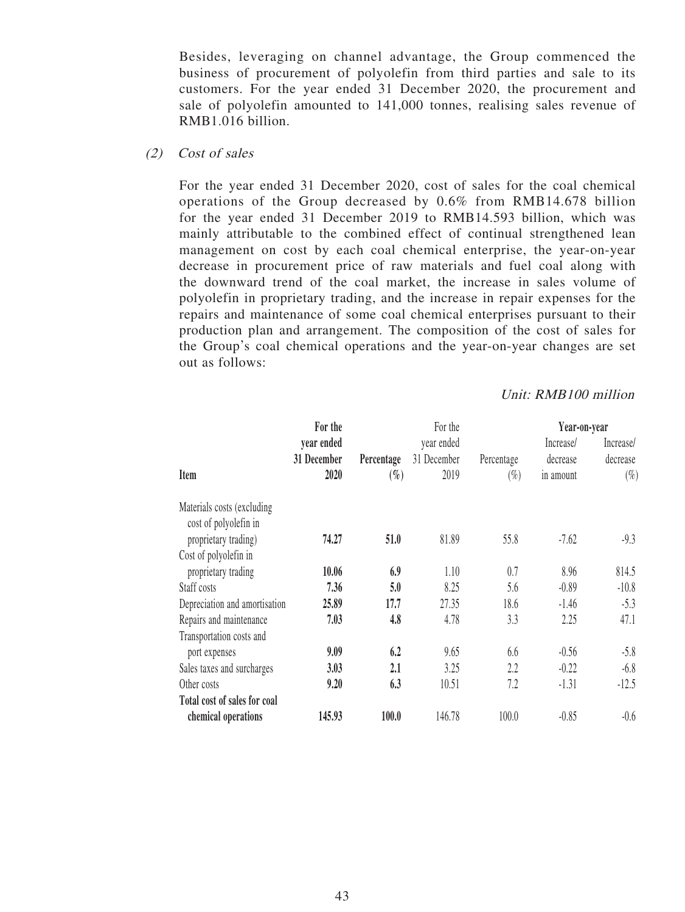Besides, leveraging on channel advantage, the Group commenced the business of procurement of polyolefin from third parties and sale to its customers. For the year ended 31 December 2020, the procurement and sale of polyolefin amounted to 141,000 tonnes, realising sales revenue of RMB1.016 billion.

*(2) Cost of sales*

For the year ended 31 December 2020, cost of sales for the coal chemical operations of the Group decreased by 0.6% from RMB14.678 billion for the year ended 31 December 2019 to RMB14.593 billion, which was mainly attributable to the combined effect of continual strengthened lean management on cost by each coal chemical enterprise, the year-on-year decrease in procurement price of raw materials and fuel coal along with the downward trend of the coal market, the increase in sales volume of polyolefin in proprietary trading, and the increase in repair expenses for the repairs and maintenance of some coal chemical enterprises pursuant to their production plan and arrangement. The composition of the cost of sales for the Group's coal chemical operations and the year-on-year changes are set out as follows:

*Unit: RMB100 million*

| **Item** | **For the year ended 31 December 2020** | **Percentage (%)** | For the year ended 31 December 2019 | Percentage (%) | **Year-on-year** Increase/ decrease in amount | Increase/ decrease (%) |
|---|---|---|---|---|---|---|
| Materials costs (excluding cost of polyolefin in proprietary trading) | **74.27** | **51.0** | 81.89 | 55.8 | -7.62 | -9.3 |
| Cost of polyolefin in proprietary trading | **10.06** | **6.9** | 1.10 | 0.7 | 8.96 | 814.5 |
| Staff costs | **7.36** | **5.0** | 8.25 | 5.6 | -0.89 | -10.8 |
| Depreciation and amortisation | **25.89** | **17.7** | 27.35 | 18.6 | -1.46 | -5.3 |
| Repairs and maintenance | **7.03** | **4.8** | 4.78 | 3.3 | 2.25 | 47.1 |
| Transportation costs and port expenses | **9.09** | **6.2** | 9.65 | 6.6 | -0.56 | -5.8 |
| Sales taxes and surcharges | **3.03** | **2.1** | 3.25 | 2.2 | -0.22 | -6.8 |
| Other costs | **9.20** | **6.3** | 10.51 | 7.2 | -1.31 | -12.5 |
| **Total cost of sales for coal chemical operations** | **145.93** | **100.0** | 146.78 | 100.0 | -0.85 | -0.6 |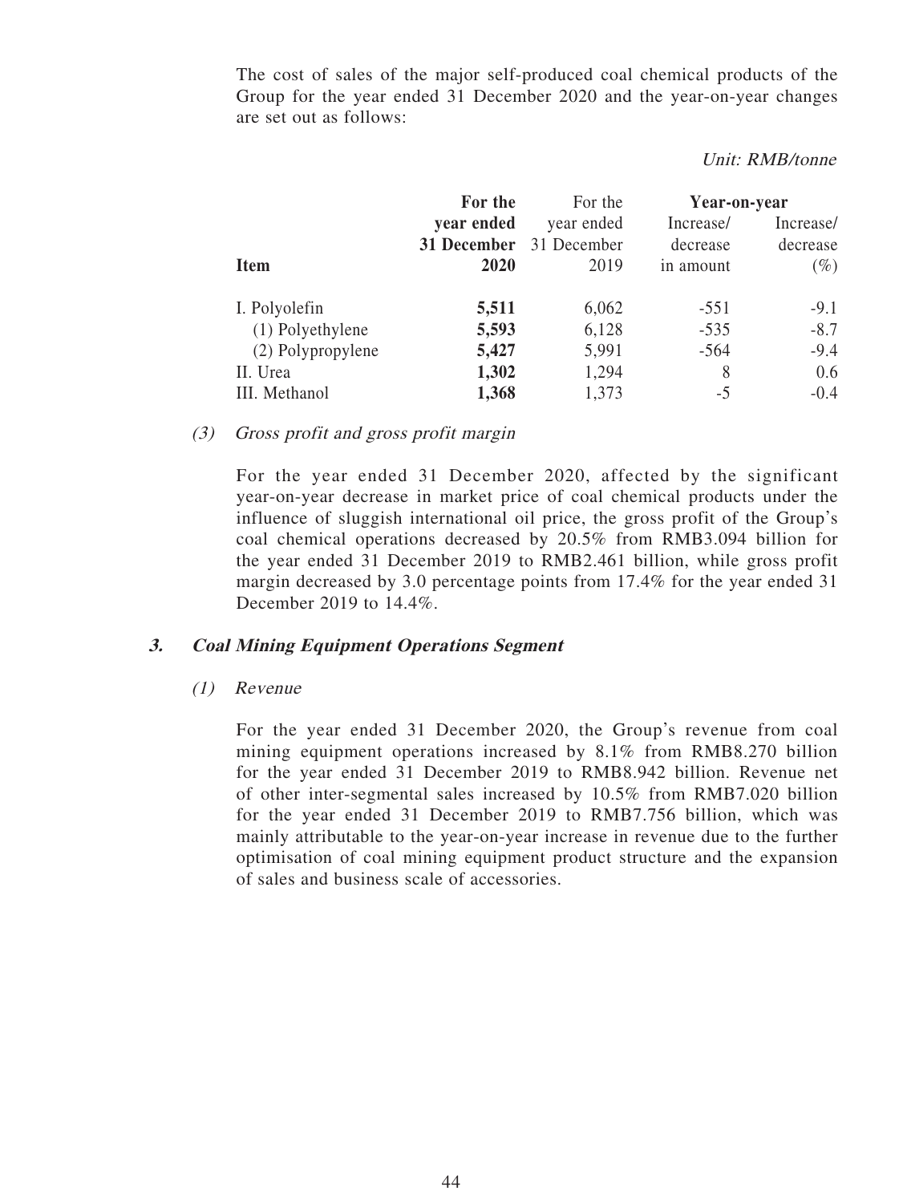The cost of sales of the major self-produced coal chemical products of the Group for the year ended 31 December 2020 and the year-on-year changes are set out as follows:

*Unit: RMB/tonne*

| Item | For the year ended 31 December 2020 | For the year ended 31 December 2019 | Year-on-year Increase/ decrease in amount | Increase/ decrease (%) |
|---|---|---|---|---|
| I. Polyolefin | **5,511** | 6,062 | -551 | -9.1 |
| (1) Polyethylene | **5,593** | 6,128 | -535 | -8.7 |
| (2) Polypropylene | **5,427** | 5,991 | -564 | -9.4 |
| II. Urea | **1,302** | 1,294 | 8 | 0.6 |
| III. Methanol | **1,368** | 1,373 | -5 | -0.4 |

*(3) Gross profit and gross profit margin*

For the year ended 31 December 2020, affected by the significant year-on-year decrease in market price of coal chemical products under the influence of sluggish international oil price, the gross profit of the Group's coal chemical operations decreased by 20.5% from RMB3.094 billion for the year ended 31 December 2019 to RMB2.461 billion, while gross profit margin decreased by 3.0 percentage points from 17.4% for the year ended 31 December 2019 to 14.4%.

### ***3. Coal Mining Equipment Operations Segment***

*(1) Revenue*

For the year ended 31 December 2020, the Group's revenue from coal mining equipment operations increased by 8.1% from RMB8.270 billion for the year ended 31 December 2019 to RMB8.942 billion. Revenue net of other inter-segmental sales increased by 10.5% from RMB7.020 billion for the year ended 31 December 2019 to RMB7.756 billion, which was mainly attributable to the year-on-year increase in revenue due to the further optimisation of coal mining equipment product structure and the expansion of sales and business scale of accessories.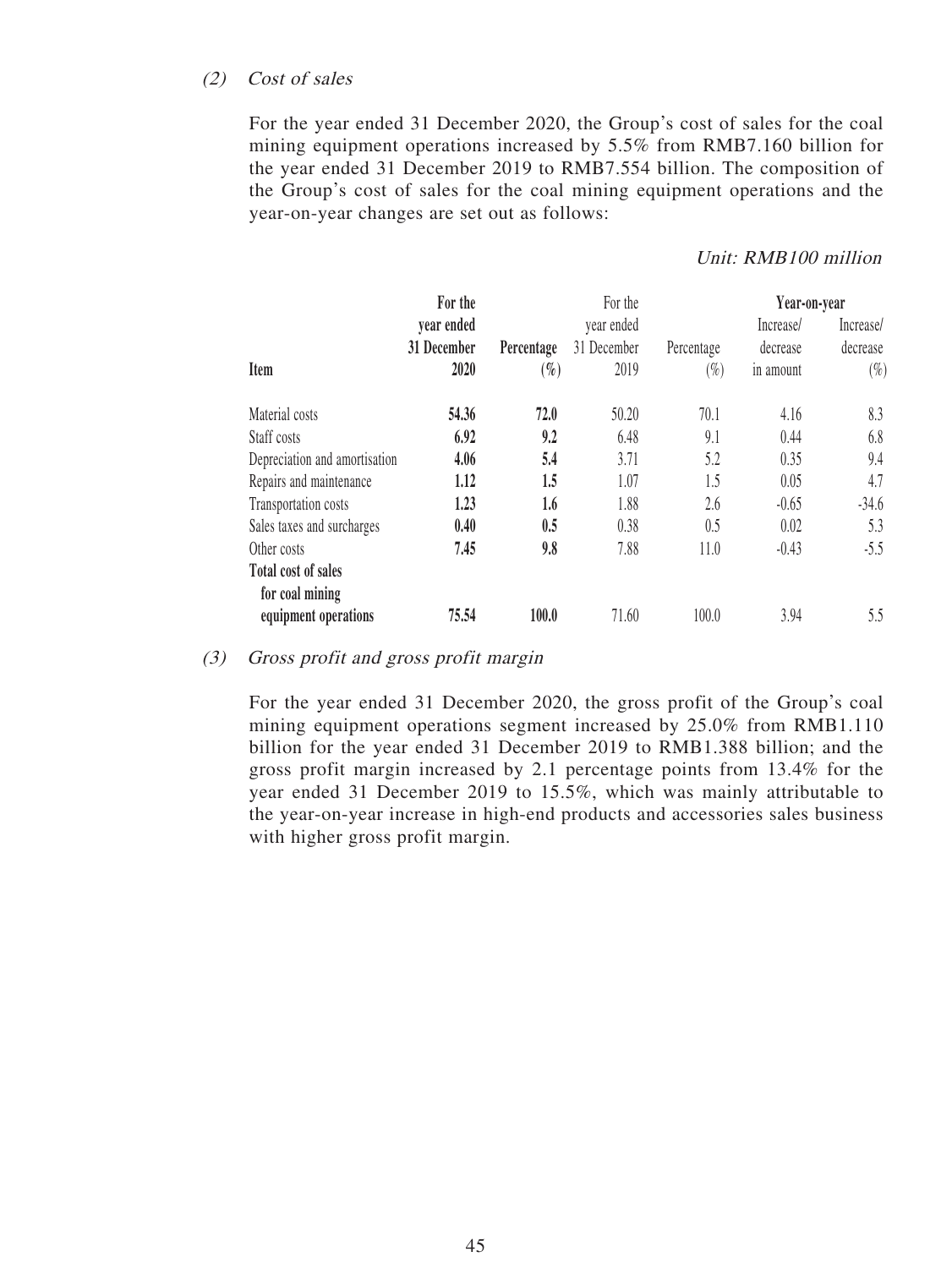*(2) Cost of sales*

For the year ended 31 December 2020, the Group's cost of sales for the coal mining equipment operations increased by 5.5% from RMB7.160 billion for the year ended 31 December 2019 to RMB7.554 billion. The composition of the Group's cost of sales for the coal mining equipment operations and the year-on-year changes are set out as follows:

*Unit: RMB100 million*

| Item | For the year ended 31 December 2020 | Percentage (%) | For the year ended 31 December 2019 | Percentage (%) | Year-on-year Increase/ decrease in amount | Year-on-year Increase/ decrease (%) |
|---|---|---|---|---|---|---|
| Material costs | **54.36** | **72.0** | 50.20 | 70.1 | 4.16 | 8.3 |
| Staff costs | **6.92** | **9.2** | 6.48 | 9.1 | 0.44 | 6.8 |
| Depreciation and amortisation | **4.06** | **5.4** | 3.71 | 5.2 | 0.35 | 9.4 |
| Repairs and maintenance | **1.12** | **1.5** | 1.07 | 1.5 | 0.05 | 4.7 |
| Transportation costs | **1.23** | **1.6** | 1.88 | 2.6 | -0.65 | -34.6 |
| Sales taxes and surcharges | **0.40** | **0.5** | 0.38 | 0.5 | 0.02 | 5.3 |
| Other costs | **7.45** | **9.8** | 7.88 | 11.0 | -0.43 | -5.5 |
| **Total cost of sales for coal mining equipment operations** | **75.54** | **100.0** | 71.60 | 100.0 | 3.94 | 5.5 |

*(3) Gross profit and gross profit margin*

For the year ended 31 December 2020, the gross profit of the Group's coal mining equipment operations segment increased by 25.0% from RMB1.110 billion for the year ended 31 December 2019 to RMB1.388 billion; and the gross profit margin increased by 2.1 percentage points from 13.4% for the year ended 31 December 2019 to 15.5%, which was mainly attributable to the year-on-year increase in high-end products and accessories sales business with higher gross profit margin.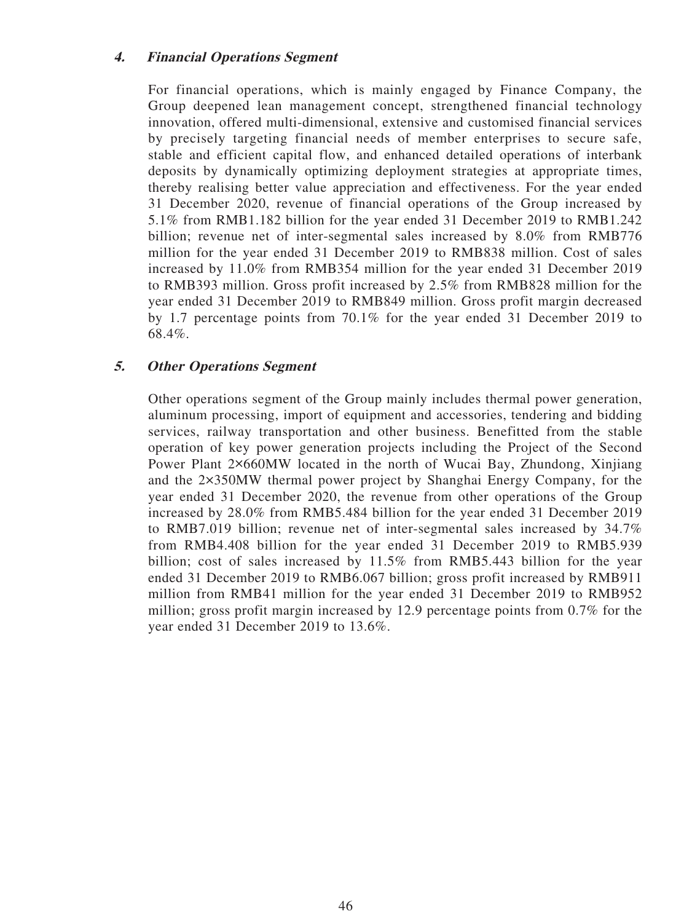### *4. Financial Operations Segment*

For financial operations, which is mainly engaged by Finance Company, the Group deepened lean management concept, strengthened financial technology innovation, offered multi-dimensional, extensive and customised financial services by precisely targeting financial needs of member enterprises to secure safe, stable and efficient capital flow, and enhanced detailed operations of interbank deposits by dynamically optimizing deployment strategies at appropriate times, thereby realising better value appreciation and effectiveness. For the year ended 31 December 2020, revenue of financial operations of the Group increased by 5.1% from RMB1.182 billion for the year ended 31 December 2019 to RMB1.242 billion; revenue net of inter-segmental sales increased by 8.0% from RMB776 million for the year ended 31 December 2019 to RMB838 million. Cost of sales increased by 11.0% from RMB354 million for the year ended 31 December 2019 to RMB393 million. Gross profit increased by 2.5% from RMB828 million for the year ended 31 December 2019 to RMB849 million. Gross profit margin decreased by 1.7 percentage points from 70.1% for the year ended 31 December 2019 to 68.4%.

### *5. Other Operations Segment*

Other operations segment of the Group mainly includes thermal power generation, aluminum processing, import of equipment and accessories, tendering and bidding services, railway transportation and other business. Benefitted from the stable operation of key power generation projects including the Project of the Second Power Plant 2×660MW located in the north of Wucai Bay, Zhundong, Xinjiang and the 2×350MW thermal power project by Shanghai Energy Company, for the year ended 31 December 2020, the revenue from other operations of the Group increased by 28.0% from RMB5.484 billion for the year ended 31 December 2019 to RMB7.019 billion; revenue net of inter-segmental sales increased by 34.7% from RMB4.408 billion for the year ended 31 December 2019 to RMB5.939 billion; cost of sales increased by 11.5% from RMB5.443 billion for the year ended 31 December 2019 to RMB6.067 billion; gross profit increased by RMB911 million from RMB41 million for the year ended 31 December 2019 to RMB952 million; gross profit margin increased by 12.9 percentage points from 0.7% for the year ended 31 December 2019 to 13.6%.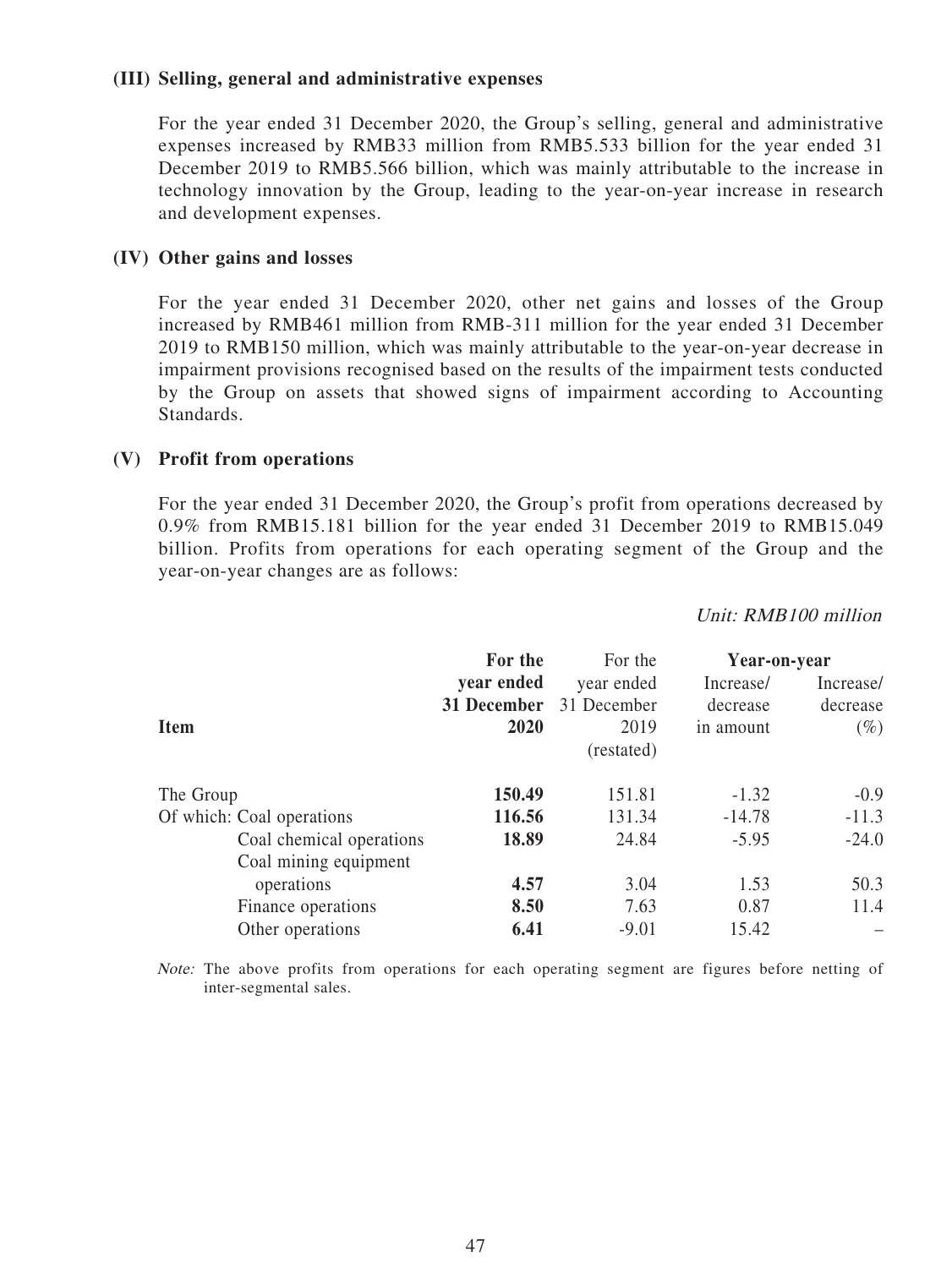### (III) Selling, general and administrative expenses

For the year ended 31 December 2020, the Group's selling, general and administrative expenses increased by RMB33 million from RMB5.533 billion for the year ended 31 December 2019 to RMB5.566 billion, which was mainly attributable to the increase in technology innovation by the Group, leading to the year-on-year increase in research and development expenses.

### (IV) Other gains and losses

For the year ended 31 December 2020, other net gains and losses of the Group increased by RMB461 million from RMB-311 million for the year ended 31 December 2019 to RMB150 million, which was mainly attributable to the year-on-year decrease in impairment provisions recognised based on the results of the impairment tests conducted by the Group on assets that showed signs of impairment according to Accounting Standards.

### (V) Profit from operations

For the year ended 31 December 2020, the Group's profit from operations decreased by 0.9% from RMB15.181 billion for the year ended 31 December 2019 to RMB15.049 billion. Profits from operations for each operating segment of the Group and the year-on-year changes are as follows:

*Unit: RMB100 million*

| Item | **For the year ended 31 December 2020** | For the year ended 31 December 2019 (restated) | **Year-on-year** | |
|---|---|---|---|---|
| | | | Increase/ decrease in amount | Increase/ decrease (%) |
| The Group | **150.49** | 151.81 | -1.32 | -0.9 |
| Of which: Coal operations | **116.56** | 131.34 | -14.78 | -11.3 |
| Coal chemical operations | **18.89** | 24.84 | -5.95 | -24.0 |
| Coal mining equipment operations | **4.57** | 3.04 | 1.53 | 50.3 |
| Finance operations | **8.50** | 7.63 | 0.87 | 11.4 |
| Other operations | **6.41** | -9.01 | 15.42 | – |

*Note:* The above profits from operations for each operating segment are figures before netting of inter-segmental sales.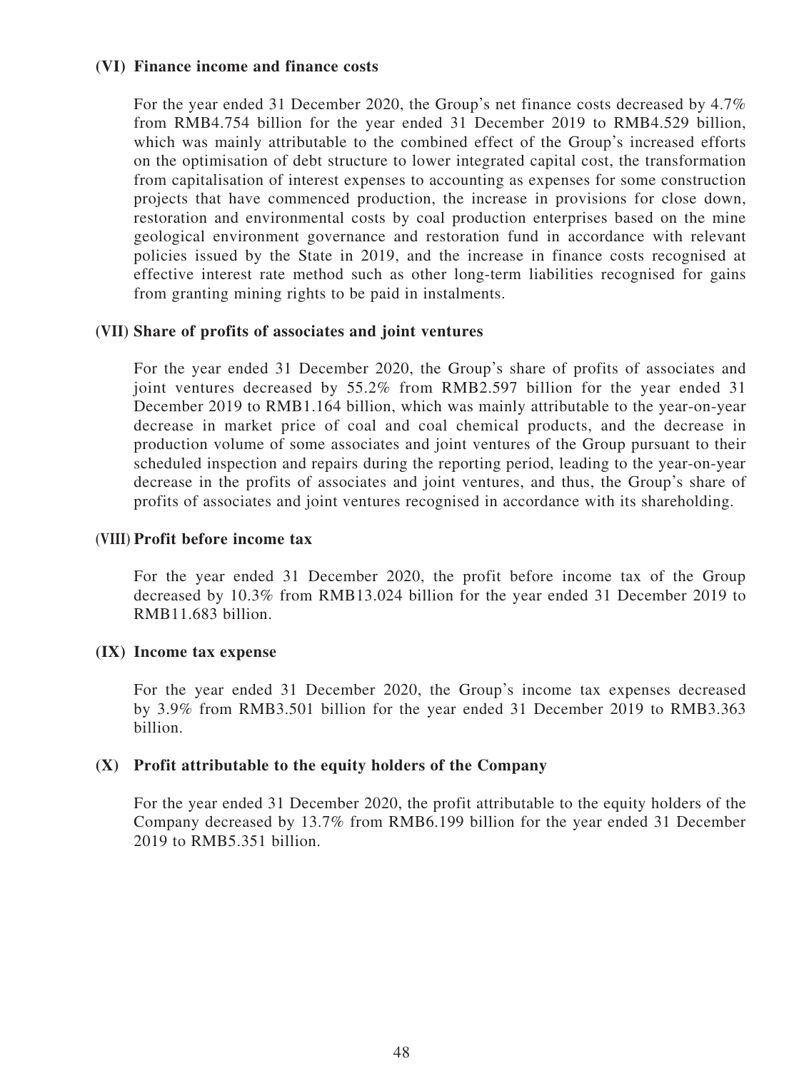### (VI) Finance income and finance costs

For the year ended 31 December 2020, the Group's net finance costs decreased by 4.7% from RMB4.754 billion for the year ended 31 December 2019 to RMB4.529 billion, which was mainly attributable to the combined effect of the Group's increased efforts on the optimisation of debt structure to lower integrated capital cost, the transformation from capitalisation of interest expenses to accounting as expenses for some construction projects that have commenced production, the increase in provisions for close down, restoration and environmental costs by coal production enterprises based on the mine geological environment governance and restoration fund in accordance with relevant policies issued by the State in 2019, and the increase in finance costs recognised at effective interest rate method such as other long-term liabilities recognised for gains from granting mining rights to be paid in instalments.

### (VII) Share of profits of associates and joint ventures

For the year ended 31 December 2020, the Group's share of profits of associates and joint ventures decreased by 55.2% from RMB2.597 billion for the year ended 31 December 2019 to RMB1.164 billion, which was mainly attributable to the year-on-year decrease in market price of coal and coal chemical products, and the decrease in production volume of some associates and joint ventures of the Group pursuant to their scheduled inspection and repairs during the reporting period, leading to the year-on-year decrease in the profits of associates and joint ventures, and thus, the Group's share of profits of associates and joint ventures recognised in accordance with its shareholding.

### (VIII) Profit before income tax

For the year ended 31 December 2020, the profit before income tax of the Group decreased by 10.3% from RMB13.024 billion for the year ended 31 December 2019 to RMB11.683 billion.

### (IX) Income tax expense

For the year ended 31 December 2020, the Group's income tax expenses decreased by 3.9% from RMB3.501 billion for the year ended 31 December 2019 to RMB3.363 billion.

### (X) Profit attributable to the equity holders of the Company

For the year ended 31 December 2020, the profit attributable to the equity holders of the Company decreased by 13.7% from RMB6.199 billion for the year ended 31 December 2019 to RMB5.351 billion.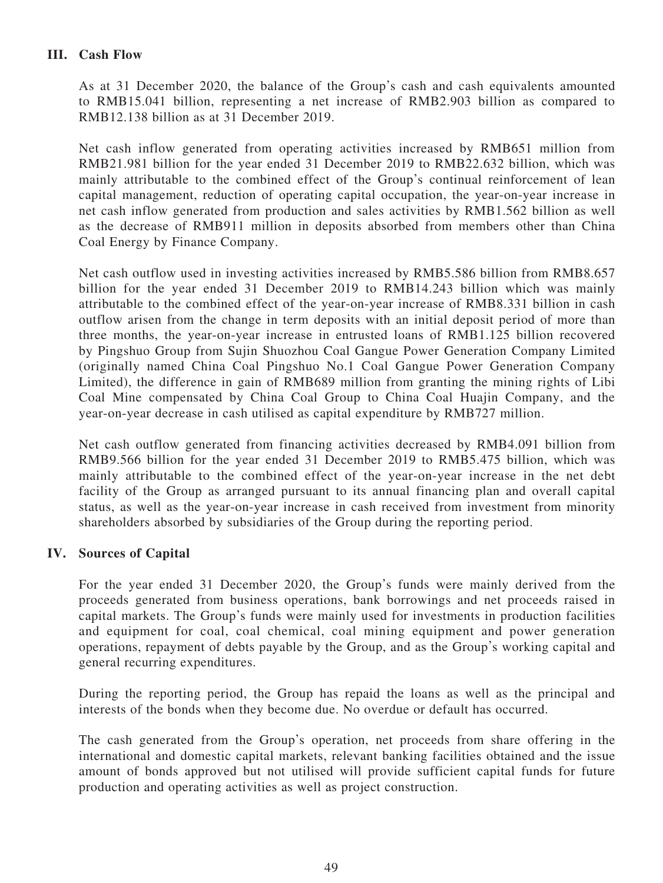## III. Cash Flow

As at 31 December 2020, the balance of the Group's cash and cash equivalents amounted to RMB15.041 billion, representing a net increase of RMB2.903 billion as compared to RMB12.138 billion as at 31 December 2019.

Net cash inflow generated from operating activities increased by RMB651 million from RMB21.981 billion for the year ended 31 December 2019 to RMB22.632 billion, which was mainly attributable to the combined effect of the Group's continual reinforcement of lean capital management, reduction of operating capital occupation, the year-on-year increase in net cash inflow generated from production and sales activities by RMB1.562 billion as well as the decrease of RMB911 million in deposits absorbed from members other than China Coal Energy by Finance Company.

Net cash outflow used in investing activities increased by RMB5.586 billion from RMB8.657 billion for the year ended 31 December 2019 to RMB14.243 billion which was mainly attributable to the combined effect of the year-on-year increase of RMB8.331 billion in cash outflow arisen from the change in term deposits with an initial deposit period of more than three months, the year-on-year increase in entrusted loans of RMB1.125 billion recovered by Pingshuo Group from Sujin Shuozhou Coal Gangue Power Generation Company Limited (originally named China Coal Pingshuo No.1 Coal Gangue Power Generation Company Limited), the difference in gain of RMB689 million from granting the mining rights of Libi Coal Mine compensated by China Coal Group to China Coal Huajin Company, and the year-on-year decrease in cash utilised as capital expenditure by RMB727 million.

Net cash outflow generated from financing activities decreased by RMB4.091 billion from RMB9.566 billion for the year ended 31 December 2019 to RMB5.475 billion, which was mainly attributable to the combined effect of the year-on-year increase in the net debt facility of the Group as arranged pursuant to its annual financing plan and overall capital status, as well as the year-on-year increase in cash received from investment from minority shareholders absorbed by subsidiaries of the Group during the reporting period.

## IV. Sources of Capital

For the year ended 31 December 2020, the Group's funds were mainly derived from the proceeds generated from business operations, bank borrowings and net proceeds raised in capital markets. The Group's funds were mainly used for investments in production facilities and equipment for coal, coal chemical, coal mining equipment and power generation operations, repayment of debts payable by the Group, and as the Group's working capital and general recurring expenditures.

During the reporting period, the Group has repaid the loans as well as the principal and interests of the bonds when they become due. No overdue or default has occurred.

The cash generated from the Group's operation, net proceeds from share offering in the international and domestic capital markets, relevant banking facilities obtained and the issue amount of bonds approved but not utilised will provide sufficient capital funds for future production and operating activities as well as project construction.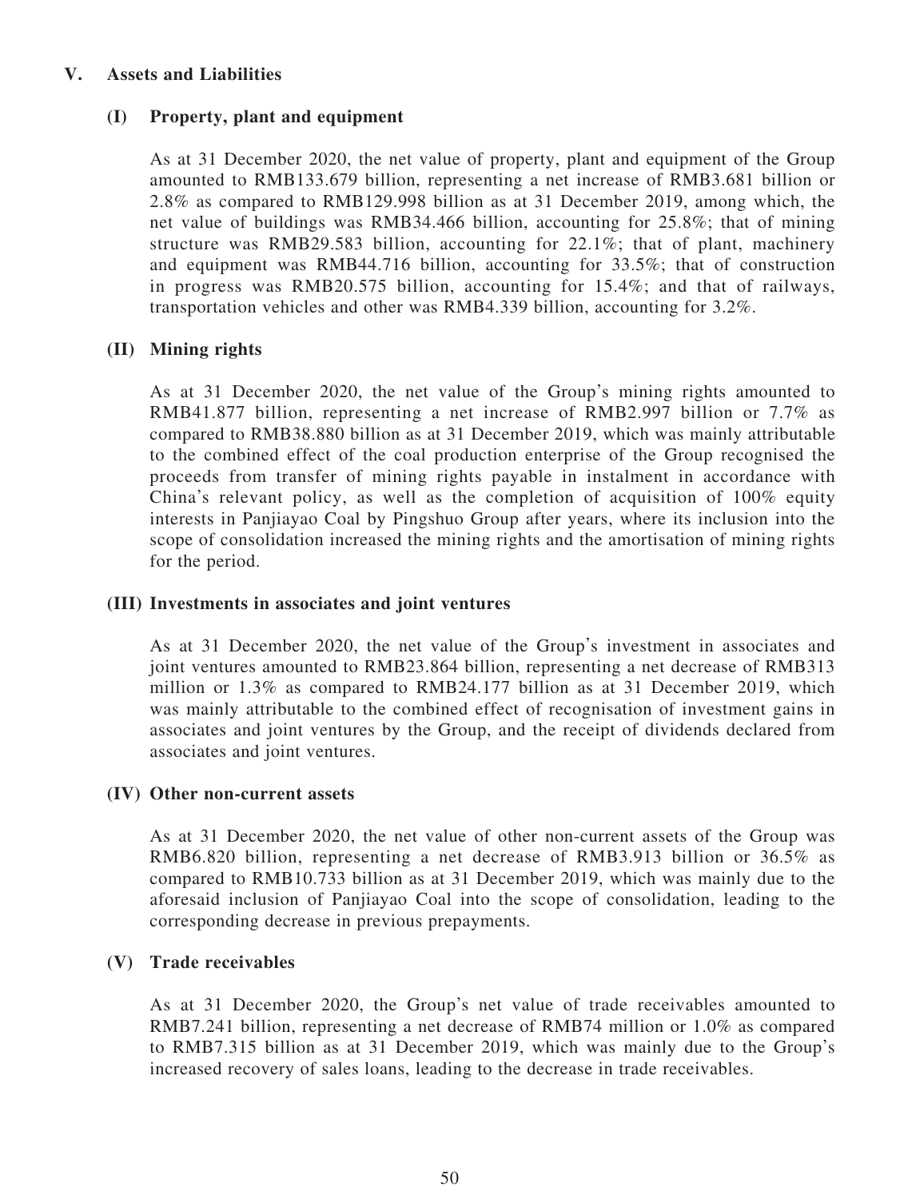## V. Assets and Liabilities

### (I) Property, plant and equipment

As at 31 December 2020, the net value of property, plant and equipment of the Group amounted to RMB133.679 billion, representing a net increase of RMB3.681 billion or 2.8% as compared to RMB129.998 billion as at 31 December 2019, among which, the net value of buildings was RMB34.466 billion, accounting for 25.8%; that of mining structure was RMB29.583 billion, accounting for 22.1%; that of plant, machinery and equipment was RMB44.716 billion, accounting for 33.5%; that of construction in progress was RMB20.575 billion, accounting for 15.4%; and that of railways, transportation vehicles and other was RMB4.339 billion, accounting for 3.2%.

### (II) Mining rights

As at 31 December 2020, the net value of the Group's mining rights amounted to RMB41.877 billion, representing a net increase of RMB2.997 billion or 7.7% as compared to RMB38.880 billion as at 31 December 2019, which was mainly attributable to the combined effect of the coal production enterprise of the Group recognised the proceeds from transfer of mining rights payable in instalment in accordance with China's relevant policy, as well as the completion of acquisition of 100% equity interests in Panjiayao Coal by Pingshuo Group after years, where its inclusion into the scope of consolidation increased the mining rights and the amortisation of mining rights for the period.

### (III) Investments in associates and joint ventures

As at 31 December 2020, the net value of the Group's investment in associates and joint ventures amounted to RMB23.864 billion, representing a net decrease of RMB313 million or 1.3% as compared to RMB24.177 billion as at 31 December 2019, which was mainly attributable to the combined effect of recognisation of investment gains in associates and joint ventures by the Group, and the receipt of dividends declared from associates and joint ventures.

### (IV) Other non-current assets

As at 31 December 2020, the net value of other non-current assets of the Group was RMB6.820 billion, representing a net decrease of RMB3.913 billion or 36.5% as compared to RMB10.733 billion as at 31 December 2019, which was mainly due to the aforesaid inclusion of Panjiayao Coal into the scope of consolidation, leading to the corresponding decrease in previous prepayments.

### (V) Trade receivables

As at 31 December 2020, the Group's net value of trade receivables amounted to RMB7.241 billion, representing a net decrease of RMB74 million or 1.0% as compared to RMB7.315 billion as at 31 December 2019, which was mainly due to the Group's increased recovery of sales loans, leading to the decrease in trade receivables.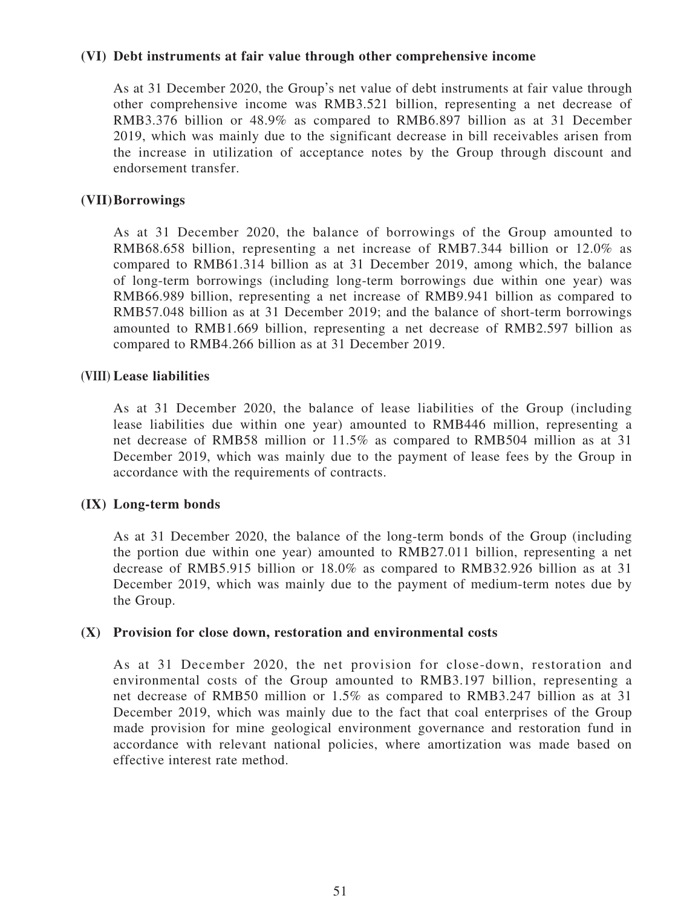### (VI) Debt instruments at fair value through other comprehensive income

As at 31 December 2020, the Group's net value of debt instruments at fair value through other comprehensive income was RMB3.521 billion, representing a net decrease of RMB3.376 billion or 48.9% as compared to RMB6.897 billion as at 31 December 2019, which was mainly due to the significant decrease in bill receivables arisen from the increase in utilization of acceptance notes by the Group through discount and endorsement transfer.

### (VII) Borrowings

As at 31 December 2020, the balance of borrowings of the Group amounted to RMB68.658 billion, representing a net increase of RMB7.344 billion or 12.0% as compared to RMB61.314 billion as at 31 December 2019, among which, the balance of long-term borrowings (including long-term borrowings due within one year) was RMB66.989 billion, representing a net increase of RMB9.941 billion as compared to RMB57.048 billion as at 31 December 2019; and the balance of short-term borrowings amounted to RMB1.669 billion, representing a net decrease of RMB2.597 billion as compared to RMB4.266 billion as at 31 December 2019.

### (VIII) Lease liabilities

As at 31 December 2020, the balance of lease liabilities of the Group (including lease liabilities due within one year) amounted to RMB446 million, representing a net decrease of RMB58 million or 11.5% as compared to RMB504 million as at 31 December 2019, which was mainly due to the payment of lease fees by the Group in accordance with the requirements of contracts.

### (IX) Long-term bonds

As at 31 December 2020, the balance of the long-term bonds of the Group (including the portion due within one year) amounted to RMB27.011 billion, representing a net decrease of RMB5.915 billion or 18.0% as compared to RMB32.926 billion as at 31 December 2019, which was mainly due to the payment of medium-term notes due by the Group.

### (X) Provision for close down, restoration and environmental costs

As at 31 December 2020, the net provision for close-down, restoration and environmental costs of the Group amounted to RMB3.197 billion, representing a net decrease of RMB50 million or 1.5% as compared to RMB3.247 billion as at 31 December 2019, which was mainly due to the fact that coal enterprises of the Group made provision for mine geological environment governance and restoration fund in accordance with relevant national policies, where amortization was made based on effective interest rate method.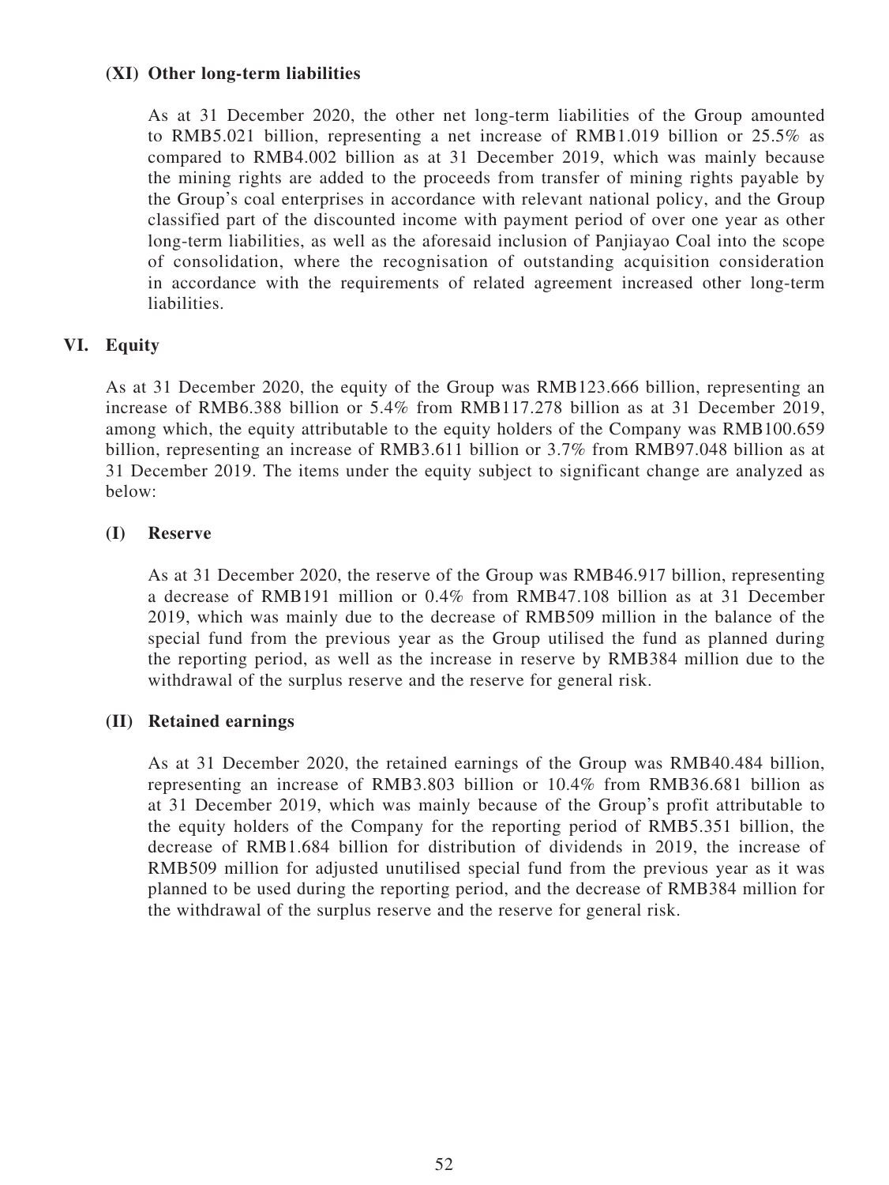### (XI) Other long-term liabilities

As at 31 December 2020, the other net long-term liabilities of the Group amounted to RMB5.021 billion, representing a net increase of RMB1.019 billion or 25.5% as compared to RMB4.002 billion as at 31 December 2019, which was mainly because the mining rights are added to the proceeds from transfer of mining rights payable by the Group's coal enterprises in accordance with relevant national policy, and the Group classified part of the discounted income with payment period of over one year as other long-term liabilities, as well as the aforesaid inclusion of Panjiayao Coal into the scope of consolidation, where the recognisation of outstanding acquisition consideration in accordance with the requirements of related agreement increased other long-term liabilities.

## VI. Equity

As at 31 December 2020, the equity of the Group was RMB123.666 billion, representing an increase of RMB6.388 billion or 5.4% from RMB117.278 billion as at 31 December 2019, among which, the equity attributable to the equity holders of the Company was RMB100.659 billion, representing an increase of RMB3.611 billion or 3.7% from RMB97.048 billion as at 31 December 2019. The items under the equity subject to significant change are analyzed as below:

### (I) Reserve

As at 31 December 2020, the reserve of the Group was RMB46.917 billion, representing a decrease of RMB191 million or 0.4% from RMB47.108 billion as at 31 December 2019, which was mainly due to the decrease of RMB509 million in the balance of the special fund from the previous year as the Group utilised the fund as planned during the reporting period, as well as the increase in reserve by RMB384 million due to the withdrawal of the surplus reserve and the reserve for general risk.

### (II) Retained earnings

As at 31 December 2020, the retained earnings of the Group was RMB40.484 billion, representing an increase of RMB3.803 billion or 10.4% from RMB36.681 billion as at 31 December 2019, which was mainly because of the Group's profit attributable to the equity holders of the Company for the reporting period of RMB5.351 billion, the decrease of RMB1.684 billion for distribution of dividends in 2019, the increase of RMB509 million for adjusted unutilised special fund from the previous year as it was planned to be used during the reporting period, and the decrease of RMB384 million for the withdrawal of the surplus reserve and the reserve for general risk.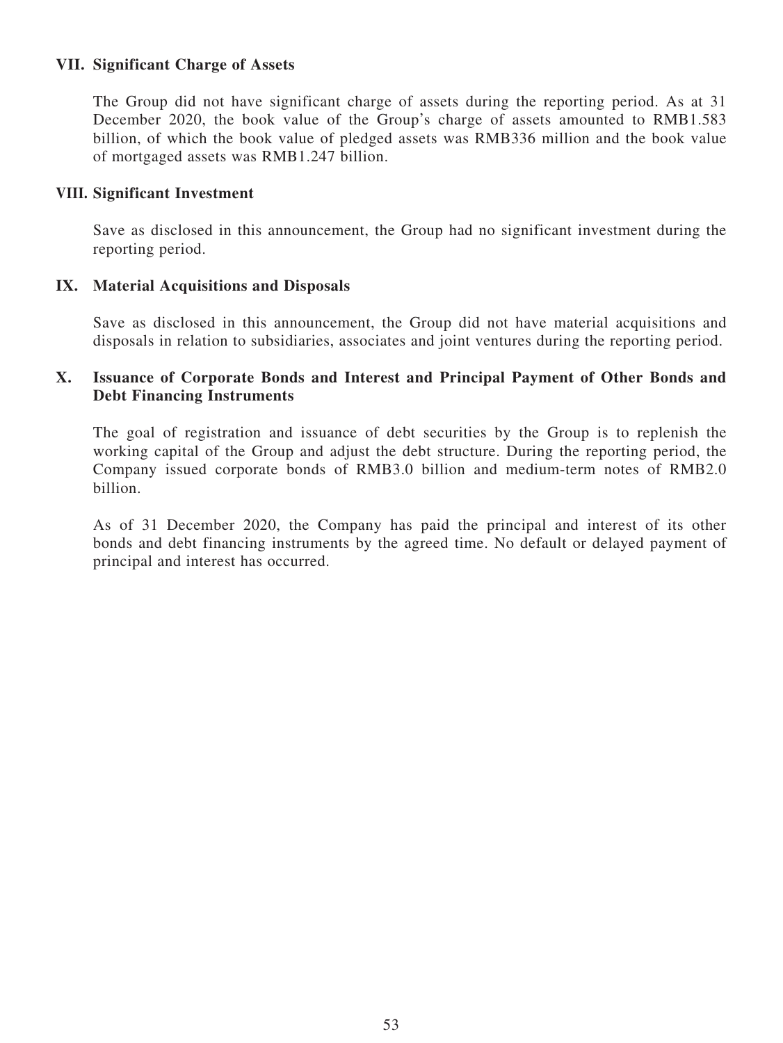## VII. Significant Charge of Assets

The Group did not have significant charge of assets during the reporting period. As at 31 December 2020, the book value of the Group's charge of assets amounted to RMB1.583 billion, of which the book value of pledged assets was RMB336 million and the book value of mortgaged assets was RMB1.247 billion.

## VIII. Significant Investment

Save as disclosed in this announcement, the Group had no significant investment during the reporting period.

## IX. Material Acquisitions and Disposals

Save as disclosed in this announcement, the Group did not have material acquisitions and disposals in relation to subsidiaries, associates and joint ventures during the reporting period.

## X. Issuance of Corporate Bonds and Interest and Principal Payment of Other Bonds and Debt Financing Instruments

The goal of registration and issuance of debt securities by the Group is to replenish the working capital of the Group and adjust the debt structure. During the reporting period, the Company issued corporate bonds of RMB3.0 billion and medium-term notes of RMB2.0 billion.

As of 31 December 2020, the Company has paid the principal and interest of its other bonds and debt financing instruments by the agreed time. No default or delayed payment of principal and interest has occurred.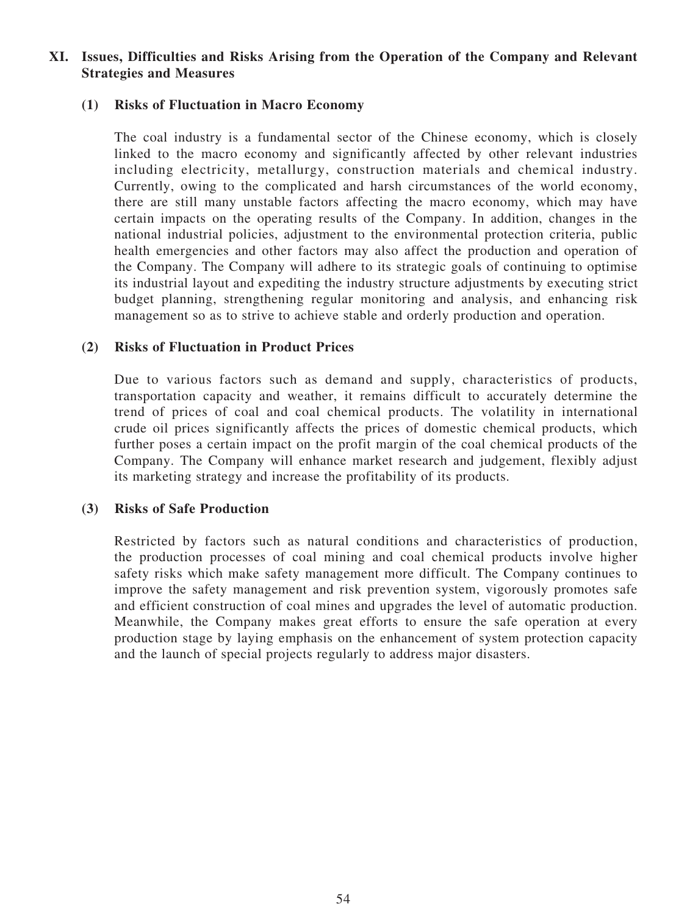## XI. Issues, Difficulties and Risks Arising from the Operation of the Company and Relevant Strategies and Measures

### (1) Risks of Fluctuation in Macro Economy

The coal industry is a fundamental sector of the Chinese economy, which is closely linked to the macro economy and significantly affected by other relevant industries including electricity, metallurgy, construction materials and chemical industry. Currently, owing to the complicated and harsh circumstances of the world economy, there are still many unstable factors affecting the macro economy, which may have certain impacts on the operating results of the Company. In addition, changes in the national industrial policies, adjustment to the environmental protection criteria, public health emergencies and other factors may also affect the production and operation of the Company. The Company will adhere to its strategic goals of continuing to optimise its industrial layout and expediting the industry structure adjustments by executing strict budget planning, strengthening regular monitoring and analysis, and enhancing risk management so as to strive to achieve stable and orderly production and operation.

### (2) Risks of Fluctuation in Product Prices

Due to various factors such as demand and supply, characteristics of products, transportation capacity and weather, it remains difficult to accurately determine the trend of prices of coal and coal chemical products. The volatility in international crude oil prices significantly affects the prices of domestic chemical products, which further poses a certain impact on the profit margin of the coal chemical products of the Company. The Company will enhance market research and judgement, flexibly adjust its marketing strategy and increase the profitability of its products.

### (3) Risks of Safe Production

Restricted by factors such as natural conditions and characteristics of production, the production processes of coal mining and coal chemical products involve higher safety risks which make safety management more difficult. The Company continues to improve the safety management and risk prevention system, vigorously promotes safe and efficient construction of coal mines and upgrades the level of automatic production. Meanwhile, the Company makes great efforts to ensure the safe operation at every production stage by laying emphasis on the enhancement of system protection capacity and the launch of special projects regularly to address major disasters.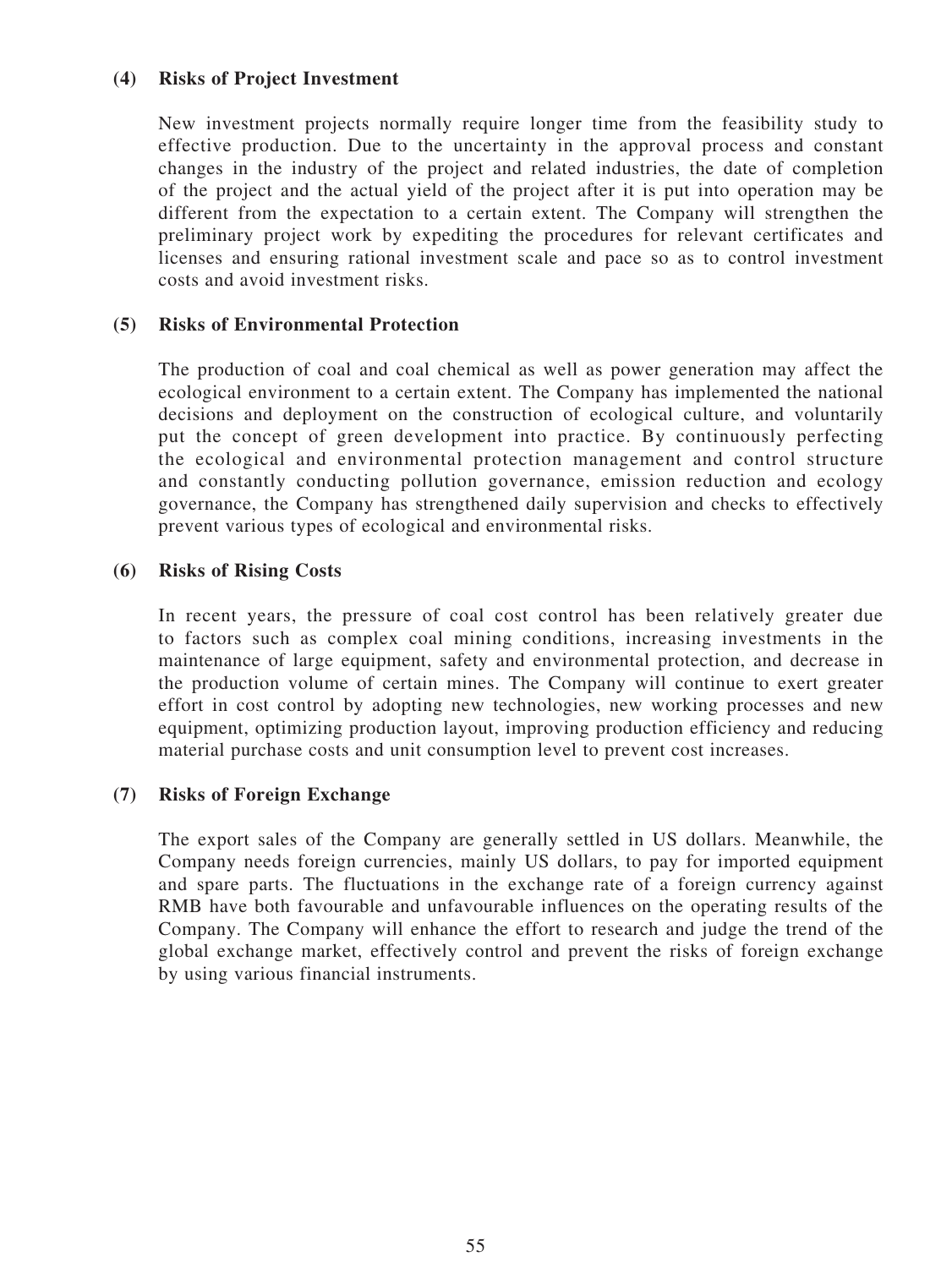#### (4) Risks of Project Investment

New investment projects normally require longer time from the feasibility study to effective production. Due to the uncertainty in the approval process and constant changes in the industry of the project and related industries, the date of completion of the project and the actual yield of the project after it is put into operation may be different from the expectation to a certain extent. The Company will strengthen the preliminary project work by expediting the procedures for relevant certificates and licenses and ensuring rational investment scale and pace so as to control investment costs and avoid investment risks.

#### (5) Risks of Environmental Protection

The production of coal and coal chemical as well as power generation may affect the ecological environment to a certain extent. The Company has implemented the national decisions and deployment on the construction of ecological culture, and voluntarily put the concept of green development into practice. By continuously perfecting the ecological and environmental protection management and control structure and constantly conducting pollution governance, emission reduction and ecology governance, the Company has strengthened daily supervision and checks to effectively prevent various types of ecological and environmental risks.

#### (6) Risks of Rising Costs

In recent years, the pressure of coal cost control has been relatively greater due to factors such as complex coal mining conditions, increasing investments in the maintenance of large equipment, safety and environmental protection, and decrease in the production volume of certain mines. The Company will continue to exert greater effort in cost control by adopting new technologies, new working processes and new equipment, optimizing production layout, improving production efficiency and reducing material purchase costs and unit consumption level to prevent cost increases.

#### (7) Risks of Foreign Exchange

The export sales of the Company are generally settled in US dollars. Meanwhile, the Company needs foreign currencies, mainly US dollars, to pay for imported equipment and spare parts. The fluctuations in the exchange rate of a foreign currency against RMB have both favourable and unfavourable influences on the operating results of the Company. The Company will enhance the effort to research and judge the trend of the global exchange market, effectively control and prevent the risks of foreign exchange by using various financial instruments.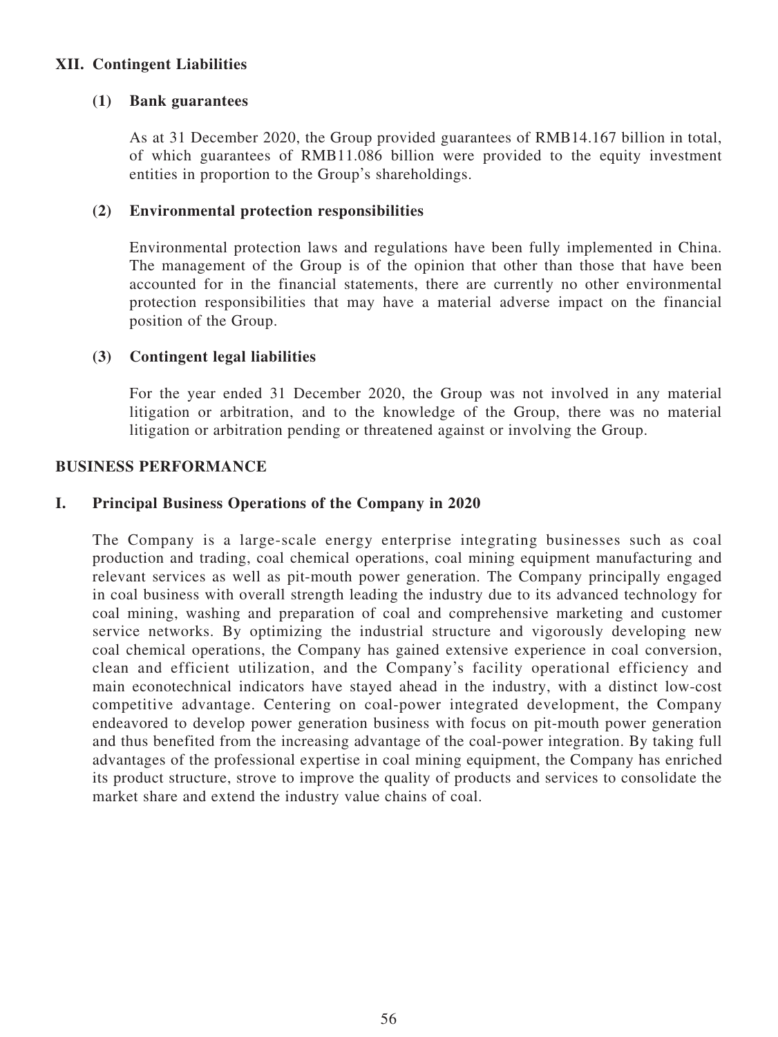## XII. Contingent Liabilities

### (1) Bank guarantees

As at 31 December 2020, the Group provided guarantees of RMB14.167 billion in total, of which guarantees of RMB11.086 billion were provided to the equity investment entities in proportion to the Group's shareholdings.

### (2) Environmental protection responsibilities

Environmental protection laws and regulations have been fully implemented in China. The management of the Group is of the opinion that other than those that have been accounted for in the financial statements, there are currently no other environmental protection responsibilities that may have a material adverse impact on the financial position of the Group.

### (3) Contingent legal liabilities

For the year ended 31 December 2020, the Group was not involved in any material litigation or arbitration, and to the knowledge of the Group, there was no material litigation or arbitration pending or threatened against or involving the Group.

# BUSINESS PERFORMANCE

## I. Principal Business Operations of the Company in 2020

The Company is a large-scale energy enterprise integrating businesses such as coal production and trading, coal chemical operations, coal mining equipment manufacturing and relevant services as well as pit-mouth power generation. The Company principally engaged in coal business with overall strength leading the industry due to its advanced technology for coal mining, washing and preparation of coal and comprehensive marketing and customer service networks. By optimizing the industrial structure and vigorously developing new coal chemical operations, the Company has gained extensive experience in coal conversion, clean and efficient utilization, and the Company's facility operational efficiency and main econotechnical indicators have stayed ahead in the industry, with a distinct low-cost competitive advantage. Centering on coal-power integrated development, the Company endeavored to develop power generation business with focus on pit-mouth power generation and thus benefited from the increasing advantage of the coal-power integration. By taking full advantages of the professional expertise in coal mining equipment, the Company has enriched its product structure, strove to improve the quality of products and services to consolidate the market share and extend the industry value chains of coal.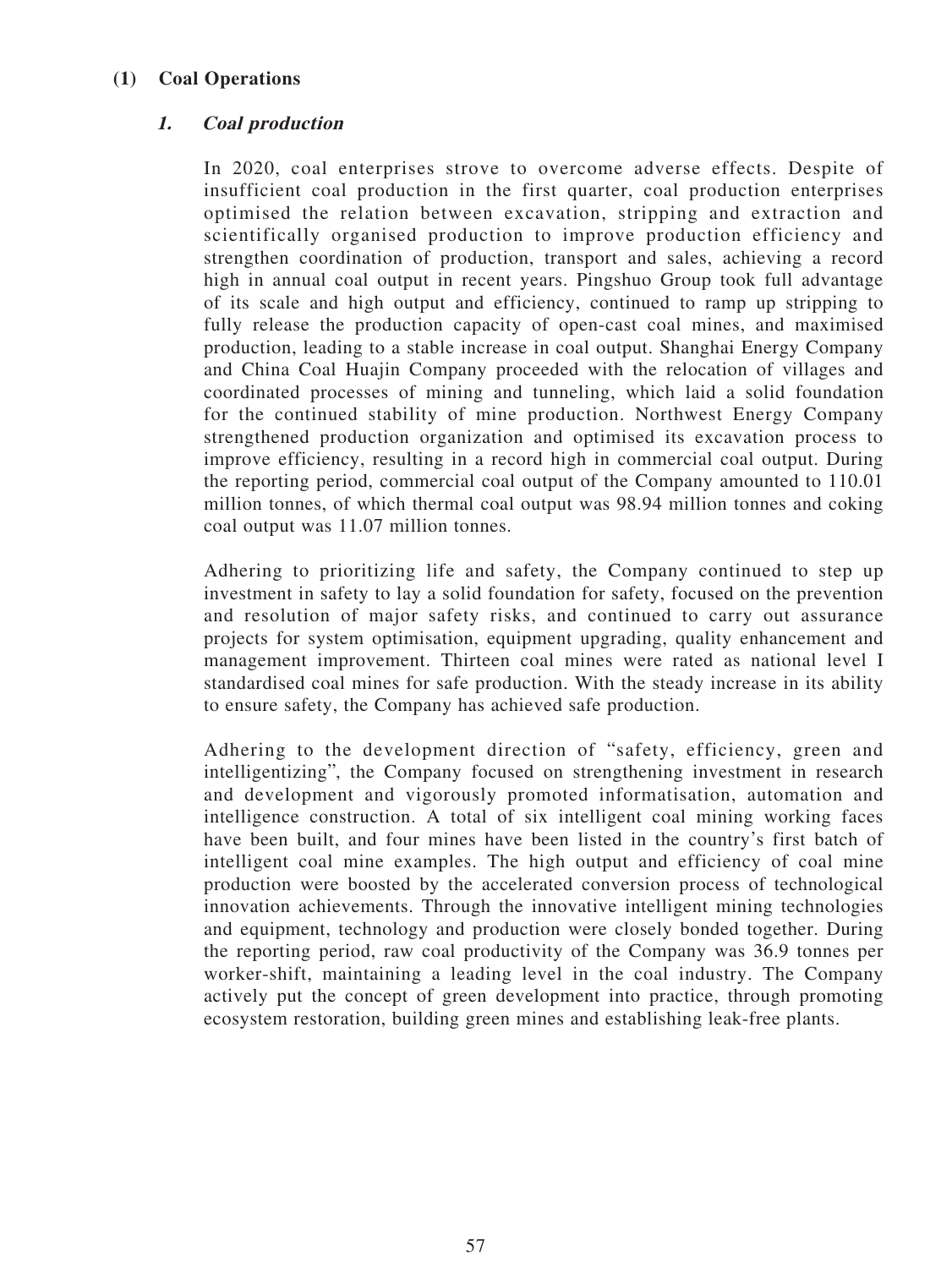## (1) Coal Operations

### *1. Coal production*

In 2020, coal enterprises strove to overcome adverse effects. Despite of insufficient coal production in the first quarter, coal production enterprises optimised the relation between excavation, stripping and extraction and scientifically organised production to improve production efficiency and strengthen coordination of production, transport and sales, achieving a record high in annual coal output in recent years. Pingshuo Group took full advantage of its scale and high output and efficiency, continued to ramp up stripping to fully release the production capacity of open-cast coal mines, and maximised production, leading to a stable increase in coal output. Shanghai Energy Company and China Coal Huajin Company proceeded with the relocation of villages and coordinated processes of mining and tunneling, which laid a solid foundation for the continued stability of mine production. Northwest Energy Company strengthened production organization and optimised its excavation process to improve efficiency, resulting in a record high in commercial coal output. During the reporting period, commercial coal output of the Company amounted to 110.01 million tonnes, of which thermal coal output was 98.94 million tonnes and coking coal output was 11.07 million tonnes.

Adhering to prioritizing life and safety, the Company continued to step up investment in safety to lay a solid foundation for safety, focused on the prevention and resolution of major safety risks, and continued to carry out assurance projects for system optimisation, equipment upgrading, quality enhancement and management improvement. Thirteen coal mines were rated as national level I standardised coal mines for safe production. With the steady increase in its ability to ensure safety, the Company has achieved safe production.

Adhering to the development direction of "safety, efficiency, green and intelligentizing", the Company focused on strengthening investment in research and development and vigorously promoted informatisation, automation and intelligence construction. A total of six intelligent coal mining working faces have been built, and four mines have been listed in the country's first batch of intelligent coal mine examples. The high output and efficiency of coal mine production were boosted by the accelerated conversion process of technological innovation achievements. Through the innovative intelligent mining technologies and equipment, technology and production were closely bonded together. During the reporting period, raw coal productivity of the Company was 36.9 tonnes per worker-shift, maintaining a leading level in the coal industry. The Company actively put the concept of green development into practice, through promoting ecosystem restoration, building green mines and establishing leak-free plants.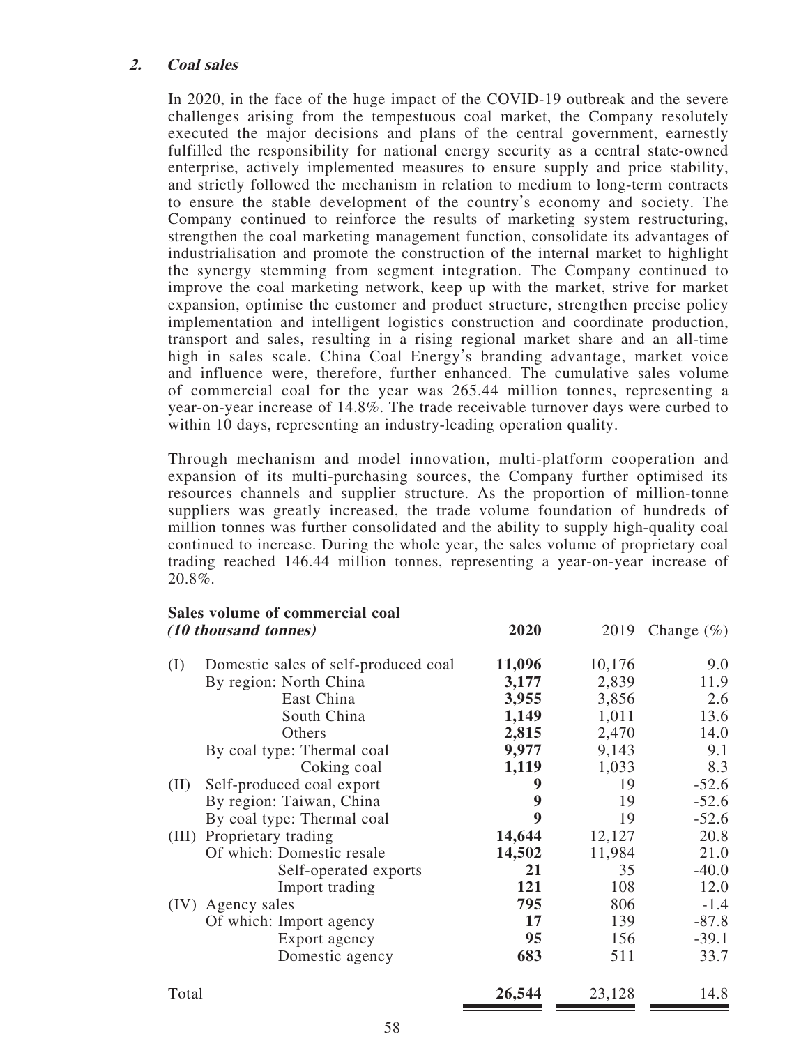### 2. *Coal sales*

In 2020, in the face of the huge impact of the COVID-19 outbreak and the severe challenges arising from the tempestuous coal market, the Company resolutely executed the major decisions and plans of the central government, earnestly fulfilled the responsibility for national energy security as a central state-owned enterprise, actively implemented measures to ensure supply and price stability, and strictly followed the mechanism in relation to medium to long-term contracts to ensure the stable development of the country's economy and society. The Company continued to reinforce the results of marketing system restructuring, strengthen the coal marketing management function, consolidate its advantages of industrialisation and promote the construction of the internal market to highlight the synergy stemming from segment integration. The Company continued to improve the coal marketing network, keep up with the market, strive for market expansion, optimise the customer and product structure, strengthen precise policy implementation and intelligent logistics construction and coordinate production, transport and sales, resulting in a rising regional market share and an all-time high in sales scale. China Coal Energy's branding advantage, market voice and influence were, therefore, further enhanced. The cumulative sales volume of commercial coal for the year was 265.44 million tonnes, representing a year-on-year increase of 14.8%. The trade receivable turnover days were curbed to within 10 days, representing an industry-leading operation quality.

Through mechanism and model innovation, multi-platform cooperation and expansion of its multi-purchasing sources, the Company further optimised its resources channels and supplier structure. As the proportion of million-tonne suppliers was greatly increased, the trade volume foundation of hundreds of million tonnes was further consolidated and the ability to supply high-quality coal continued to increase. During the whole year, the sales volume of proprietary coal trading reached 146.44 million tonnes, representing a year-on-year increase of 20.8%.

| **Sales volume of commercial coal** *(10 thousand tonnes)* | **2020** | 2019 | Change (%) |
|---|---|---|---|
| (I) Domestic sales of self-produced coal | **11,096** | 10,176 | 9.0 |
| By region: North China | **3,177** | 2,839 | 11.9 |
| East China | **3,955** | 3,856 | 2.6 |
| South China | **1,149** | 1,011 | 13.6 |
| Others | **2,815** | 2,470 | 14.0 |
| By coal type: Thermal coal | **9,977** | 9,143 | 9.1 |
| Coking coal | **1,119** | 1,033 | 8.3 |
| (II) Self-produced coal export | **9** | 19 | -52.6 |
| By region: Taiwan, China | **9** | 19 | -52.6 |
| By coal type: Thermal coal | **9** | 19 | -52.6 |
| (III) Proprietary trading | **14,644** | 12,127 | 20.8 |
| Of which: Domestic resale | **14,502** | 11,984 | 21.0 |
| Self-operated exports | **21** | 35 | -40.0 |
| Import trading | **121** | 108 | 12.0 |
| (IV) Agency sales | **795** | 806 | -1.4 |
| Of which: Import agency | **17** | 139 | -87.8 |
| Export agency | **95** | 156 | -39.1 |
| Domestic agency | **683** | 511 | 33.7 |
| Total | **26,544** | 23,128 | 14.8 |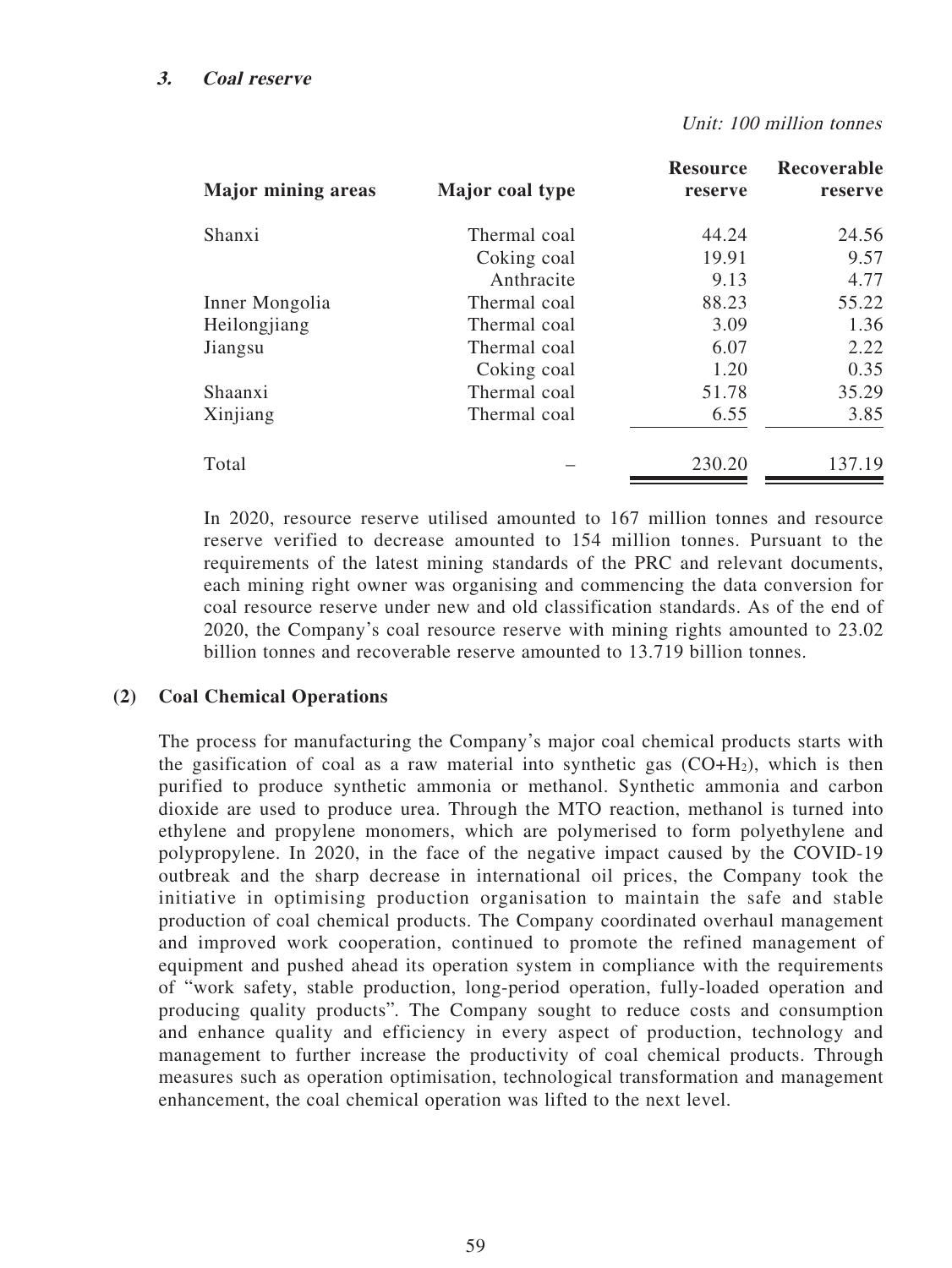### 3. *Coal reserve*

*Unit: 100 million tonnes*

| Major mining areas | Major coal type | Resource reserve | Recoverable reserve |
|---|---|---|---|
| Shanxi | Thermal coal | 44.24 | 24.56 |
| | Coking coal | 19.91 | 9.57 |
| | Anthracite | 9.13 | 4.77 |
| Inner Mongolia | Thermal coal | 88.23 | 55.22 |
| Heilongjiang | Thermal coal | 3.09 | 1.36 |
| Jiangsu | Thermal coal | 6.07 | 2.22 |
| | Coking coal | 1.20 | 0.35 |
| Shaanxi | Thermal coal | 51.78 | 35.29 |
| Xinjiang | Thermal coal | 6.55 | 3.85 |
| Total | – | 230.20 | 137.19 |

In 2020, resource reserve utilised amounted to 167 million tonnes and resource reserve verified to decrease amounted to 154 million tonnes. Pursuant to the requirements of the latest mining standards of the PRC and relevant documents, each mining right owner was organising and commencing the data conversion for coal resource reserve under new and old classification standards. As of the end of 2020, the Company's coal resource reserve with mining rights amounted to 23.02 billion tonnes and recoverable reserve amounted to 13.719 billion tonnes.

## (2) Coal Chemical Operations

The process for manufacturing the Company's major coal chemical products starts with the gasification of coal as a raw material into synthetic gas ($CO+H_2$), which is then purified to produce synthetic ammonia or methanol. Synthetic ammonia and carbon dioxide are used to produce urea. Through the MTO reaction, methanol is turned into ethylene and propylene monomers, which are polymerised to form polyethylene and polypropylene. In 2020, in the face of the negative impact caused by the COVID-19 outbreak and the sharp decrease in international oil prices, the Company took the initiative in optimising production organisation to maintain the safe and stable production of coal chemical products. The Company coordinated overhaul management and improved work cooperation, continued to promote the refined management of equipment and pushed ahead its operation system in compliance with the requirements of "work safety, stable production, long-period operation, fully-loaded operation and producing quality products". The Company sought to reduce costs and consumption and enhance quality and efficiency in every aspect of production, technology and management to further increase the productivity of coal chemical products. Through measures such as operation optimisation, technological transformation and management enhancement, the coal chemical operation was lifted to the next level.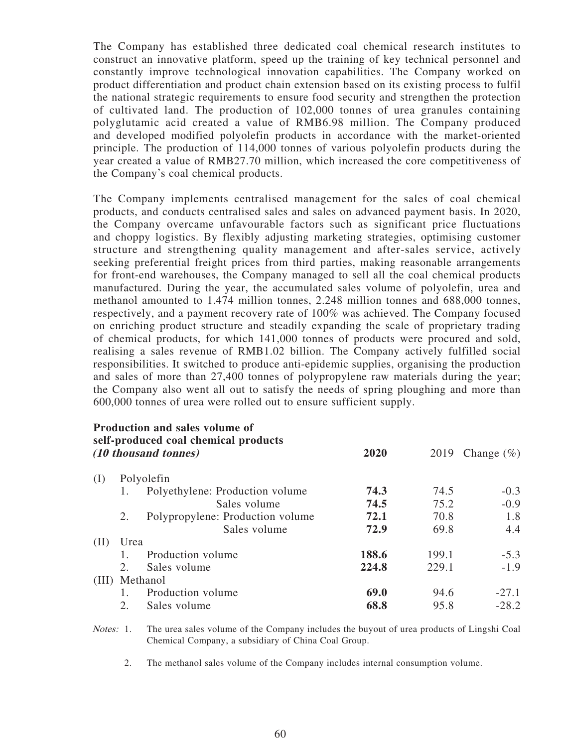The Company has established three dedicated coal chemical research institutes to construct an innovative platform, speed up the training of key technical personnel and constantly improve technological innovation capabilities. The Company worked on product differentiation and product chain extension based on its existing process to fulfil the national strategic requirements to ensure food security and strengthen the protection of cultivated land. The production of 102,000 tonnes of urea granules containing polyglutamic acid created a value of RMB6.98 million. The Company produced and developed modified polyolefin products in accordance with the market-oriented principle. The production of 114,000 tonnes of various polyolefin products during the year created a value of RMB27.70 million, which increased the core competitiveness of the Company's coal chemical products.

The Company implements centralised management for the sales of coal chemical products, and conducts centralised sales and sales on advanced payment basis. In 2020, the Company overcame unfavourable factors such as significant price fluctuations and choppy logistics. By flexibly adjusting marketing strategies, optimising customer structure and strengthening quality management and after-sales service, actively seeking preferential freight prices from third parties, making reasonable arrangements for front-end warehouses, the Company managed to sell all the coal chemical products manufactured. During the year, the accumulated sales volume of polyolefin, urea and methanol amounted to 1.474 million tonnes, 2.248 million tonnes and 688,000 tonnes, respectively, and a payment recovery rate of 100% was achieved. The Company focused on enriching product structure and steadily expanding the scale of proprietary trading of chemical products, for which 141,000 tonnes of products were procured and sold, realising a sales revenue of RMB1.02 billion. The Company actively fulfilled social responsibilities. It switched to produce anti-epidemic supplies, organising the production and sales of more than 27,400 tonnes of polypropylene raw materials during the year; the Company also went all out to satisfy the needs of spring ploughing and more than 600,000 tonnes of urea were rolled out to ensure sufficient supply.

| **Production and sales volume of self-produced coal chemical products** ***(10 thousand tonnes)*** | **2020** | 2019 | Change (%) |
|---|---|---|---|
| (I) Polyolefin | | | |
| 1. Polyethylene: Production volume | **74.3** | 74.5 | -0.3 |
| Sales volume | **74.5** | 75.2 | -0.9 |
| 2. Polypropylene: Production volume | **72.1** | 70.8 | 1.8 |
| Sales volume | **72.9** | 69.8 | 4.4 |
| (II) Urea | | | |
| 1. Production volume | **188.6** | 199.1 | -5.3 |
| 2. Sales volume | **224.8** | 229.1 | -1.9 |
| (III) Methanol | | | |
| 1. Production volume | **69.0** | 94.6 | -27.1 |
| 2. Sales volume | **68.8** | 95.8 | -28.2 |

*Notes:* 1. The urea sales volume of the Company includes the buyout of urea products of Lingshi Coal Chemical Company, a subsidiary of China Coal Group.

2. The methanol sales volume of the Company includes internal consumption volume.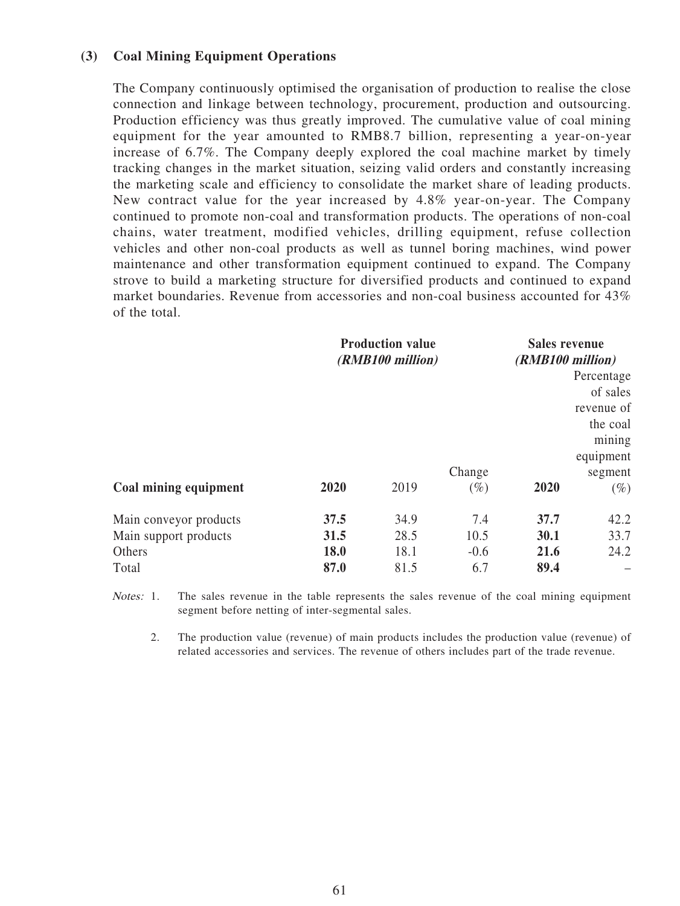### (3) Coal Mining Equipment Operations

The Company continuously optimised the organisation of production to realise the close connection and linkage between technology, procurement, production and outsourcing. Production efficiency was thus greatly improved. The cumulative value of coal mining equipment for the year amounted to RMB8.7 billion, representing a year-on-year increase of 6.7%. The Company deeply explored the coal machine market by timely tracking changes in the market situation, seizing valid orders and constantly increasing the marketing scale and efficiency to consolidate the market share of leading products. New contract value for the year increased by 4.8% year-on-year. The Company continued to promote non-coal and transformation products. The operations of non-coal chains, water treatment, modified vehicles, drilling equipment, refuse collection vehicles and other non-coal products as well as tunnel boring machines, wind power maintenance and other transformation equipment continued to expand. The Company strove to build a marketing structure for diversified products and continued to expand market boundaries. Revenue from accessories and non-coal business accounted for 43% of the total.

| | **Production value** *(RMB100 million)* | | | **Sales revenue** *(RMB100 million)* | |
|---|---|---|---|---|---|
| **Coal mining equipment** | **2020** | 2019 | Change (%) | **2020** | Percentage of sales revenue of the coal mining equipment segment (%) |
| Main conveyor products | **37.5** | 34.9 | 7.4 | **37.7** | 42.2 |
| Main support products | **31.5** | 28.5 | 10.5 | **30.1** | 33.7 |
| Others | **18.0** | 18.1 | -0.6 | **21.6** | 24.2 |
| Total | **87.0** | 81.5 | 6.7 | **89.4** | – |

*Notes:* 1. The sales revenue in the table represents the sales revenue of the coal mining equipment segment before netting of inter-segmental sales.

2. The production value (revenue) of main products includes the production value (revenue) of related accessories and services. The revenue of others includes part of the trade revenue.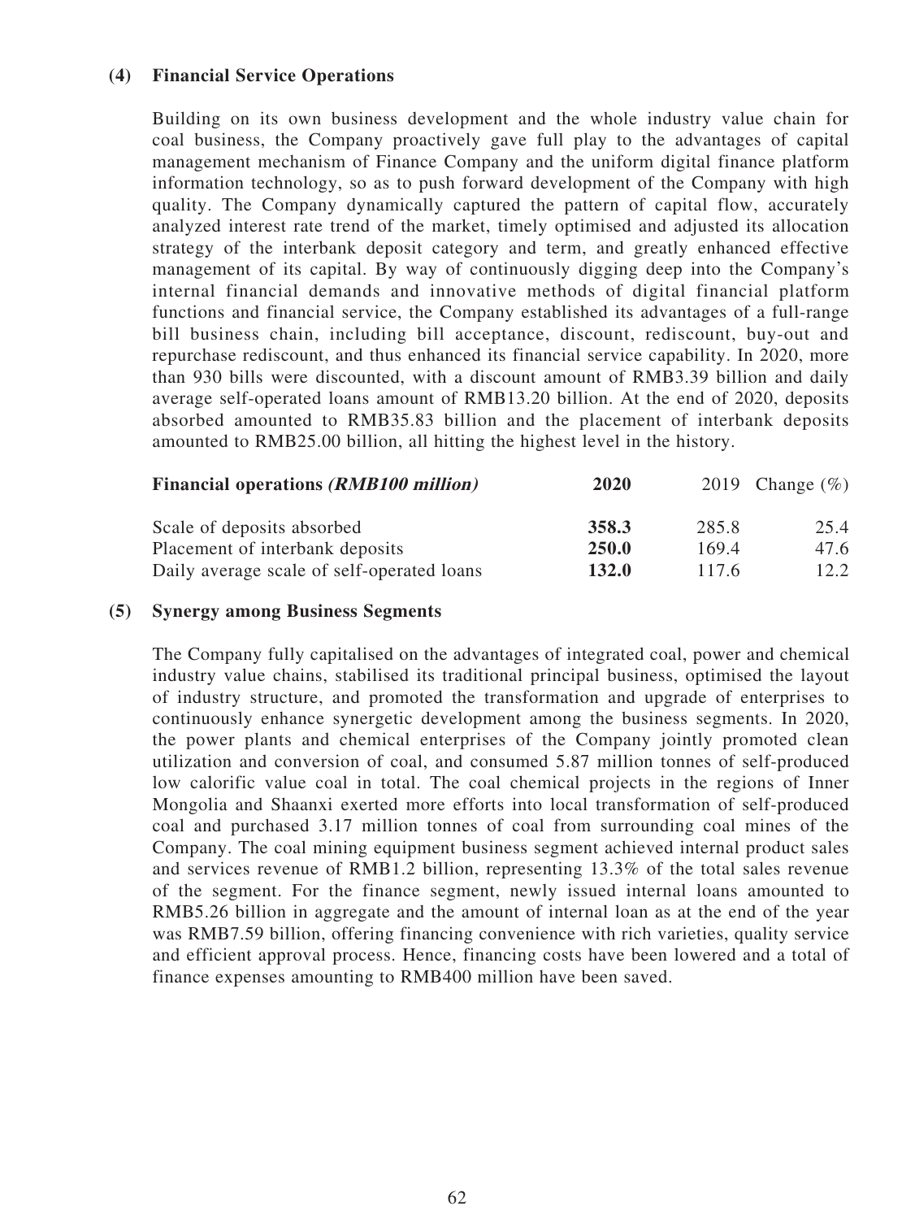### (4) Financial Service Operations

Building on its own business development and the whole industry value chain for coal business, the Company proactively gave full play to the advantages of capital management mechanism of Finance Company and the uniform digital finance platform information technology, so as to push forward development of the Company with high quality. The Company dynamically captured the pattern of capital flow, accurately analyzed interest rate trend of the market, timely optimised and adjusted its allocation strategy of the interbank deposit category and term, and greatly enhanced effective management of its capital. By way of continuously digging deep into the Company's internal financial demands and innovative methods of digital financial platform functions and financial service, the Company established its advantages of a full-range bill business chain, including bill acceptance, discount, rediscount, buy-out and repurchase rediscount, and thus enhanced its financial service capability. In 2020, more than 930 bills were discounted, with a discount amount of RMB3.39 billion and daily average self-operated loans amount of RMB13.20 billion. At the end of 2020, deposits absorbed amounted to RMB35.83 billion and the placement of interbank deposits amounted to RMB25.00 billion, all hitting the highest level in the history.

| **Financial operations *(RMB100 million)*** | **2020** | 2019 | Change (%) |
|---|---|---|---|
| Scale of deposits absorbed | **358.3** | 285.8 | 25.4 |
| Placement of interbank deposits | **250.0** | 169.4 | 47.6 |
| Daily average scale of self-operated loans | **132.0** | 117.6 | 12.2 |

### (5) Synergy among Business Segments

The Company fully capitalised on the advantages of integrated coal, power and chemical industry value chains, stabilised its traditional principal business, optimised the layout of industry structure, and promoted the transformation and upgrade of enterprises to continuously enhance synergetic development among the business segments. In 2020, the power plants and chemical enterprises of the Company jointly promoted clean utilization and conversion of coal, and consumed 5.87 million tonnes of self-produced low calorific value coal in total. The coal chemical projects in the regions of Inner Mongolia and Shaanxi exerted more efforts into local transformation of self-produced coal and purchased 3.17 million tonnes of coal from surrounding coal mines of the Company. The coal mining equipment business segment achieved internal product sales and services revenue of RMB1.2 billion, representing 13.3% of the total sales revenue of the segment. For the finance segment, newly issued internal loans amounted to RMB5.26 billion in aggregate and the amount of internal loan as at the end of the year was RMB7.59 billion, offering financing convenience with rich varieties, quality service and efficient approval process. Hence, financing costs have been lowered and a total of finance expenses amounting to RMB400 million have been saved.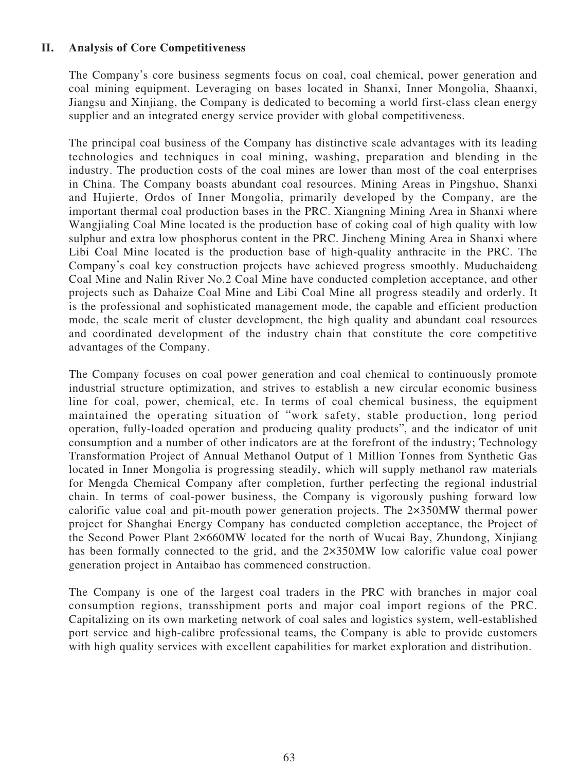## II. Analysis of Core Competitiveness

The Company's core business segments focus on coal, coal chemical, power generation and coal mining equipment. Leveraging on bases located in Shanxi, Inner Mongolia, Shaanxi, Jiangsu and Xinjiang, the Company is dedicated to becoming a world first-class clean energy supplier and an integrated energy service provider with global competitiveness.

The principal coal business of the Company has distinctive scale advantages with its leading technologies and techniques in coal mining, washing, preparation and blending in the industry. The production costs of the coal mines are lower than most of the coal enterprises in China. The Company boasts abundant coal resources. Mining Areas in Pingshuo, Shanxi and Hujierte, Ordos of Inner Mongolia, primarily developed by the Company, are the important thermal coal production bases in the PRC. Xiangning Mining Area in Shanxi where Wangjialing Coal Mine located is the production base of coking coal of high quality with low sulphur and extra low phosphorus content in the PRC. Jincheng Mining Area in Shanxi where Libi Coal Mine located is the production base of high-quality anthracite in the PRC. The Company's coal key construction projects have achieved progress smoothly. Muduchaideng Coal Mine and Nalin River No.2 Coal Mine have conducted completion acceptance, and other projects such as Dahaize Coal Mine and Libi Coal Mine all progress steadily and orderly. It is the professional and sophisticated management mode, the capable and efficient production mode, the scale merit of cluster development, the high quality and abundant coal resources and coordinated development of the industry chain that constitute the core competitive advantages of the Company.

The Company focuses on coal power generation and coal chemical to continuously promote industrial structure optimization, and strives to establish a new circular economic business line for coal, power, chemical, etc. In terms of coal chemical business, the equipment maintained the operating situation of "work safety, stable production, long period operation, fully-loaded operation and producing quality products", and the indicator of unit consumption and a number of other indicators are at the forefront of the industry; Technology Transformation Project of Annual Methanol Output of 1 Million Tonnes from Synthetic Gas located in Inner Mongolia is progressing steadily, which will supply methanol raw materials for Mengda Chemical Company after completion, further perfecting the regional industrial chain. In terms of coal-power business, the Company is vigorously pushing forward low calorific value coal and pit-mouth power generation projects. The 2×350MW thermal power project for Shanghai Energy Company has conducted completion acceptance, the Project of the Second Power Plant 2×660MW located for the north of Wucai Bay, Zhundong, Xinjiang has been formally connected to the grid, and the 2×350MW low calorific value coal power generation project in Antaibao has commenced construction.

The Company is one of the largest coal traders in the PRC with branches in major coal consumption regions, transshipment ports and major coal import regions of the PRC. Capitalizing on its own marketing network of coal sales and logistics system, well-established port service and high-calibre professional teams, the Company is able to provide customers with high quality services with excellent capabilities for market exploration and distribution.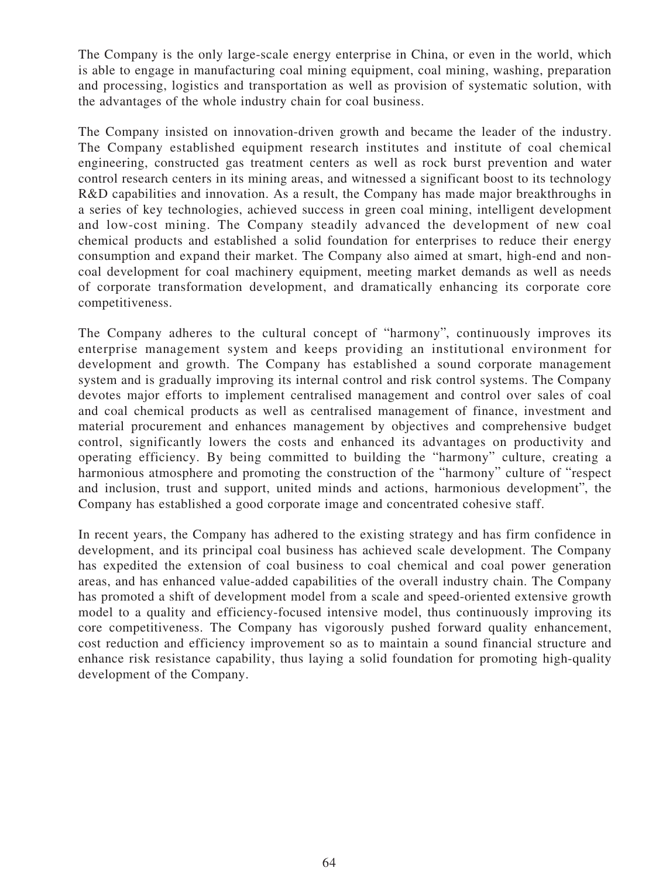The Company is the only large-scale energy enterprise in China, or even in the world, which is able to engage in manufacturing coal mining equipment, coal mining, washing, preparation and processing, logistics and transportation as well as provision of systematic solution, with the advantages of the whole industry chain for coal business.

The Company insisted on innovation-driven growth and became the leader of the industry. The Company established equipment research institutes and institute of coal chemical engineering, constructed gas treatment centers as well as rock burst prevention and water control research centers in its mining areas, and witnessed a significant boost to its technology R&D capabilities and innovation. As a result, the Company has made major breakthroughs in a series of key technologies, achieved success in green coal mining, intelligent development and low-cost mining. The Company steadily advanced the development of new coal chemical products and established a solid foundation for enterprises to reduce their energy consumption and expand their market. The Company also aimed at smart, high-end and non-coal development for coal machinery equipment, meeting market demands as well as needs of corporate transformation development, and dramatically enhancing its corporate core competitiveness.

The Company adheres to the cultural concept of "harmony", continuously improves its enterprise management system and keeps providing an institutional environment for development and growth. The Company has established a sound corporate management system and is gradually improving its internal control and risk control systems. The Company devotes major efforts to implement centralised management and control over sales of coal and coal chemical products as well as centralised management of finance, investment and material procurement and enhances management by objectives and comprehensive budget control, significantly lowers the costs and enhanced its advantages on productivity and operating efficiency. By being committed to building the "harmony" culture, creating a harmonious atmosphere and promoting the construction of the "harmony" culture of "respect and inclusion, trust and support, united minds and actions, harmonious development", the Company has established a good corporate image and concentrated cohesive staff.

In recent years, the Company has adhered to the existing strategy and has firm confidence in development, and its principal coal business has achieved scale development. The Company has expedited the extension of coal business to coal chemical and coal power generation areas, and has enhanced value-added capabilities of the overall industry chain. The Company has promoted a shift of development model from a scale and speed-oriented extensive growth model to a quality and efficiency-focused intensive model, thus continuously improving its core competitiveness. The Company has vigorously pushed forward quality enhancement, cost reduction and efficiency improvement so as to maintain a sound financial structure and enhance risk resistance capability, thus laying a solid foundation for promoting high-quality development of the Company.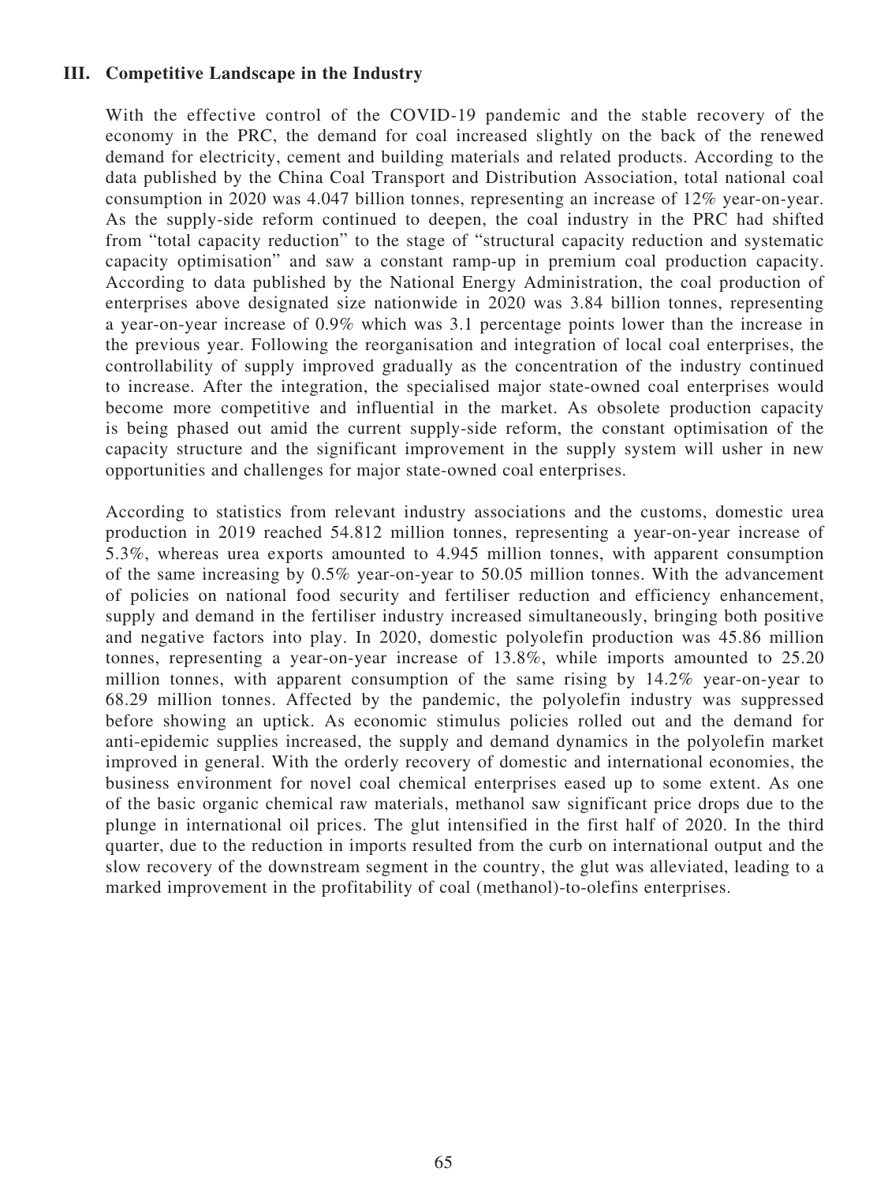### III. Competitive Landscape in the Industry

With the effective control of the COVID-19 pandemic and the stable recovery of the economy in the PRC, the demand for coal increased slightly on the back of the renewed demand for electricity, cement and building materials and related products. According to the data published by the China Coal Transport and Distribution Association, total national coal consumption in 2020 was 4.047 billion tonnes, representing an increase of 12% year-on-year. As the supply-side reform continued to deepen, the coal industry in the PRC had shifted from "total capacity reduction" to the stage of "structural capacity reduction and systematic capacity optimisation" and saw a constant ramp-up in premium coal production capacity. According to data published by the National Energy Administration, the coal production of enterprises above designated size nationwide in 2020 was 3.84 billion tonnes, representing a year-on-year increase of 0.9% which was 3.1 percentage points lower than the increase in the previous year. Following the reorganisation and integration of local coal enterprises, the controllability of supply improved gradually as the concentration of the industry continued to increase. After the integration, the specialised major state-owned coal enterprises would become more competitive and influential in the market. As obsolete production capacity is being phased out amid the current supply-side reform, the constant optimisation of the capacity structure and the significant improvement in the supply system will usher in new opportunities and challenges for major state-owned coal enterprises.

According to statistics from relevant industry associations and the customs, domestic urea production in 2019 reached 54.812 million tonnes, representing a year-on-year increase of 5.3%, whereas urea exports amounted to 4.945 million tonnes, with apparent consumption of the same increasing by 0.5% year-on-year to 50.05 million tonnes. With the advancement of policies on national food security and fertiliser reduction and efficiency enhancement, supply and demand in the fertiliser industry increased simultaneously, bringing both positive and negative factors into play. In 2020, domestic polyolefin production was 45.86 million tonnes, representing a year-on-year increase of 13.8%, while imports amounted to 25.20 million tonnes, with apparent consumption of the same rising by 14.2% year-on-year to 68.29 million tonnes. Affected by the pandemic, the polyolefin industry was suppressed before showing an uptick. As economic stimulus policies rolled out and the demand for anti-epidemic supplies increased, the supply and demand dynamics in the polyolefin market improved in general. With the orderly recovery of domestic and international economies, the business environment for novel coal chemical enterprises eased up to some extent. As one of the basic organic chemical raw materials, methanol saw significant price drops due to the plunge in international oil prices. The glut intensified in the first half of 2020. In the third quarter, due to the reduction in imports resulted from the curb on international output and the slow recovery of the downstream segment in the country, the glut was alleviated, leading to a marked improvement in the profitability of coal (methanol)-to-olefins enterprises.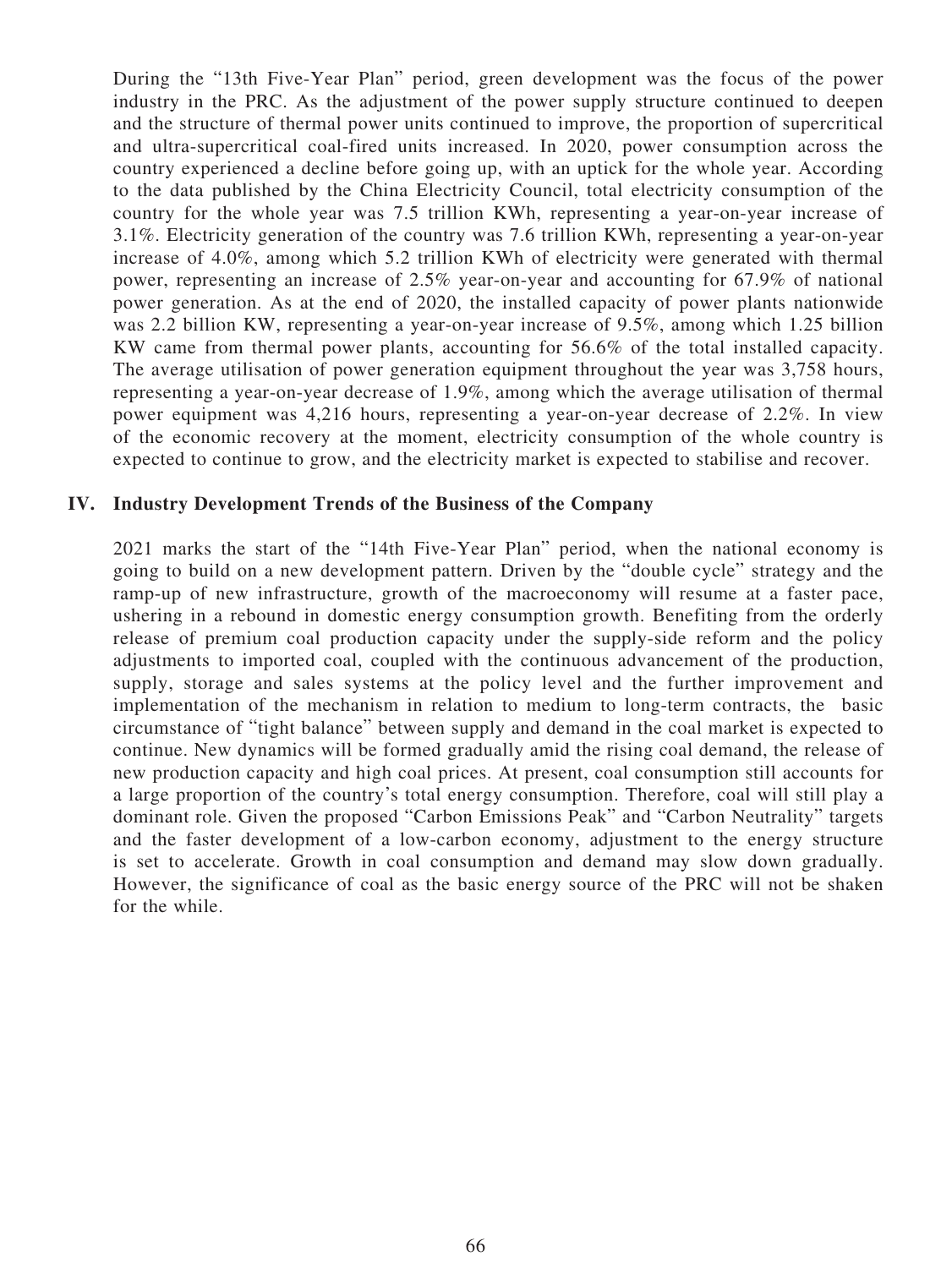During the "13th Five-Year Plan" period, green development was the focus of the power industry in the PRC. As the adjustment of the power supply structure continued to deepen and the structure of thermal power units continued to improve, the proportion of supercritical and ultra-supercritical coal-fired units increased. In 2020, power consumption across the country experienced a decline before going up, with an uptick for the whole year. According to the data published by the China Electricity Council, total electricity consumption of the country for the whole year was 7.5 trillion KWh, representing a year-on-year increase of 3.1%. Electricity generation of the country was 7.6 trillion KWh, representing a year-on-year increase of 4.0%, among which 5.2 trillion KWh of electricity were generated with thermal power, representing an increase of 2.5% year-on-year and accounting for 67.9% of national power generation. As at the end of 2020, the installed capacity of power plants nationwide was 2.2 billion KW, representing a year-on-year increase of 9.5%, among which 1.25 billion KW came from thermal power plants, accounting for 56.6% of the total installed capacity. The average utilisation of power generation equipment throughout the year was 3,758 hours, representing a year-on-year decrease of 1.9%, among which the average utilisation of thermal power equipment was 4,216 hours, representing a year-on-year decrease of 2.2%. In view of the economic recovery at the moment, electricity consumption of the whole country is expected to continue to grow, and the electricity market is expected to stabilise and recover.

## IV. Industry Development Trends of the Business of the Company

2021 marks the start of the "14th Five-Year Plan" period, when the national economy is going to build on a new development pattern. Driven by the "double cycle" strategy and the ramp-up of new infrastructure, growth of the macroeconomy will resume at a faster pace, ushering in a rebound in domestic energy consumption growth. Benefiting from the orderly release of premium coal production capacity under the supply-side reform and the policy adjustments to imported coal, coupled with the continuous advancement of the production, supply, storage and sales systems at the policy level and the further improvement and implementation of the mechanism in relation to medium to long-term contracts, the basic circumstance of "tight balance" between supply and demand in the coal market is expected to continue. New dynamics will be formed gradually amid the rising coal demand, the release of new production capacity and high coal prices. At present, coal consumption still accounts for a large proportion of the country's total energy consumption. Therefore, coal will still play a dominant role. Given the proposed "Carbon Emissions Peak" and "Carbon Neutrality" targets and the faster development of a low-carbon economy, adjustment to the energy structure is set to accelerate. Growth in coal consumption and demand may slow down gradually. However, the significance of coal as the basic energy source of the PRC will not be shaken for the while.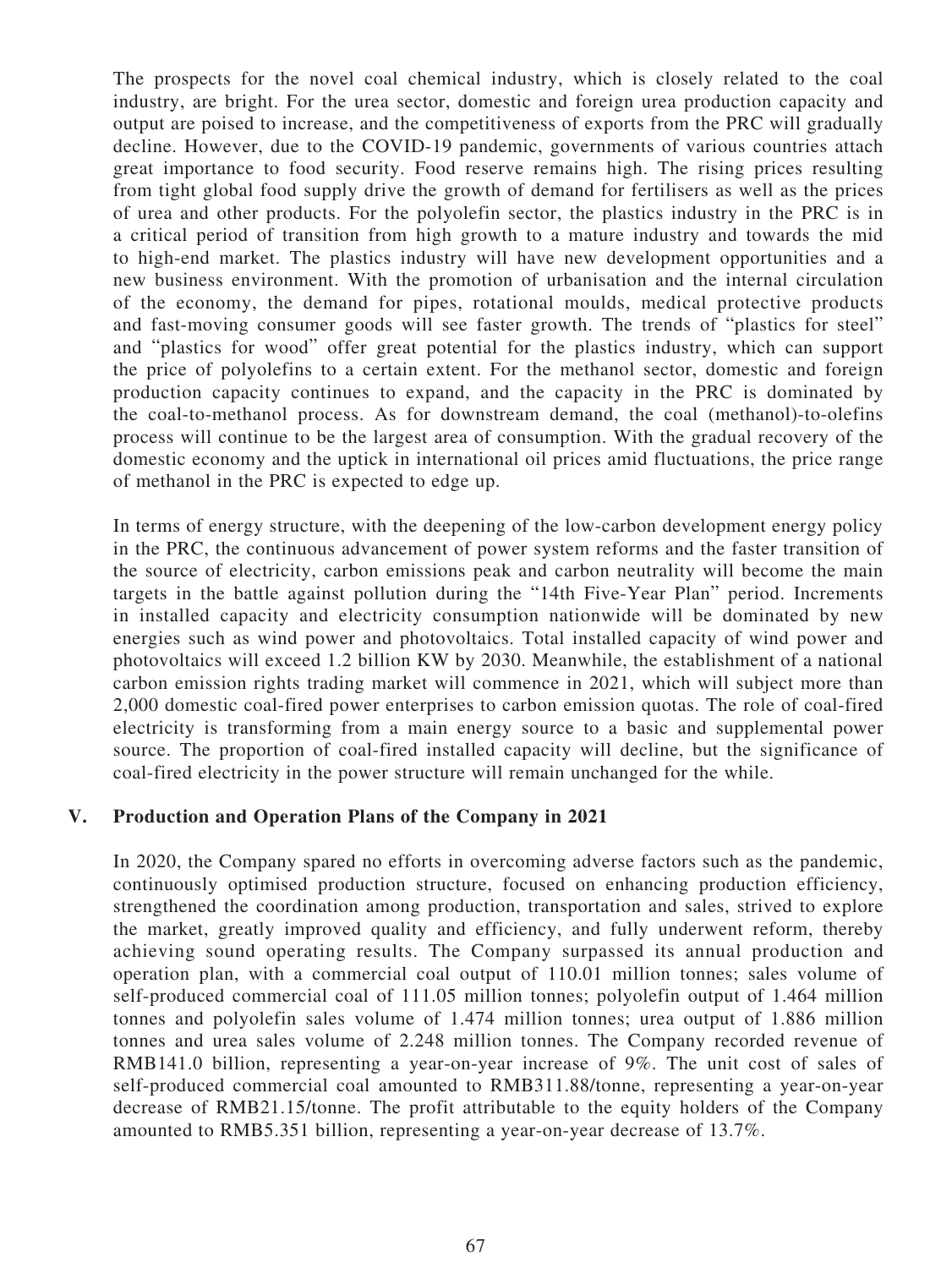The prospects for the novel coal chemical industry, which is closely related to the coal industry, are bright. For the urea sector, domestic and foreign urea production capacity and output are poised to increase, and the competitiveness of exports from the PRC will gradually decline. However, due to the COVID-19 pandemic, governments of various countries attach great importance to food security. Food reserve remains high. The rising prices resulting from tight global food supply drive the growth of demand for fertilisers as well as the prices of urea and other products. For the polyolefin sector, the plastics industry in the PRC is in a critical period of transition from high growth to a mature industry and towards the mid to high-end market. The plastics industry will have new development opportunities and a new business environment. With the promotion of urbanisation and the internal circulation of the economy, the demand for pipes, rotational moulds, medical protective products and fast-moving consumer goods will see faster growth. The trends of "plastics for steel" and "plastics for wood" offer great potential for the plastics industry, which can support the price of polyolefins to a certain extent. For the methanol sector, domestic and foreign production capacity continues to expand, and the capacity in the PRC is dominated by the coal-to-methanol process. As for downstream demand, the coal (methanol)-to-olefins process will continue to be the largest area of consumption. With the gradual recovery of the domestic economy and the uptick in international oil prices amid fluctuations, the price range of methanol in the PRC is expected to edge up.

In terms of energy structure, with the deepening of the low-carbon development energy policy in the PRC, the continuous advancement of power system reforms and the faster transition of the source of electricity, carbon emissions peak and carbon neutrality will become the main targets in the battle against pollution during the "14th Five-Year Plan" period. Increments in installed capacity and electricity consumption nationwide will be dominated by new energies such as wind power and photovoltaics. Total installed capacity of wind power and photovoltaics will exceed 1.2 billion KW by 2030. Meanwhile, the establishment of a national carbon emission rights trading market will commence in 2021, which will subject more than 2,000 domestic coal-fired power enterprises to carbon emission quotas. The role of coal-fired electricity is transforming from a main energy source to a basic and supplemental power source. The proportion of coal-fired installed capacity will decline, but the significance of coal-fired electricity in the power structure will remain unchanged for the while.

## V. Production and Operation Plans of the Company in 2021

In 2020, the Company spared no efforts in overcoming adverse factors such as the pandemic, continuously optimised production structure, focused on enhancing production efficiency, strengthened the coordination among production, transportation and sales, strived to explore the market, greatly improved quality and efficiency, and fully underwent reform, thereby achieving sound operating results. The Company surpassed its annual production and operation plan, with a commercial coal output of 110.01 million tonnes; sales volume of self-produced commercial coal of 111.05 million tonnes; polyolefin output of 1.464 million tonnes and polyolefin sales volume of 1.474 million tonnes; urea output of 1.886 million tonnes and urea sales volume of 2.248 million tonnes. The Company recorded revenue of RMB141.0 billion, representing a year-on-year increase of 9%. The unit cost of sales of self-produced commercial coal amounted to RMB311.88/tonne, representing a year-on-year decrease of RMB21.15/tonne. The profit attributable to the equity holders of the Company amounted to RMB5.351 billion, representing a year-on-year decrease of 13.7%.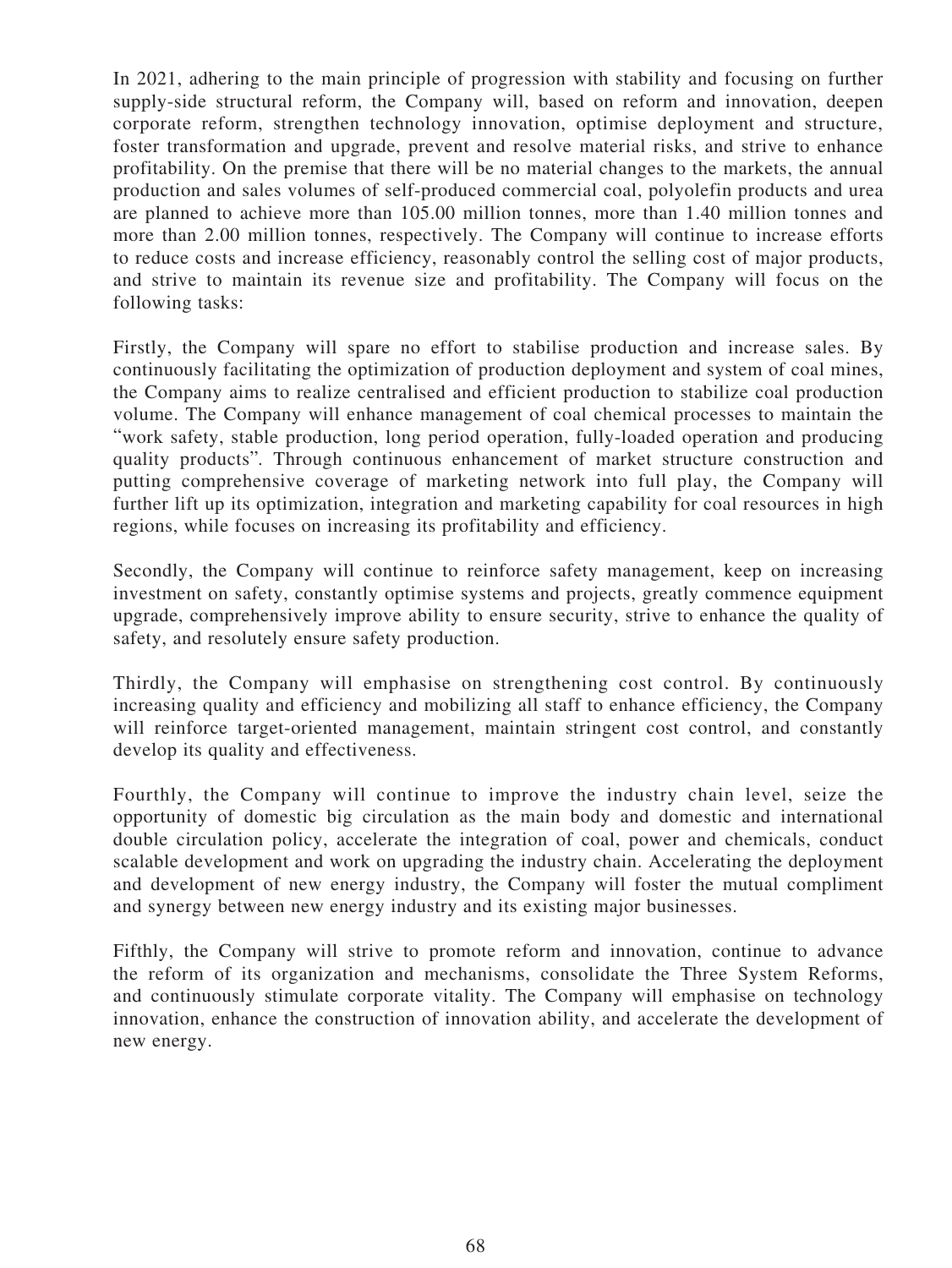In 2021, adhering to the main principle of progression with stability and focusing on further supply-side structural reform, the Company will, based on reform and innovation, deepen corporate reform, strengthen technology innovation, optimise deployment and structure, foster transformation and upgrade, prevent and resolve material risks, and strive to enhance profitability. On the premise that there will be no material changes to the markets, the annual production and sales volumes of self-produced commercial coal, polyolefin products and urea are planned to achieve more than 105.00 million tonnes, more than 1.40 million tonnes and more than 2.00 million tonnes, respectively. The Company will continue to increase efforts to reduce costs and increase efficiency, reasonably control the selling cost of major products, and strive to maintain its revenue size and profitability. The Company will focus on the following tasks:

Firstly, the Company will spare no effort to stabilise production and increase sales. By continuously facilitating the optimization of production deployment and system of coal mines, the Company aims to realize centralised and efficient production to stabilize coal production volume. The Company will enhance management of coal chemical processes to maintain the "work safety, stable production, long period operation, fully-loaded operation and producing quality products". Through continuous enhancement of market structure construction and putting comprehensive coverage of marketing network into full play, the Company will further lift up its optimization, integration and marketing capability for coal resources in high regions, while focuses on increasing its profitability and efficiency.

Secondly, the Company will continue to reinforce safety management, keep on increasing investment on safety, constantly optimise systems and projects, greatly commence equipment upgrade, comprehensively improve ability to ensure security, strive to enhance the quality of safety, and resolutely ensure safety production.

Thirdly, the Company will emphasise on strengthening cost control. By continuously increasing quality and efficiency and mobilizing all staff to enhance efficiency, the Company will reinforce target-oriented management, maintain stringent cost control, and constantly develop its quality and effectiveness.

Fourthly, the Company will continue to improve the industry chain level, seize the opportunity of domestic big circulation as the main body and domestic and international double circulation policy, accelerate the integration of coal, power and chemicals, conduct scalable development and work on upgrading the industry chain. Accelerating the deployment and development of new energy industry, the Company will foster the mutual compliment and synergy between new energy industry and its existing major businesses.

Fifthly, the Company will strive to promote reform and innovation, continue to advance the reform of its organization and mechanisms, consolidate the Three System Reforms, and continuously stimulate corporate vitality. The Company will emphasise on technology innovation, enhance the construction of innovation ability, and accelerate the development of new energy.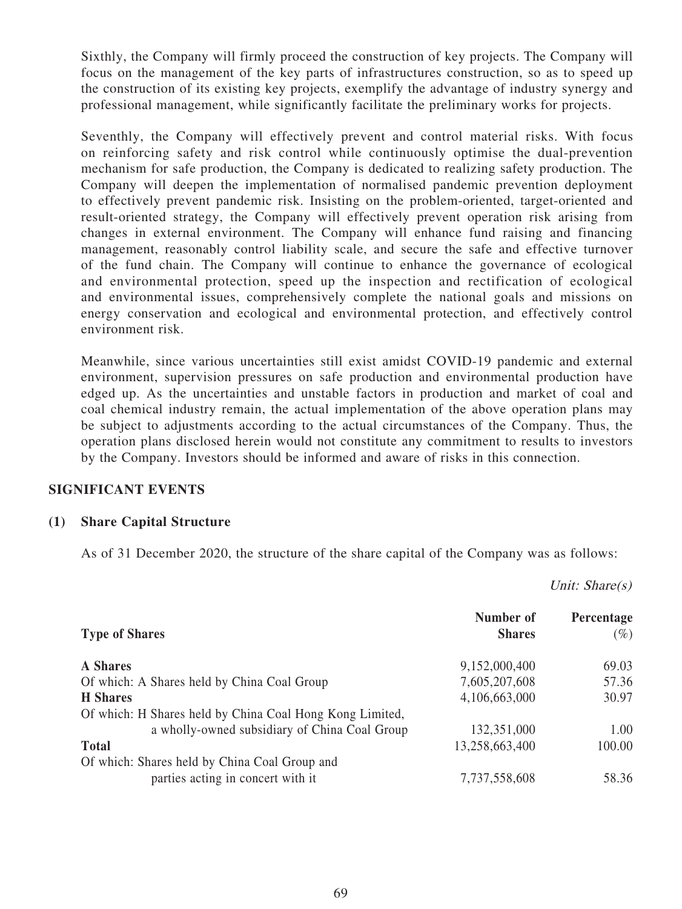Sixthly, the Company will firmly proceed the construction of key projects. The Company will focus on the management of the key parts of infrastructures construction, so as to speed up the construction of its existing key projects, exemplify the advantage of industry synergy and professional management, while significantly facilitate the preliminary works for projects.

Seventhly, the Company will effectively prevent and control material risks. With focus on reinforcing safety and risk control while continuously optimise the dual-prevention mechanism for safe production, the Company is dedicated to realizing safety production. The Company will deepen the implementation of normalised pandemic prevention deployment to effectively prevent pandemic risk. Insisting on the problem-oriented, target-oriented and result-oriented strategy, the Company will effectively prevent operation risk arising from changes in external environment. The Company will enhance fund raising and financing management, reasonably control liability scale, and secure the safe and effective turnover of the fund chain. The Company will continue to enhance the governance of ecological and environmental protection, speed up the inspection and rectification of ecological and environmental issues, comprehensively complete the national goals and missions on energy conservation and ecological and environmental protection, and effectively control environment risk.

Meanwhile, since various uncertainties still exist amidst COVID-19 pandemic and external environment, supervision pressures on safe production and environmental production have edged up. As the uncertainties and unstable factors in production and market of coal and coal chemical industry remain, the actual implementation of the above operation plans may be subject to adjustments according to the actual circumstances of the Company. Thus, the operation plans disclosed herein would not constitute any commitment to results to investors by the Company. Investors should be informed and aware of risks in this connection.

## SIGNIFICANT EVENTS

### (1) Share Capital Structure

As of 31 December 2020, the structure of the share capital of the Company was as follows:

*Unit: Share(s)*

| Type of Shares | Number of Shares | Percentage (%) |
|---|---|---|
| **A Shares** | 9,152,000,400 | 69.03 |
| Of which: A Shares held by China Coal Group | 7,605,207,608 | 57.36 |
| **H Shares** | 4,106,663,000 | 30.97 |
| Of which: H Shares held by China Coal Hong Kong Limited, a wholly-owned subsidiary of China Coal Group | 132,351,000 | 1.00 |
| **Total** | 13,258,663,400 | 100.00 |
| Of which: Shares held by China Coal Group and parties acting in concert with it | 7,737,558,608 | 58.36 |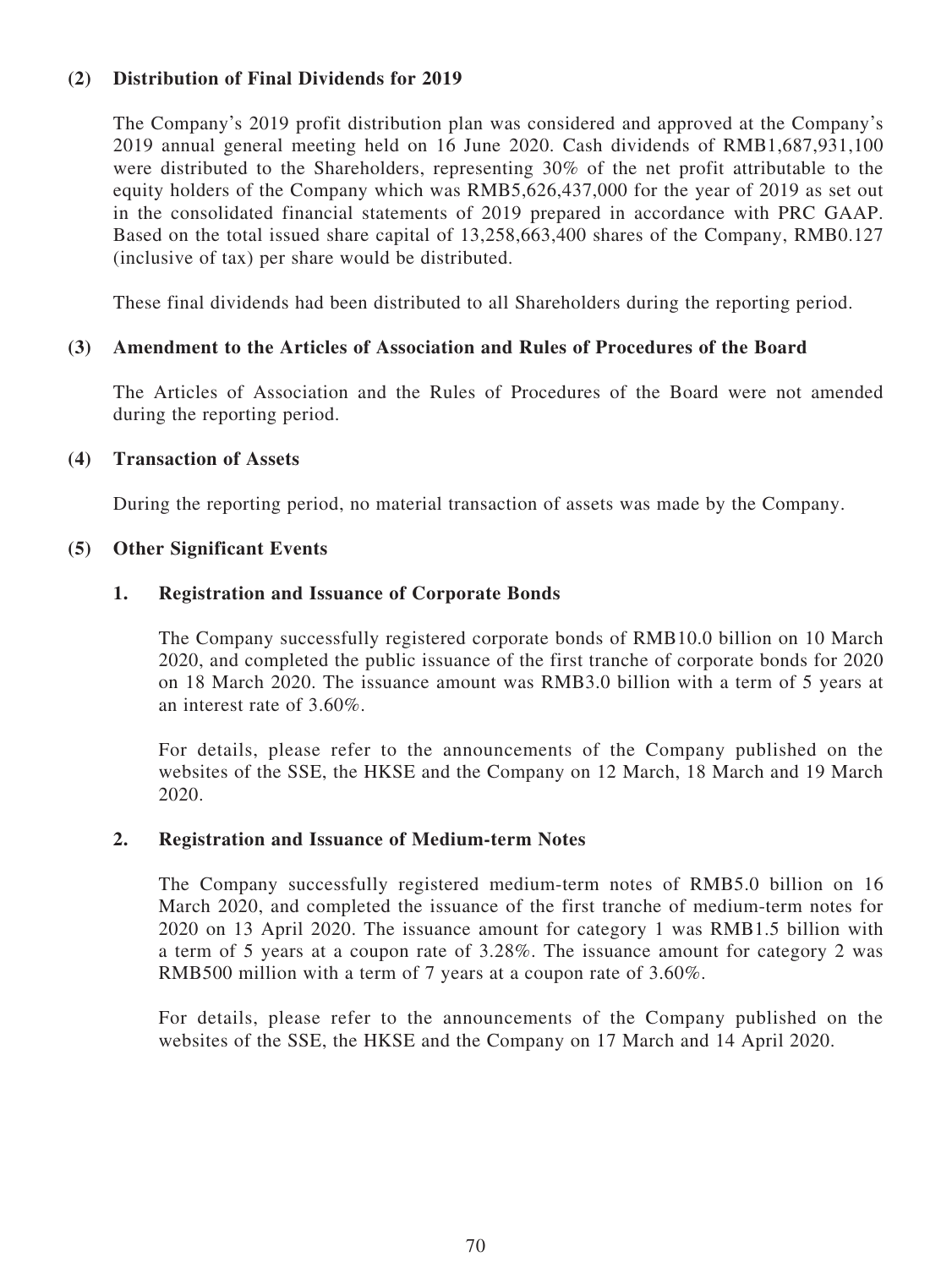### (2) Distribution of Final Dividends for 2019

The Company's 2019 profit distribution plan was considered and approved at the Company's 2019 annual general meeting held on 16 June 2020. Cash dividends of RMB1,687,931,100 were distributed to the Shareholders, representing 30% of the net profit attributable to the equity holders of the Company which was RMB5,626,437,000 for the year of 2019 as set out in the consolidated financial statements of 2019 prepared in accordance with PRC GAAP. Based on the total issued share capital of 13,258,663,400 shares of the Company, RMB0.127 (inclusive of tax) per share would be distributed.

These final dividends had been distributed to all Shareholders during the reporting period.

### (3) Amendment to the Articles of Association and Rules of Procedures of the Board

The Articles of Association and the Rules of Procedures of the Board were not amended during the reporting period.

### (4) Transaction of Assets

During the reporting period, no material transaction of assets was made by the Company.

### (5) Other Significant Events

#### 1. Registration and Issuance of Corporate Bonds

The Company successfully registered corporate bonds of RMB10.0 billion on 10 March 2020, and completed the public issuance of the first tranche of corporate bonds for 2020 on 18 March 2020. The issuance amount was RMB3.0 billion with a term of 5 years at an interest rate of 3.60%.

For details, please refer to the announcements of the Company published on the websites of the SSE, the HKSE and the Company on 12 March, 18 March and 19 March 2020.

#### 2. Registration and Issuance of Medium-term Notes

The Company successfully registered medium-term notes of RMB5.0 billion on 16 March 2020, and completed the issuance of the first tranche of medium-term notes for 2020 on 13 April 2020. The issuance amount for category 1 was RMB1.5 billion with a term of 5 years at a coupon rate of 3.28%. The issuance amount for category 2 was RMB500 million with a term of 7 years at a coupon rate of 3.60%.

For details, please refer to the announcements of the Company published on the websites of the SSE, the HKSE and the Company on 17 March and 14 April 2020.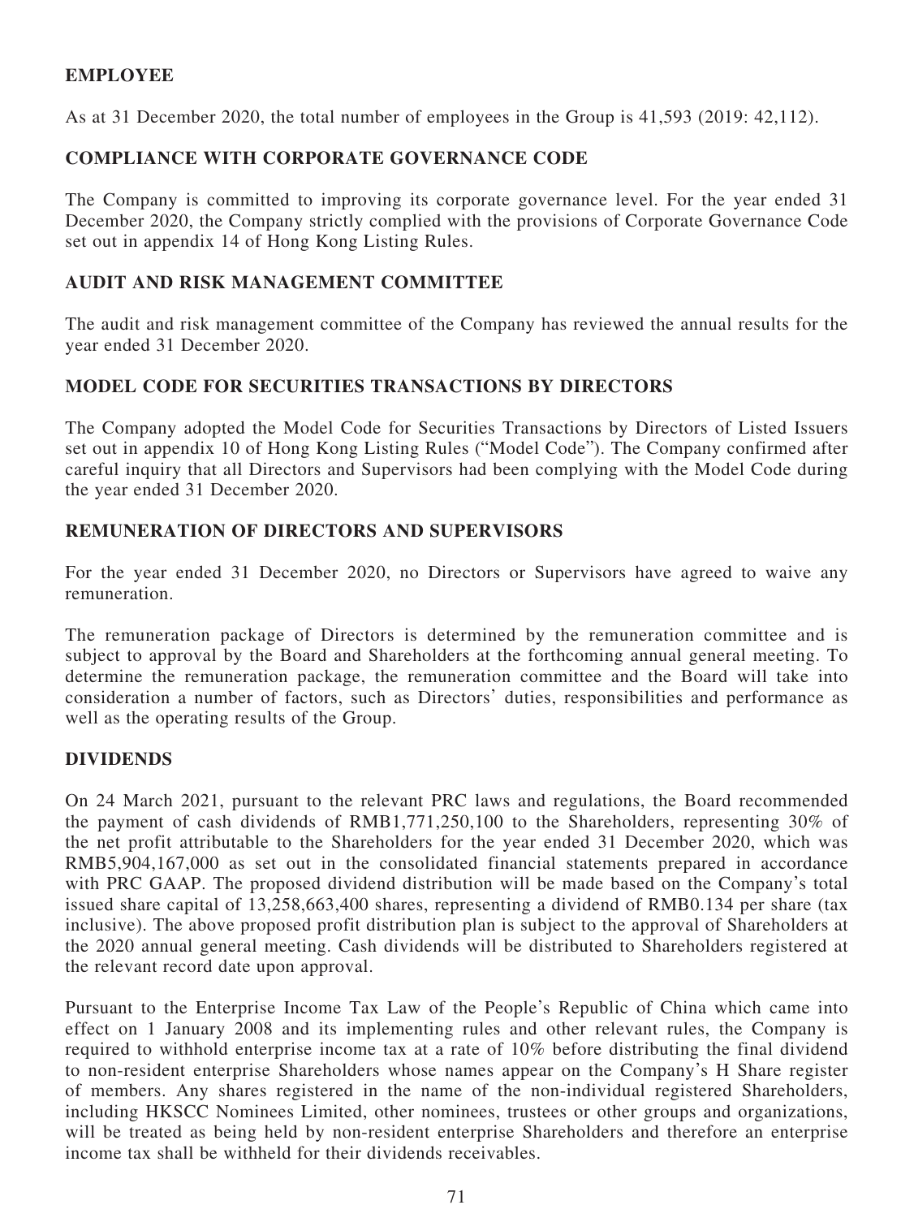## EMPLOYEE

As at 31 December 2020, the total number of employees in the Group is 41,593 (2019: 42,112).

## COMPLIANCE WITH CORPORATE GOVERNANCE CODE

The Company is committed to improving its corporate governance level. For the year ended 31 December 2020, the Company strictly complied with the provisions of Corporate Governance Code set out in appendix 14 of Hong Kong Listing Rules.

## AUDIT AND RISK MANAGEMENT COMMITTEE

The audit and risk management committee of the Company has reviewed the annual results for the year ended 31 December 2020.

## MODEL CODE FOR SECURITIES TRANSACTIONS BY DIRECTORS

The Company adopted the Model Code for Securities Transactions by Directors of Listed Issuers set out in appendix 10 of Hong Kong Listing Rules ("Model Code"). The Company confirmed after careful inquiry that all Directors and Supervisors had been complying with the Model Code during the year ended 31 December 2020.

## REMUNERATION OF DIRECTORS AND SUPERVISORS

For the year ended 31 December 2020, no Directors or Supervisors have agreed to waive any remuneration.

The remuneration package of Directors is determined by the remuneration committee and is subject to approval by the Board and Shareholders at the forthcoming annual general meeting. To determine the remuneration package, the remuneration committee and the Board will take into consideration a number of factors, such as Directors' duties, responsibilities and performance as well as the operating results of the Group.

## DIVIDENDS

On 24 March 2021, pursuant to the relevant PRC laws and regulations, the Board recommended the payment of cash dividends of RMB1,771,250,100 to the Shareholders, representing 30% of the net profit attributable to the Shareholders for the year ended 31 December 2020, which was RMB5,904,167,000 as set out in the consolidated financial statements prepared in accordance with PRC GAAP. The proposed dividend distribution will be made based on the Company's total issued share capital of 13,258,663,400 shares, representing a dividend of RMB0.134 per share (tax inclusive). The above proposed profit distribution plan is subject to the approval of Shareholders at the 2020 annual general meeting. Cash dividends will be distributed to Shareholders registered at the relevant record date upon approval.

Pursuant to the Enterprise Income Tax Law of the People's Republic of China which came into effect on 1 January 2008 and its implementing rules and other relevant rules, the Company is required to withhold enterprise income tax at a rate of 10% before distributing the final dividend to non-resident enterprise Shareholders whose names appear on the Company's H Share register of members. Any shares registered in the name of the non-individual registered Shareholders, including HKSCC Nominees Limited, other nominees, trustees or other groups and organizations, will be treated as being held by non-resident enterprise Shareholders and therefore an enterprise income tax shall be withheld for their dividends receivables.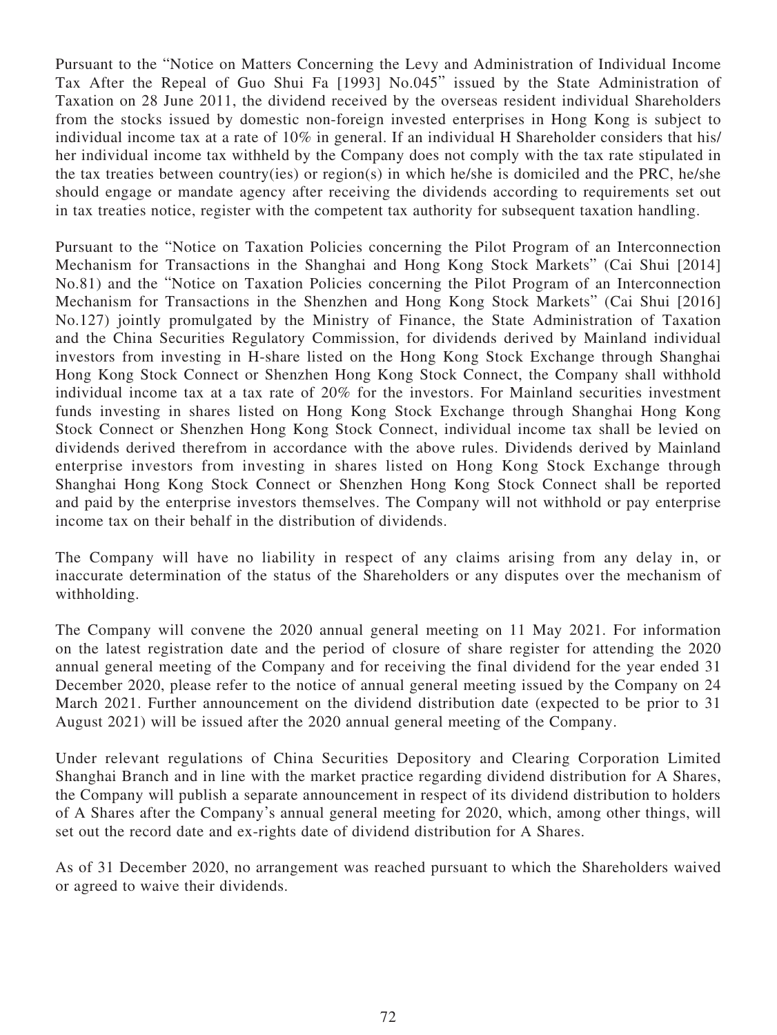Pursuant to the "Notice on Matters Concerning the Levy and Administration of Individual Income Tax After the Repeal of Guo Shui Fa [1993] No.045" issued by the State Administration of Taxation on 28 June 2011, the dividend received by the overseas resident individual Shareholders from the stocks issued by domestic non-foreign invested enterprises in Hong Kong is subject to individual income tax at a rate of 10% in general. If an individual H Shareholder considers that his/her individual income tax withheld by the Company does not comply with the tax rate stipulated in the tax treaties between country(ies) or region(s) in which he/she is domiciled and the PRC, he/she should engage or mandate agency after receiving the dividends according to requirements set out in tax treaties notice, register with the competent tax authority for subsequent taxation handling.

Pursuant to the "Notice on Taxation Policies concerning the Pilot Program of an Interconnection Mechanism for Transactions in the Shanghai and Hong Kong Stock Markets" (Cai Shui [2014] No.81) and the "Notice on Taxation Policies concerning the Pilot Program of an Interconnection Mechanism for Transactions in the Shenzhen and Hong Kong Stock Markets" (Cai Shui [2016] No.127) jointly promulgated by the Ministry of Finance, the State Administration of Taxation and the China Securities Regulatory Commission, for dividends derived by Mainland individual investors from investing in H-share listed on the Hong Kong Stock Exchange through Shanghai Hong Kong Stock Connect or Shenzhen Hong Kong Stock Connect, the Company shall withhold individual income tax at a tax rate of 20% for the investors. For Mainland securities investment funds investing in shares listed on Hong Kong Stock Exchange through Shanghai Hong Kong Stock Connect or Shenzhen Hong Kong Stock Connect, individual income tax shall be levied on dividends derived therefrom in accordance with the above rules. Dividends derived by Mainland enterprise investors from investing in shares listed on Hong Kong Stock Exchange through Shanghai Hong Kong Stock Connect or Shenzhen Hong Kong Stock Connect shall be reported and paid by the enterprise investors themselves. The Company will not withhold or pay enterprise income tax on their behalf in the distribution of dividends.

The Company will have no liability in respect of any claims arising from any delay in, or inaccurate determination of the status of the Shareholders or any disputes over the mechanism of withholding.

The Company will convene the 2020 annual general meeting on 11 May 2021. For information on the latest registration date and the period of closure of share register for attending the 2020 annual general meeting of the Company and for receiving the final dividend for the year ended 31 December 2020, please refer to the notice of annual general meeting issued by the Company on 24 March 2021. Further announcement on the dividend distribution date (expected to be prior to 31 August 2021) will be issued after the 2020 annual general meeting of the Company.

Under relevant regulations of China Securities Depository and Clearing Corporation Limited Shanghai Branch and in line with the market practice regarding dividend distribution for A Shares, the Company will publish a separate announcement in respect of its dividend distribution to holders of A Shares after the Company's annual general meeting for 2020, which, among other things, will set out the record date and ex-rights date of dividend distribution for A Shares.

As of 31 December 2020, no arrangement was reached pursuant to which the Shareholders waived or agreed to waive their dividends.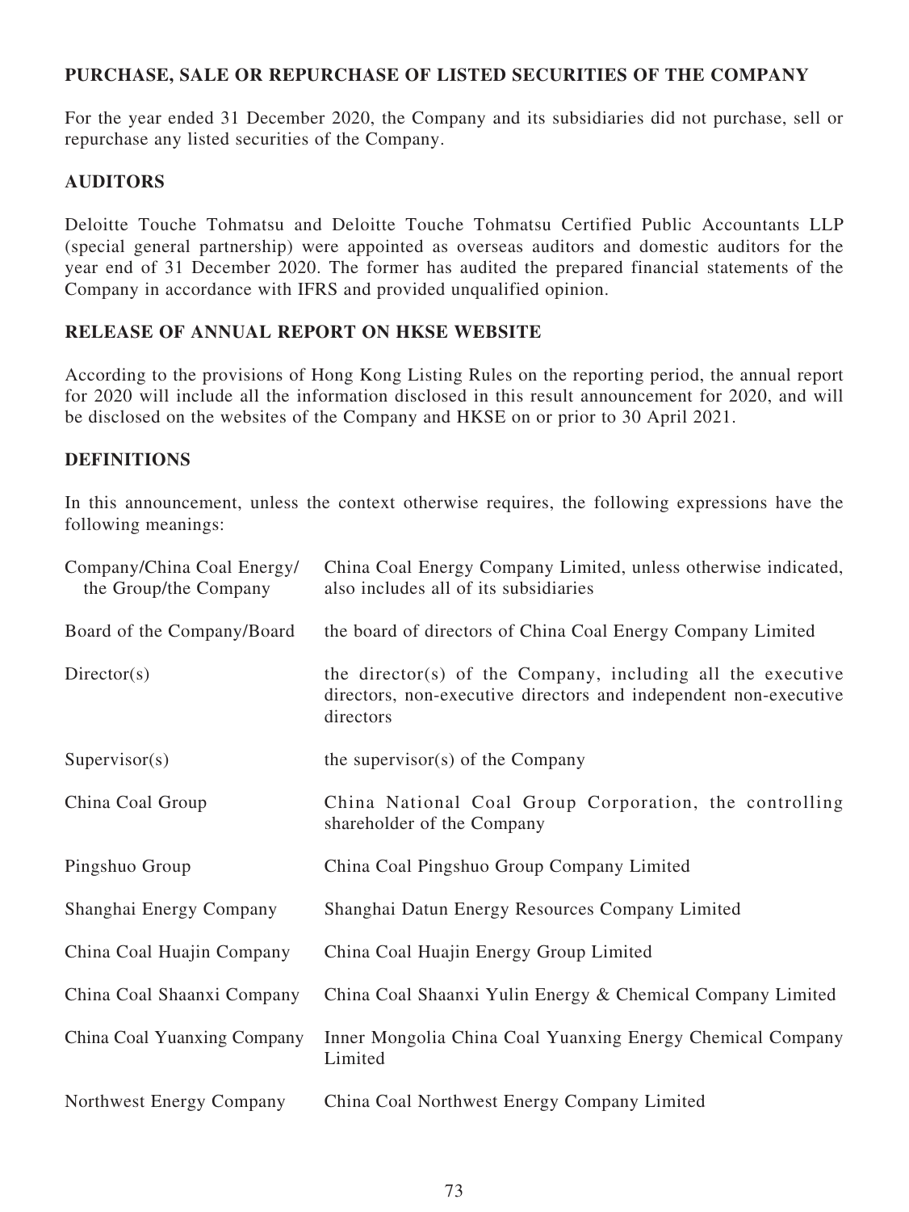## PURCHASE, SALE OR REPURCHASE OF LISTED SECURITIES OF THE COMPANY

For the year ended 31 December 2020, the Company and its subsidiaries did not purchase, sell or repurchase any listed securities of the Company.

## AUDITORS

Deloitte Touche Tohmatsu and Deloitte Touche Tohmatsu Certified Public Accountants LLP (special general partnership) were appointed as overseas auditors and domestic auditors for the year end of 31 December 2020. The former has audited the prepared financial statements of the Company in accordance with IFRS and provided unqualified opinion.

## RELEASE OF ANNUAL REPORT ON HKSE WEBSITE

According to the provisions of Hong Kong Listing Rules on the reporting period, the annual report for 2020 will include all the information disclosed in this result announcement for 2020, and will be disclosed on the websites of the Company and HKSE on or prior to 30 April 2021.

## DEFINITIONS

In this announcement, unless the context otherwise requires, the following expressions have the following meanings:

| | |
|---|---|
| Company/China Coal Energy/ the Group/the Company | China Coal Energy Company Limited, unless otherwise indicated, also includes all of its subsidiaries |
| Board of the Company/Board | the board of directors of China Coal Energy Company Limited |
| Director(s) | the director(s) of the Company, including all the executive directors, non-executive directors and independent non-executive directors |
| Supervisor(s) | the supervisor(s) of the Company |
| China Coal Group | China National Coal Group Corporation, the controlling shareholder of the Company |
| Pingshuo Group | China Coal Pingshuo Group Company Limited |
| Shanghai Energy Company | Shanghai Datun Energy Resources Company Limited |
| China Coal Huajin Company | China Coal Huajin Energy Group Limited |
| China Coal Shaanxi Company | China Coal Shaanxi Yulin Energy & Chemical Company Limited |
| China Coal Yuanxing Company | Inner Mongolia China Coal Yuanxing Energy Chemical Company Limited |
| Northwest Energy Company | China Coal Northwest Energy Company Limited |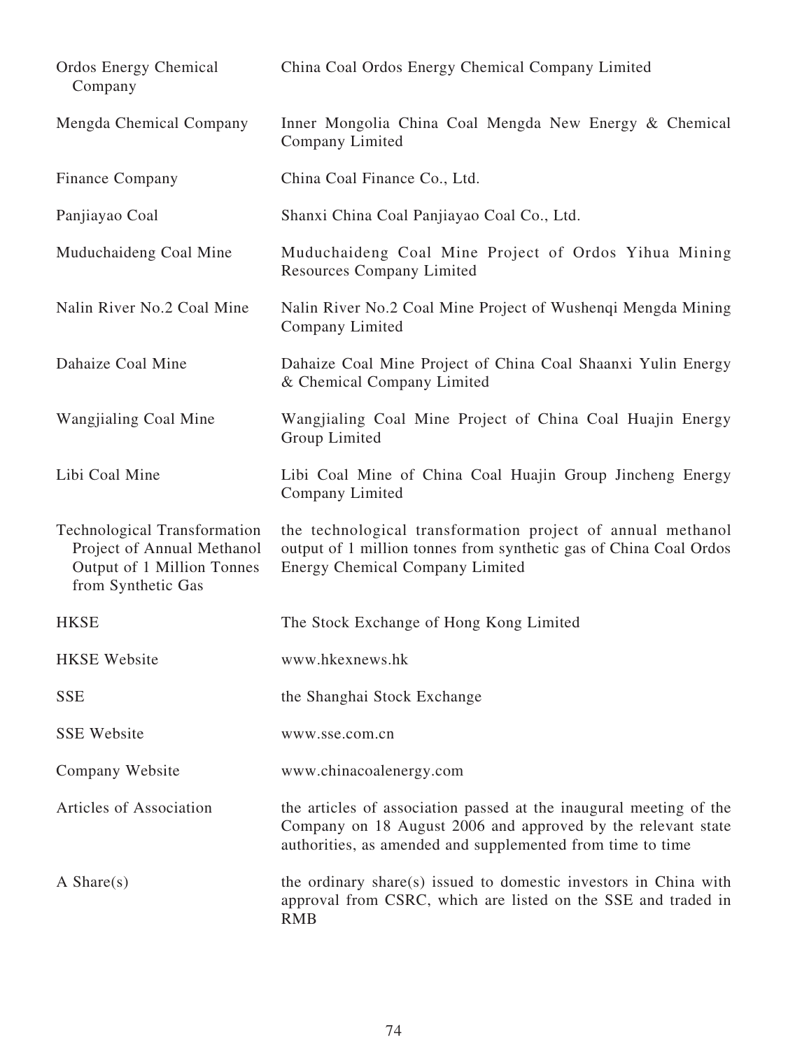| | |
|---|---|
| Ordos Energy Chemical Company | China Coal Ordos Energy Chemical Company Limited |
| Mengda Chemical Company | Inner Mongolia China Coal Mengda New Energy & Chemical Company Limited |
| Finance Company | China Coal Finance Co., Ltd. |
| Panjiayao Coal | Shanxi China Coal Panjiayao Coal Co., Ltd. |
| Muduchaideng Coal Mine | Muduchaideng Coal Mine Project of Ordos Yihua Mining Resources Company Limited |
| Nalin River No.2 Coal Mine | Nalin River No.2 Coal Mine Project of Wushenqi Mengda Mining Company Limited |
| Dahaize Coal Mine | Dahaize Coal Mine Project of China Coal Shaanxi Yulin Energy & Chemical Company Limited |
| Wangjialing Coal Mine | Wangjialing Coal Mine Project of China Coal Huajin Energy Group Limited |
| Libi Coal Mine | Libi Coal Mine of China Coal Huajin Group Jincheng Energy Company Limited |
| Technological Transformation Project of Annual Methanol Output of 1 Million Tonnes from Synthetic Gas | the technological transformation project of annual methanol output of 1 million tonnes from synthetic gas of China Coal Ordos Energy Chemical Company Limited |
| HKSE | The Stock Exchange of Hong Kong Limited |
| HKSE Website | www.hkexnews.hk |
| SSE | the Shanghai Stock Exchange |
| SSE Website | www.sse.com.cn |
| Company Website | www.chinacoalenergy.com |
| Articles of Association | the articles of association passed at the inaugural meeting of the Company on 18 August 2006 and approved by the relevant state authorities, as amended and supplemented from time to time |
| A Share(s) | the ordinary share(s) issued to domestic investors in China with approval from CSRC, which are listed on the SSE and traded in RMB |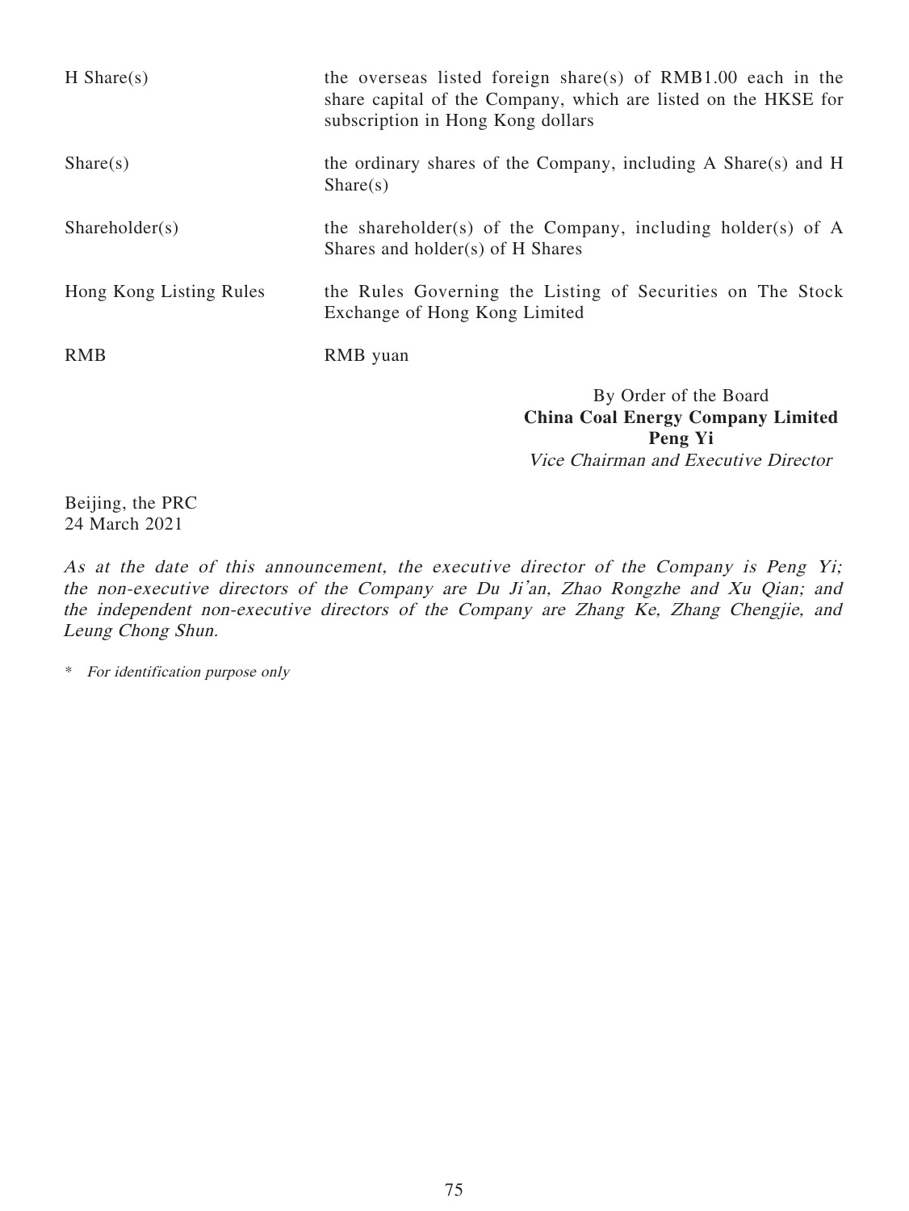| | |
|---|---|
| H Share(s) | the overseas listed foreign share(s) of RMB1.00 each in the share capital of the Company, which are listed on the HKSE for subscription in Hong Kong dollars |
| Share(s) | the ordinary shares of the Company, including A Share(s) and H Share(s) |
| Shareholder(s) | the shareholder(s) of the Company, including holder(s) of A Shares and holder(s) of H Shares |
| Hong Kong Listing Rules | the Rules Governing the Listing of Securities on The Stock Exchange of Hong Kong Limited |
| RMB | RMB yuan |

By Order of the Board
**China Coal Energy Company Limited**
**Peng Yi**
*Vice Chairman and Executive Director*

Beijing, the PRC
24 March 2021

*As at the date of this announcement, the executive director of the Company is Peng Yi; the non-executive directors of the Company are Du Ji'an, Zhao Rongzhe and Xu Qian; and the independent non-executive directors of the Company are Zhang Ke, Zhang Chengjie, and Leung Chong Shun.*

\* *For identification purpose only*